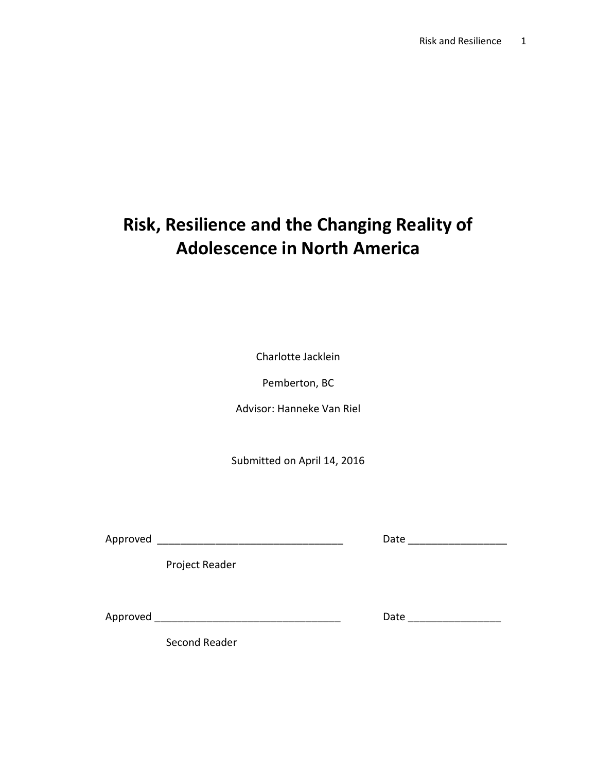# Risk, Resilience and the Changing Reality of Adolescence in North America

Charlotte Jacklein

Pemberton, BC

Advisor: Hanneke Van Riel

Submitted on April 14, 2016

Approved ________________________________ Date ________________

Project Reader

Approved ________________________________ Date ________________

Second Reader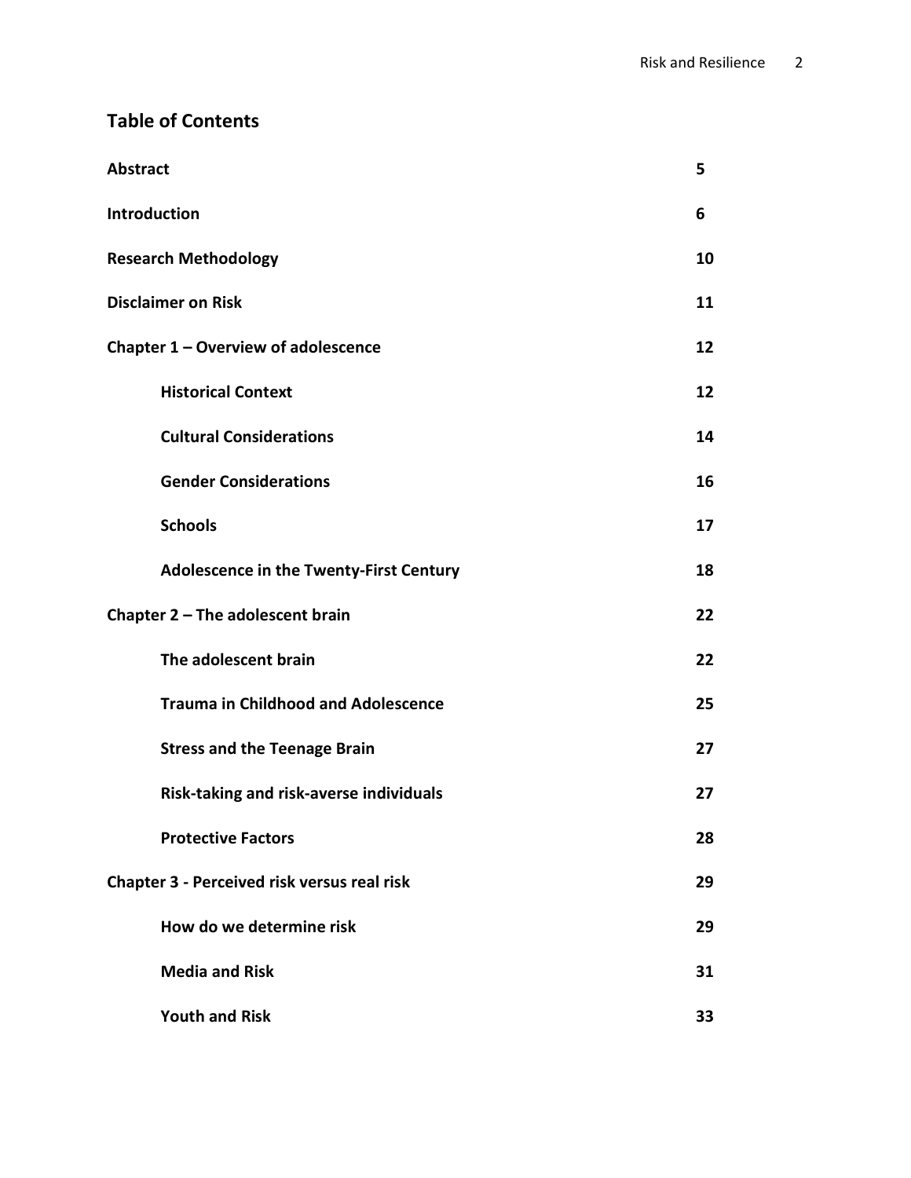## Table of Contents

| | |
|---|---|
| **Abstract** | **5** |
| **Introduction** | **6** |
| **Research Methodology** | **10** |
| **Disclaimer on Risk** | **11** |
| **Chapter 1 – Overview of adolescence** | **12** |
| &nbsp;&nbsp;&nbsp;&nbsp;**Historical Context** | **12** |
| &nbsp;&nbsp;&nbsp;&nbsp;**Cultural Considerations** | **14** |
| &nbsp;&nbsp;&nbsp;&nbsp;**Gender Considerations** | **16** |
| &nbsp;&nbsp;&nbsp;&nbsp;**Schools** | **17** |
| &nbsp;&nbsp;&nbsp;&nbsp;**Adolescence in the Twenty-First Century** | **18** |
| **Chapter 2 – The adolescent brain** | **22** |
| &nbsp;&nbsp;&nbsp;&nbsp;**The adolescent brain** | **22** |
| &nbsp;&nbsp;&nbsp;&nbsp;**Trauma in Childhood and Adolescence** | **25** |
| &nbsp;&nbsp;&nbsp;&nbsp;**Stress and the Teenage Brain** | **27** |
| &nbsp;&nbsp;&nbsp;&nbsp;**Risk-taking and risk-averse individuals** | **27** |
| &nbsp;&nbsp;&nbsp;&nbsp;**Protective Factors** | **28** |
| **Chapter 3 - Perceived risk versus real risk** | **29** |
| &nbsp;&nbsp;&nbsp;&nbsp;**How do we determine risk** | **29** |
| &nbsp;&nbsp;&nbsp;&nbsp;**Media and Risk** | **31** |
| &nbsp;&nbsp;&nbsp;&nbsp;**Youth and Risk** | **33** |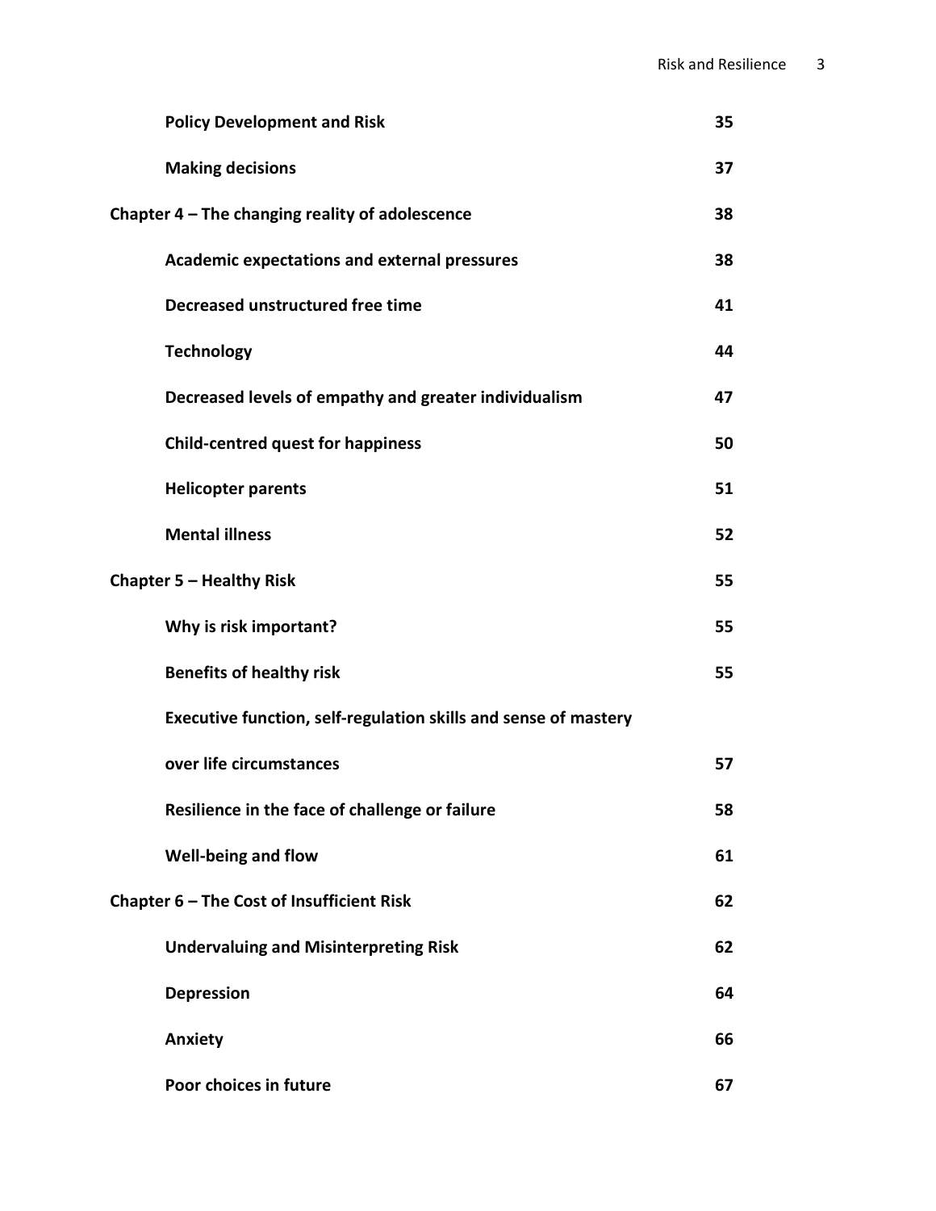| | |
|---|---|
| **Policy Development and Risk** | **35** |
| **Making decisions** | **37** |
| **Chapter 4 – The changing reality of adolescence** | **38** |
| **Academic expectations and external pressures** | **38** |
| **Decreased unstructured free time** | **41** |
| **Technology** | **44** |
| **Decreased levels of empathy and greater individualism** | **47** |
| **Child-centred quest for happiness** | **50** |
| **Helicopter parents** | **51** |
| **Mental illness** | **52** |
| **Chapter 5 – Healthy Risk** | **55** |
| **Why is risk important?** | **55** |
| **Benefits of healthy risk** | **55** |
| **Executive function, self-regulation skills and sense of mastery over life circumstances** | **57** |
| **Resilience in the face of challenge or failure** | **58** |
| **Well-being and flow** | **61** |
| **Chapter 6 – The Cost of Insufficient Risk** | **62** |
| **Undervaluing and Misinterpreting Risk** | **62** |
| **Depression** | **64** |
| **Anxiety** | **66** |
| **Poor choices in future** | **67** |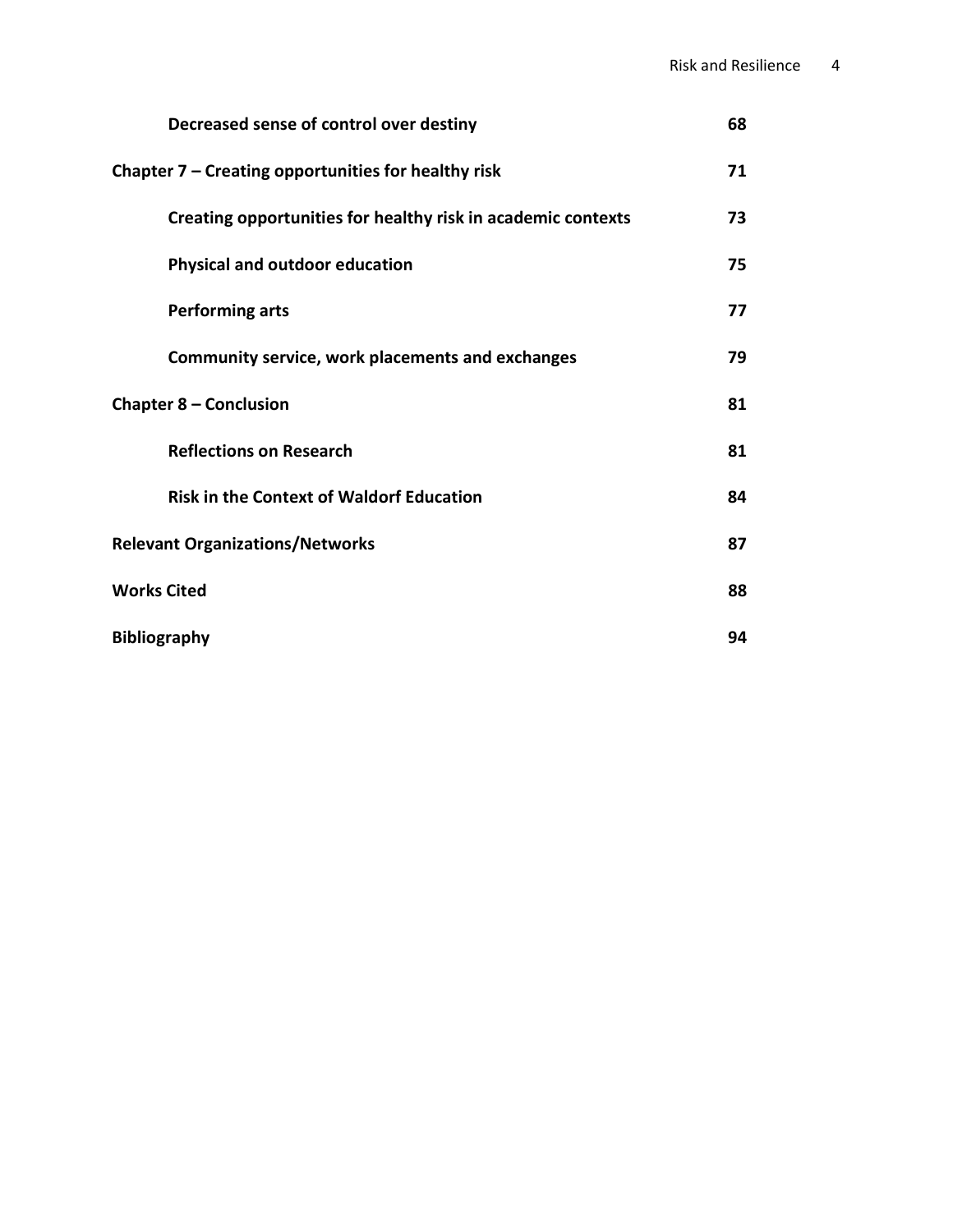| | |
|---|---|
| **Decreased sense of control over destiny** | **68** |
| **Chapter 7 – Creating opportunities for healthy risk** | **71** |
| **Creating opportunities for healthy risk in academic contexts** | **73** |
| **Physical and outdoor education** | **75** |
| **Performing arts** | **77** |
| **Community service, work placements and exchanges** | **79** |
| **Chapter 8 – Conclusion** | **81** |
| **Reflections on Research** | **81** |
| **Risk in the Context of Waldorf Education** | **84** |
| **Relevant Organizations/Networks** | **87** |
| **Works Cited** | **88** |
| **Bibliography** | **94** |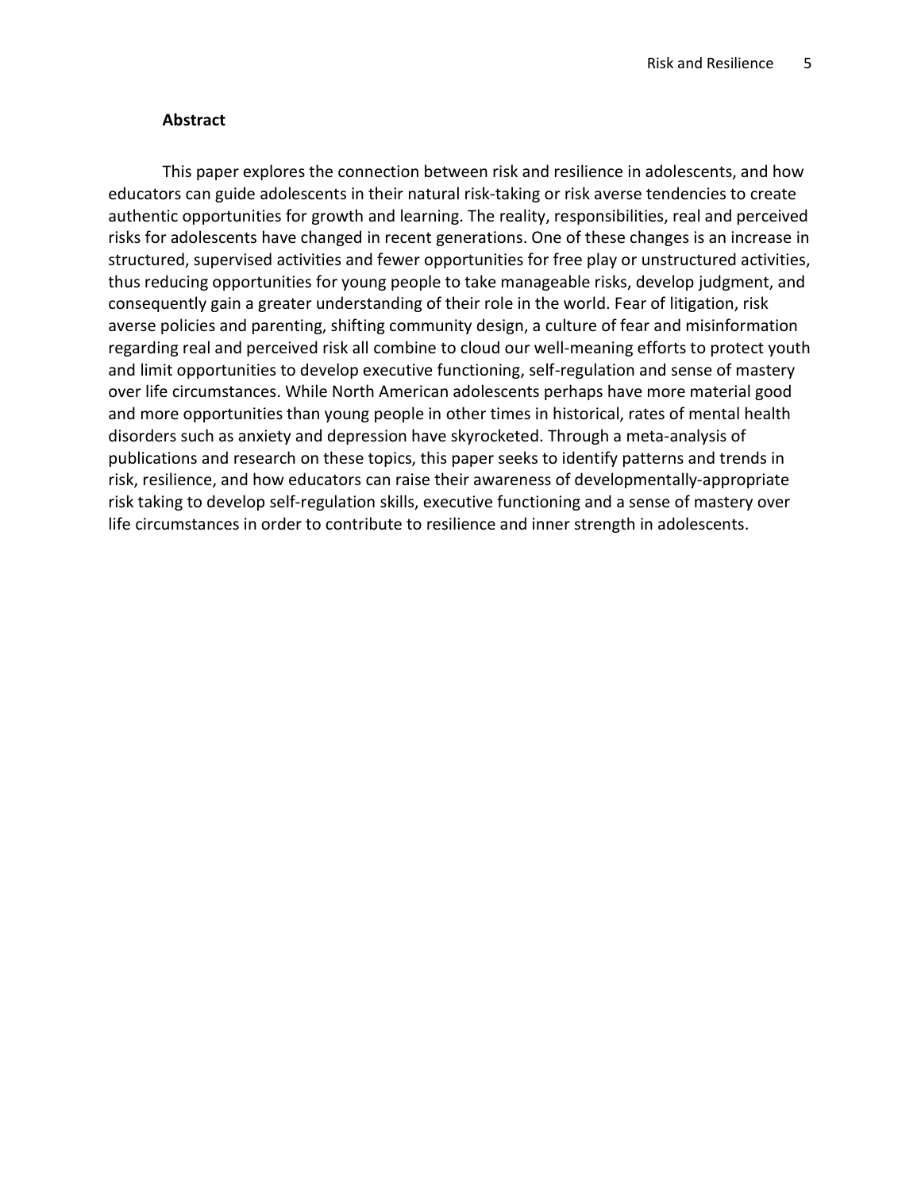**Abstract**

This paper explores the connection between risk and resilience in adolescents, and how educators can guide adolescents in their natural risk-taking or risk averse tendencies to create authentic opportunities for growth and learning. The reality, responsibilities, real and perceived risks for adolescents have changed in recent generations. One of these changes is an increase in structured, supervised activities and fewer opportunities for free play or unstructured activities, thus reducing opportunities for young people to take manageable risks, develop judgment, and consequently gain a greater understanding of their role in the world. Fear of litigation, risk averse policies and parenting, shifting community design, a culture of fear and misinformation regarding real and perceived risk all combine to cloud our well-meaning efforts to protect youth and limit opportunities to develop executive functioning, self-regulation and sense of mastery over life circumstances. While North American adolescents perhaps have more material good and more opportunities than young people in other times in historical, rates of mental health disorders such as anxiety and depression have skyrocketed. Through a meta-analysis of publications and research on these topics, this paper seeks to identify patterns and trends in risk, resilience, and how educators can raise their awareness of developmentally-appropriate risk taking to develop self-regulation skills, executive functioning and a sense of mastery over life circumstances in order to contribute to resilience and inner strength in adolescents.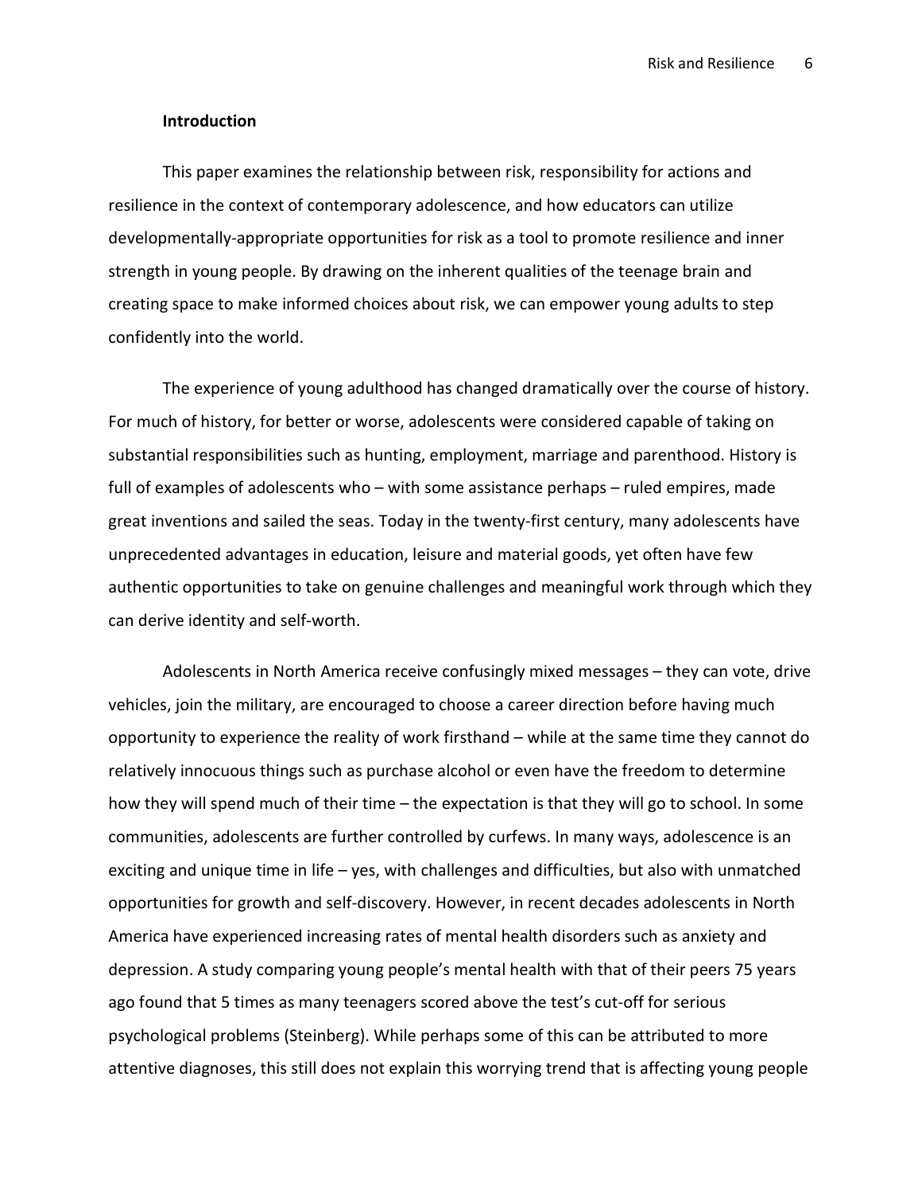## Introduction

This paper examines the relationship between risk, responsibility for actions and resilience in the context of contemporary adolescence, and how educators can utilize developmentally-appropriate opportunities for risk as a tool to promote resilience and inner strength in young people. By drawing on the inherent qualities of the teenage brain and creating space to make informed choices about risk, we can empower young adults to step confidently into the world.

The experience of young adulthood has changed dramatically over the course of history. For much of history, for better or worse, adolescents were considered capable of taking on substantial responsibilities such as hunting, employment, marriage and parenthood. History is full of examples of adolescents who – with some assistance perhaps – ruled empires, made great inventions and sailed the seas. Today in the twenty-first century, many adolescents have unprecedented advantages in education, leisure and material goods, yet often have few authentic opportunities to take on genuine challenges and meaningful work through which they can derive identity and self-worth.

Adolescents in North America receive confusingly mixed messages – they can vote, drive vehicles, join the military, are encouraged to choose a career direction before having much opportunity to experience the reality of work firsthand – while at the same time they cannot do relatively innocuous things such as purchase alcohol or even have the freedom to determine how they will spend much of their time – the expectation is that they will go to school. In some communities, adolescents are further controlled by curfews. In many ways, adolescence is an exciting and unique time in life – yes, with challenges and difficulties, but also with unmatched opportunities for growth and self-discovery. However, in recent decades adolescents in North America have experienced increasing rates of mental health disorders such as anxiety and depression. A study comparing young people's mental health with that of their peers 75 years ago found that 5 times as many teenagers scored above the test's cut-off for serious psychological problems (Steinberg). While perhaps some of this can be attributed to more attentive diagnoses, this still does not explain this worrying trend that is affecting young people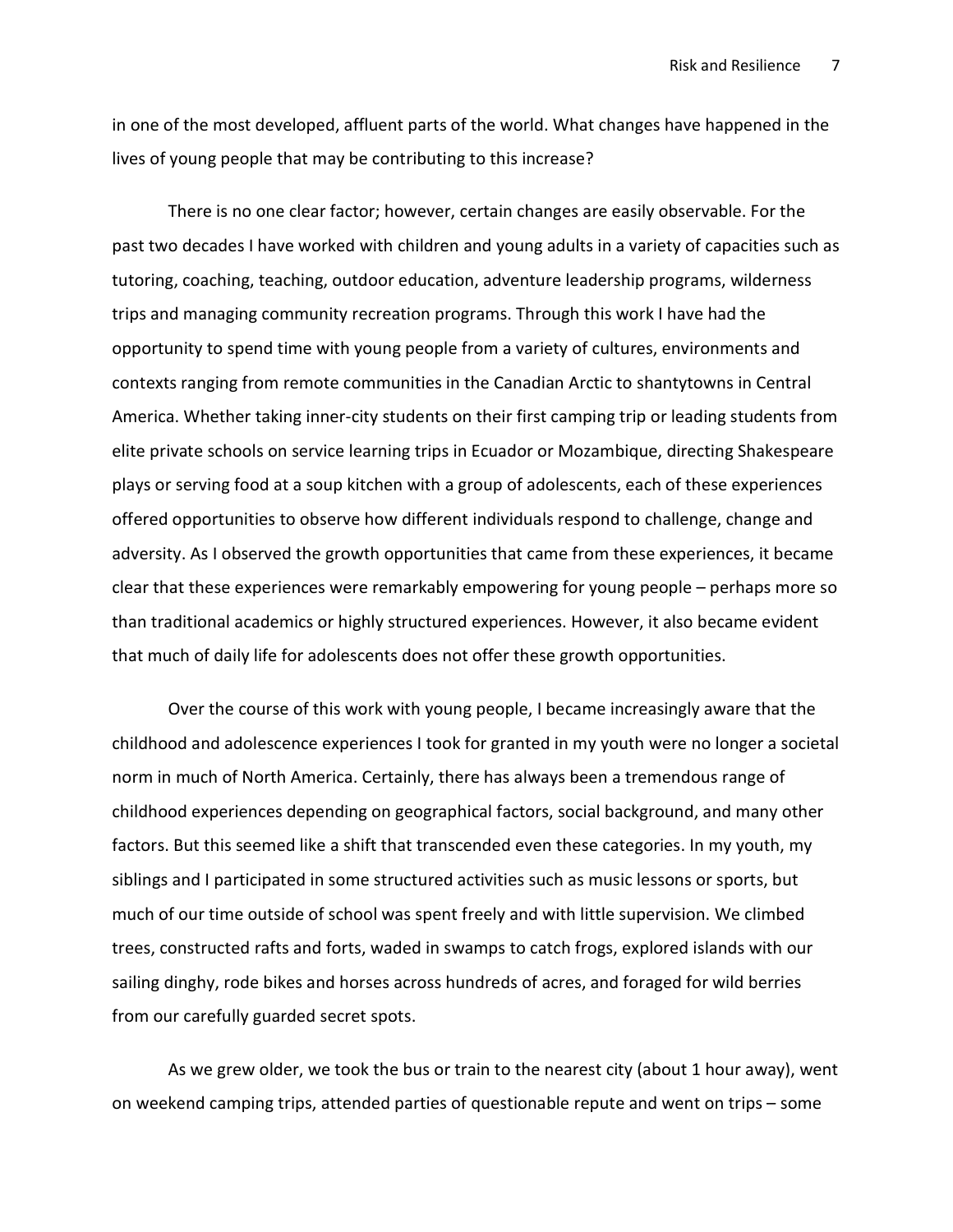in one of the most developed, affluent parts of the world. What changes have happened in the lives of young people that may be contributing to this increase?

There is no one clear factor; however, certain changes are easily observable. For the past two decades I have worked with children and young adults in a variety of capacities such as tutoring, coaching, teaching, outdoor education, adventure leadership programs, wilderness trips and managing community recreation programs. Through this work I have had the opportunity to spend time with young people from a variety of cultures, environments and contexts ranging from remote communities in the Canadian Arctic to shantytowns in Central America. Whether taking inner-city students on their first camping trip or leading students from elite private schools on service learning trips in Ecuador or Mozambique, directing Shakespeare plays or serving food at a soup kitchen with a group of adolescents, each of these experiences offered opportunities to observe how different individuals respond to challenge, change and adversity. As I observed the growth opportunities that came from these experiences, it became clear that these experiences were remarkably empowering for young people – perhaps more so than traditional academics or highly structured experiences. However, it also became evident that much of daily life for adolescents does not offer these growth opportunities.

Over the course of this work with young people, I became increasingly aware that the childhood and adolescence experiences I took for granted in my youth were no longer a societal norm in much of North America. Certainly, there has always been a tremendous range of childhood experiences depending on geographical factors, social background, and many other factors. But this seemed like a shift that transcended even these categories. In my youth, my siblings and I participated in some structured activities such as music lessons or sports, but much of our time outside of school was spent freely and with little supervision. We climbed trees, constructed rafts and forts, waded in swamps to catch frogs, explored islands with our sailing dinghy, rode bikes and horses across hundreds of acres, and foraged for wild berries from our carefully guarded secret spots.

As we grew older, we took the bus or train to the nearest city (about 1 hour away), went on weekend camping trips, attended parties of questionable repute and went on trips – some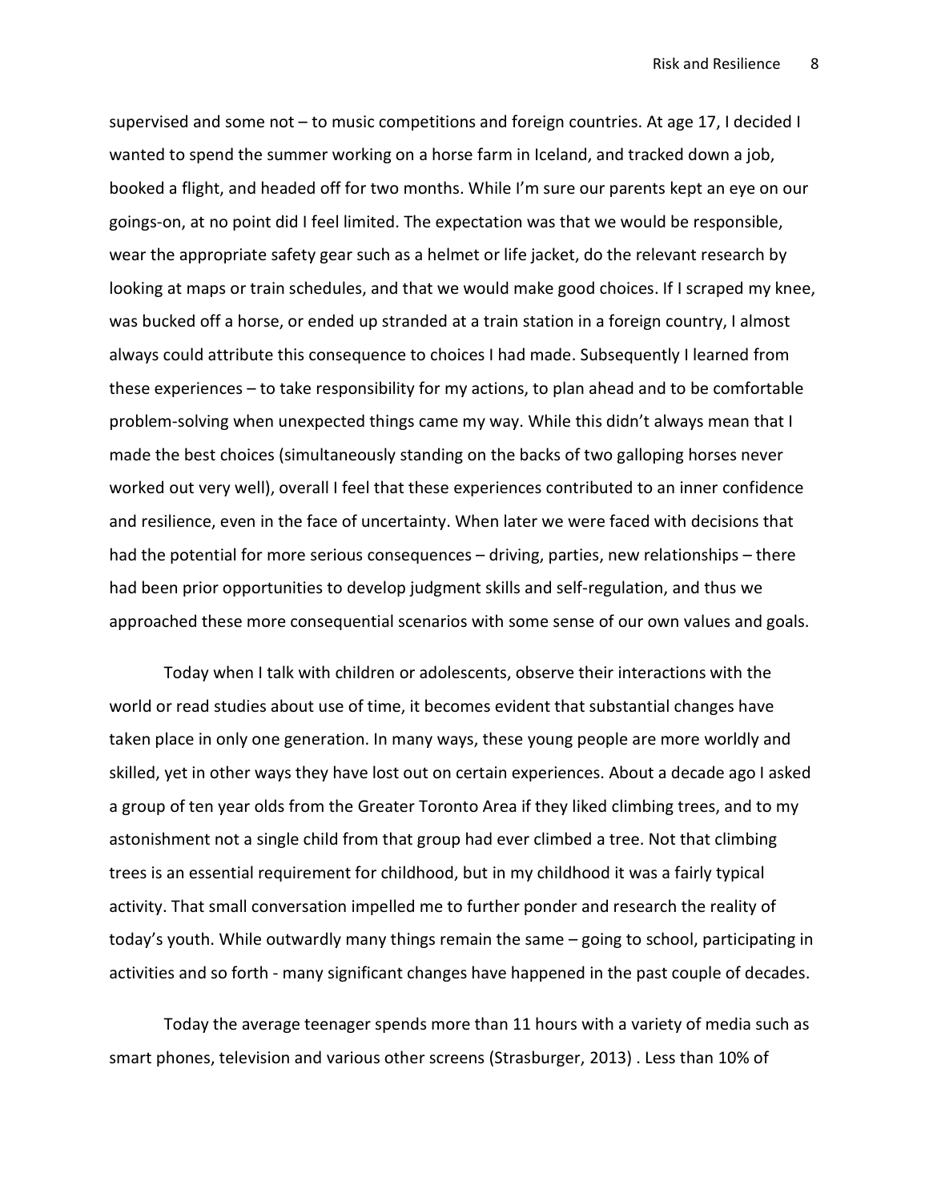supervised and some not – to music competitions and foreign countries. At age 17, I decided I wanted to spend the summer working on a horse farm in Iceland, and tracked down a job, booked a flight, and headed off for two months. While I'm sure our parents kept an eye on our goings-on, at no point did I feel limited. The expectation was that we would be responsible, wear the appropriate safety gear such as a helmet or life jacket, do the relevant research by looking at maps or train schedules, and that we would make good choices. If I scraped my knee, was bucked off a horse, or ended up stranded at a train station in a foreign country, I almost always could attribute this consequence to choices I had made. Subsequently I learned from these experiences – to take responsibility for my actions, to plan ahead and to be comfortable problem-solving when unexpected things came my way. While this didn't always mean that I made the best choices (simultaneously standing on the backs of two galloping horses never worked out very well), overall I feel that these experiences contributed to an inner confidence and resilience, even in the face of uncertainty. When later we were faced with decisions that had the potential for more serious consequences – driving, parties, new relationships – there had been prior opportunities to develop judgment skills and self-regulation, and thus we approached these more consequential scenarios with some sense of our own values and goals.

Today when I talk with children or adolescents, observe their interactions with the world or read studies about use of time, it becomes evident that substantial changes have taken place in only one generation. In many ways, these young people are more worldly and skilled, yet in other ways they have lost out on certain experiences. About a decade ago I asked a group of ten year olds from the Greater Toronto Area if they liked climbing trees, and to my astonishment not a single child from that group had ever climbed a tree. Not that climbing trees is an essential requirement for childhood, but in my childhood it was a fairly typical activity. That small conversation impelled me to further ponder and research the reality of today's youth. While outwardly many things remain the same – going to school, participating in activities and so forth - many significant changes have happened in the past couple of decades.

Today the average teenager spends more than 11 hours with a variety of media such as smart phones, television and various other screens (Strasburger, 2013) . Less than 10% of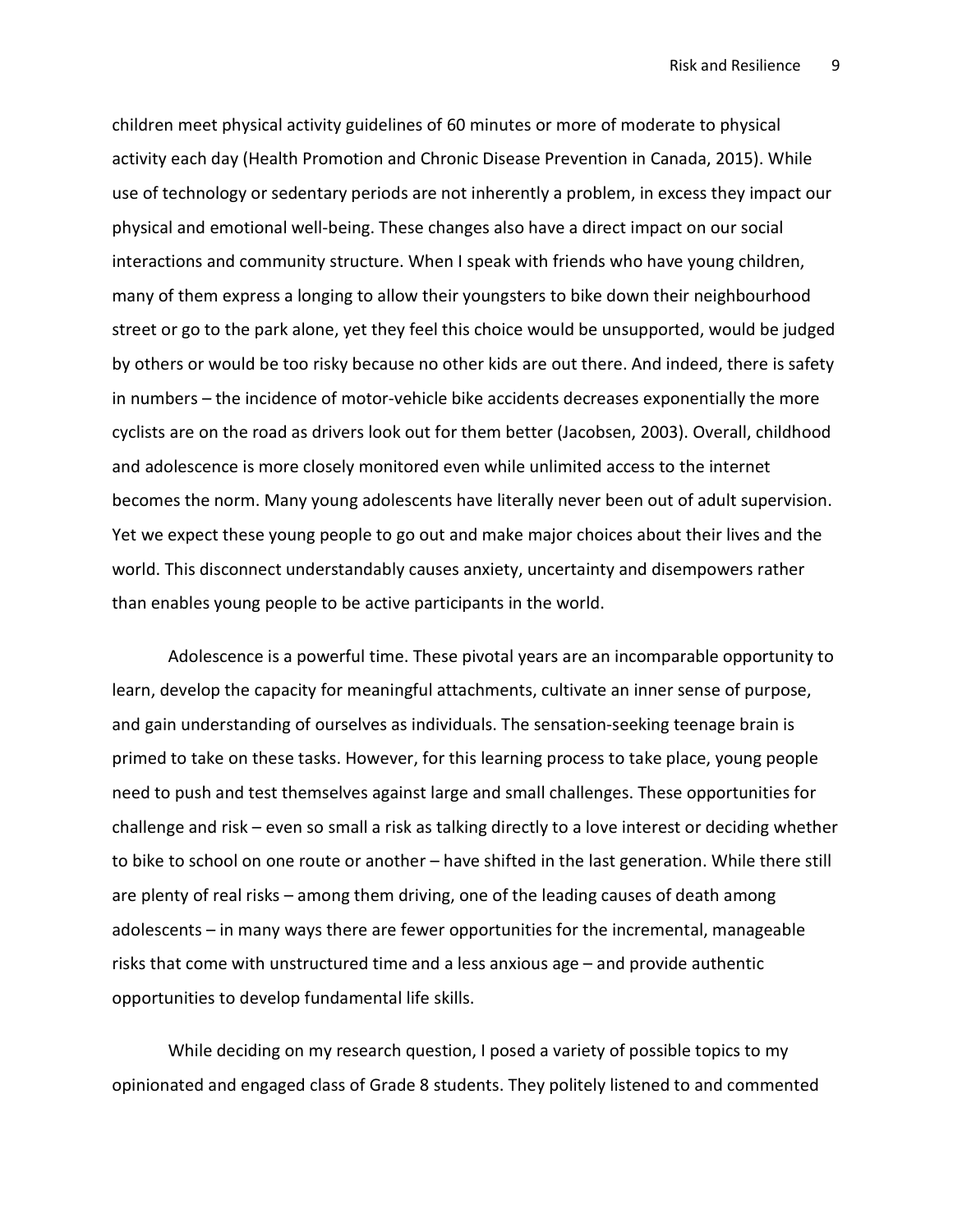children meet physical activity guidelines of 60 minutes or more of moderate to physical activity each day (Health Promotion and Chronic Disease Prevention in Canada, 2015). While use of technology or sedentary periods are not inherently a problem, in excess they impact our physical and emotional well-being. These changes also have a direct impact on our social interactions and community structure. When I speak with friends who have young children, many of them express a longing to allow their youngsters to bike down their neighbourhood street or go to the park alone, yet they feel this choice would be unsupported, would be judged by others or would be too risky because no other kids are out there. And indeed, there is safety in numbers – the incidence of motor-vehicle bike accidents decreases exponentially the more cyclists are on the road as drivers look out for them better (Jacobsen, 2003). Overall, childhood and adolescence is more closely monitored even while unlimited access to the internet becomes the norm. Many young adolescents have literally never been out of adult supervision. Yet we expect these young people to go out and make major choices about their lives and the world. This disconnect understandably causes anxiety, uncertainty and disempowers rather than enables young people to be active participants in the world.

Adolescence is a powerful time. These pivotal years are an incomparable opportunity to learn, develop the capacity for meaningful attachments, cultivate an inner sense of purpose, and gain understanding of ourselves as individuals. The sensation-seeking teenage brain is primed to take on these tasks. However, for this learning process to take place, young people need to push and test themselves against large and small challenges. These opportunities for challenge and risk – even so small a risk as talking directly to a love interest or deciding whether to bike to school on one route or another – have shifted in the last generation. While there still are plenty of real risks – among them driving, one of the leading causes of death among adolescents – in many ways there are fewer opportunities for the incremental, manageable risks that come with unstructured time and a less anxious age – and provide authentic opportunities to develop fundamental life skills.

While deciding on my research question, I posed a variety of possible topics to my opinionated and engaged class of Grade 8 students. They politely listened to and commented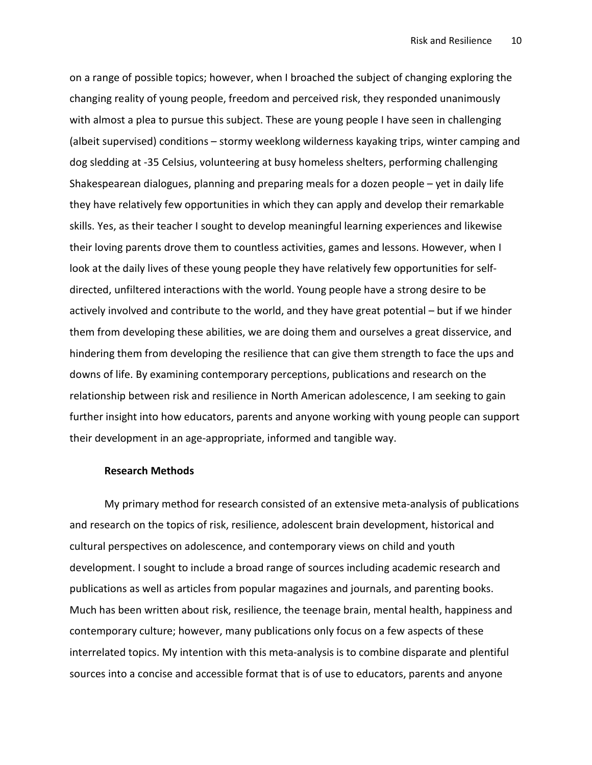on a range of possible topics; however, when I broached the subject of changing exploring the changing reality of young people, freedom and perceived risk, they responded unanimously with almost a plea to pursue this subject. These are young people I have seen in challenging (albeit supervised) conditions – stormy weeklong wilderness kayaking trips, winter camping and dog sledding at -35 Celsius, volunteering at busy homeless shelters, performing challenging Shakespearean dialogues, planning and preparing meals for a dozen people – yet in daily life they have relatively few opportunities in which they can apply and develop their remarkable skills. Yes, as their teacher I sought to develop meaningful learning experiences and likewise their loving parents drove them to countless activities, games and lessons. However, when I look at the daily lives of these young people they have relatively few opportunities for self-directed, unfiltered interactions with the world. Young people have a strong desire to be actively involved and contribute to the world, and they have great potential – but if we hinder them from developing these abilities, we are doing them and ourselves a great disservice, and hindering them from developing the resilience that can give them strength to face the ups and downs of life. By examining contemporary perceptions, publications and research on the relationship between risk and resilience in North American adolescence, I am seeking to gain further insight into how educators, parents and anyone working with young people can support their development in an age-appropriate, informed and tangible way.

**Research Methods**

My primary method for research consisted of an extensive meta-analysis of publications and research on the topics of risk, resilience, adolescent brain development, historical and cultural perspectives on adolescence, and contemporary views on child and youth development. I sought to include a broad range of sources including academic research and publications as well as articles from popular magazines and journals, and parenting books. Much has been written about risk, resilience, the teenage brain, mental health, happiness and contemporary culture; however, many publications only focus on a few aspects of these interrelated topics. My intention with this meta-analysis is to combine disparate and plentiful sources into a concise and accessible format that is of use to educators, parents and anyone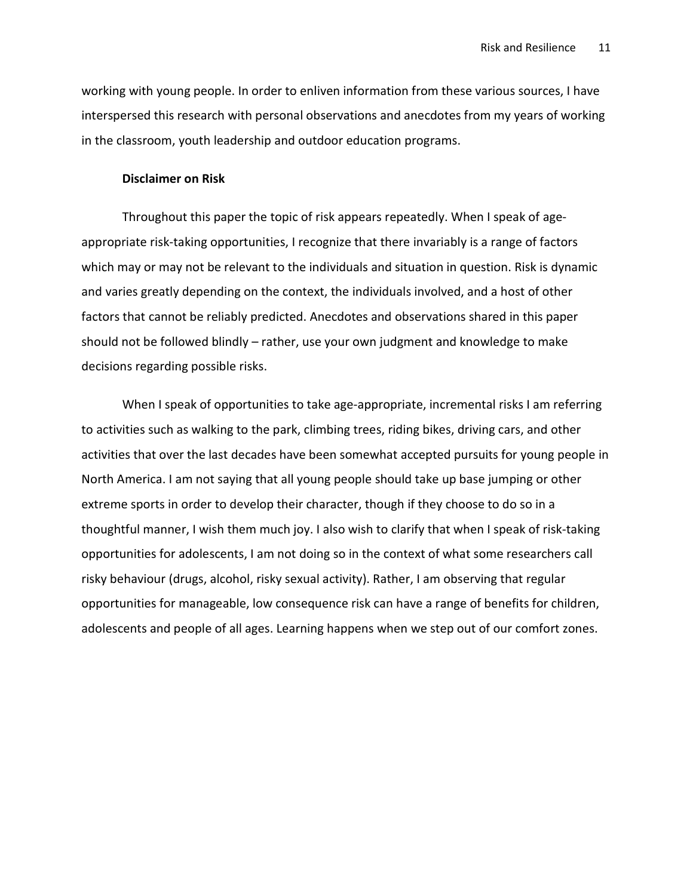working with young people. In order to enliven information from these various sources, I have interspersed this research with personal observations and anecdotes from my years of working in the classroom, youth leadership and outdoor education programs.

**Disclaimer on Risk**

Throughout this paper the topic of risk appears repeatedly. When I speak of age-appropriate risk-taking opportunities, I recognize that there invariably is a range of factors which may or may not be relevant to the individuals and situation in question. Risk is dynamic and varies greatly depending on the context, the individuals involved, and a host of other factors that cannot be reliably predicted. Anecdotes and observations shared in this paper should not be followed blindly – rather, use your own judgment and knowledge to make decisions regarding possible risks.

When I speak of opportunities to take age-appropriate, incremental risks I am referring to activities such as walking to the park, climbing trees, riding bikes, driving cars, and other activities that over the last decades have been somewhat accepted pursuits for young people in North America. I am not saying that all young people should take up base jumping or other extreme sports in order to develop their character, though if they choose to do so in a thoughtful manner, I wish them much joy. I also wish to clarify that when I speak of risk-taking opportunities for adolescents, I am not doing so in the context of what some researchers call risky behaviour (drugs, alcohol, risky sexual activity). Rather, I am observing that regular opportunities for manageable, low consequence risk can have a range of benefits for children, adolescents and people of all ages. Learning happens when we step out of our comfort zones.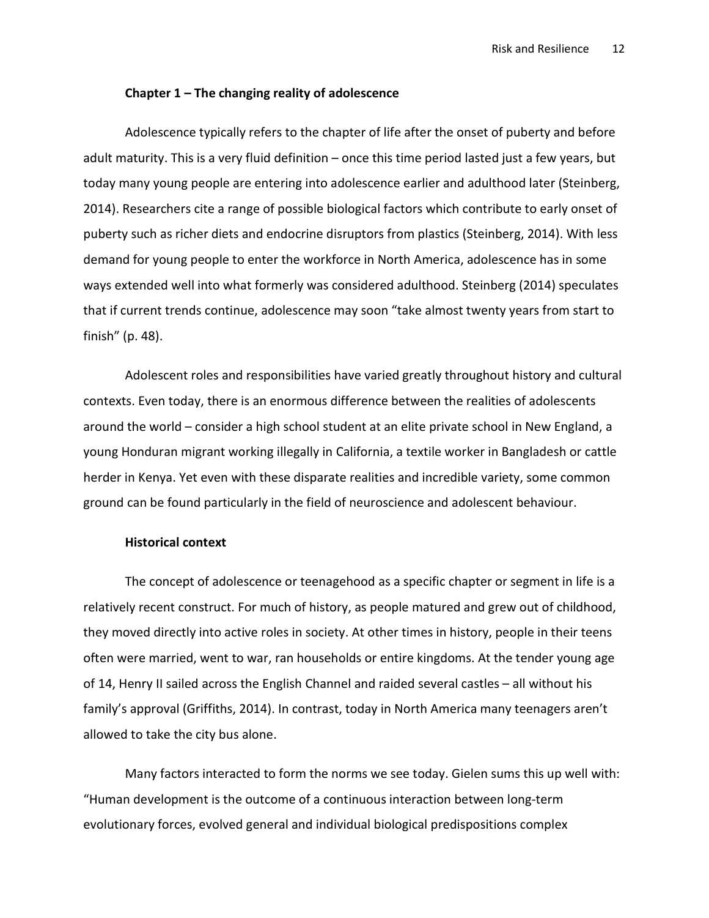## Chapter 1 – The changing reality of adolescence

Adolescence typically refers to the chapter of life after the onset of puberty and before adult maturity. This is a very fluid definition – once this time period lasted just a few years, but today many young people are entering into adolescence earlier and adulthood later (Steinberg, 2014). Researchers cite a range of possible biological factors which contribute to early onset of puberty such as richer diets and endocrine disruptors from plastics (Steinberg, 2014). With less demand for young people to enter the workforce in North America, adolescence has in some ways extended well into what formerly was considered adulthood. Steinberg (2014) speculates that if current trends continue, adolescence may soon "take almost twenty years from start to finish" (p. 48).

Adolescent roles and responsibilities have varied greatly throughout history and cultural contexts. Even today, there is an enormous difference between the realities of adolescents around the world – consider a high school student at an elite private school in New England, a young Honduran migrant working illegally in California, a textile worker in Bangladesh or cattle herder in Kenya. Yet even with these disparate realities and incredible variety, some common ground can be found particularly in the field of neuroscience and adolescent behaviour.

### Historical context

The concept of adolescence or teenagehood as a specific chapter or segment in life is a relatively recent construct. For much of history, as people matured and grew out of childhood, they moved directly into active roles in society. At other times in history, people in their teens often were married, went to war, ran households or entire kingdoms. At the tender young age of 14, Henry II sailed across the English Channel and raided several castles – all without his family's approval (Griffiths, 2014). In contrast, today in North America many teenagers aren't allowed to take the city bus alone.

Many factors interacted to form the norms we see today. Gielen sums this up well with: "Human development is the outcome of a continuous interaction between long-term evolutionary forces, evolved general and individual biological predispositions complex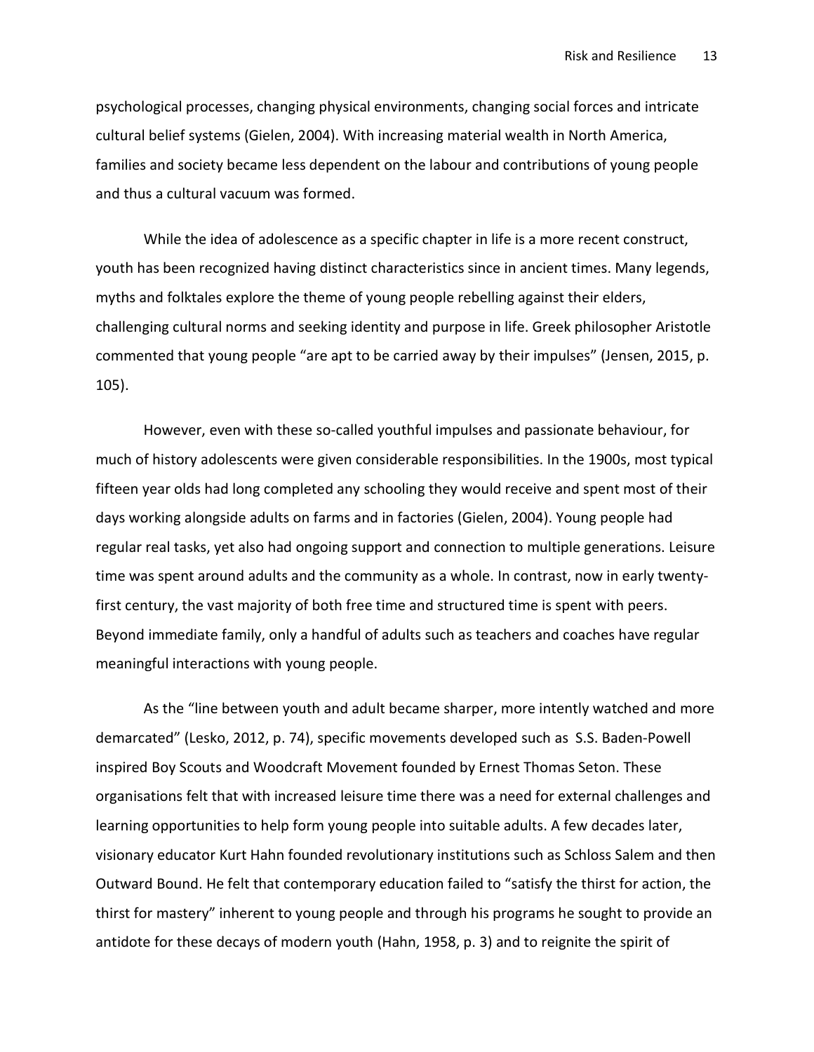psychological processes, changing physical environments, changing social forces and intricate cultural belief systems (Gielen, 2004). With increasing material wealth in North America, families and society became less dependent on the labour and contributions of young people and thus a cultural vacuum was formed.

While the idea of adolescence as a specific chapter in life is a more recent construct, youth has been recognized having distinct characteristics since in ancient times. Many legends, myths and folktales explore the theme of young people rebelling against their elders, challenging cultural norms and seeking identity and purpose in life. Greek philosopher Aristotle commented that young people "are apt to be carried away by their impulses" (Jensen, 2015, p. 105).

However, even with these so-called youthful impulses and passionate behaviour, for much of history adolescents were given considerable responsibilities. In the 1900s, most typical fifteen year olds had long completed any schooling they would receive and spent most of their days working alongside adults on farms and in factories (Gielen, 2004). Young people had regular real tasks, yet also had ongoing support and connection to multiple generations. Leisure time was spent around adults and the community as a whole. In contrast, now in early twenty-first century, the vast majority of both free time and structured time is spent with peers. Beyond immediate family, only a handful of adults such as teachers and coaches have regular meaningful interactions with young people.

As the "line between youth and adult became sharper, more intently watched and more demarcated" (Lesko, 2012, p. 74), specific movements developed such as S.S. Baden-Powell inspired Boy Scouts and Woodcraft Movement founded by Ernest Thomas Seton. These organisations felt that with increased leisure time there was a need for external challenges and learning opportunities to help form young people into suitable adults. A few decades later, visionary educator Kurt Hahn founded revolutionary institutions such as Schloss Salem and then Outward Bound. He felt that contemporary education failed to "satisfy the thirst for action, the thirst for mastery" inherent to young people and through his programs he sought to provide an antidote for these decays of modern youth (Hahn, 1958, p. 3) and to reignite the spirit of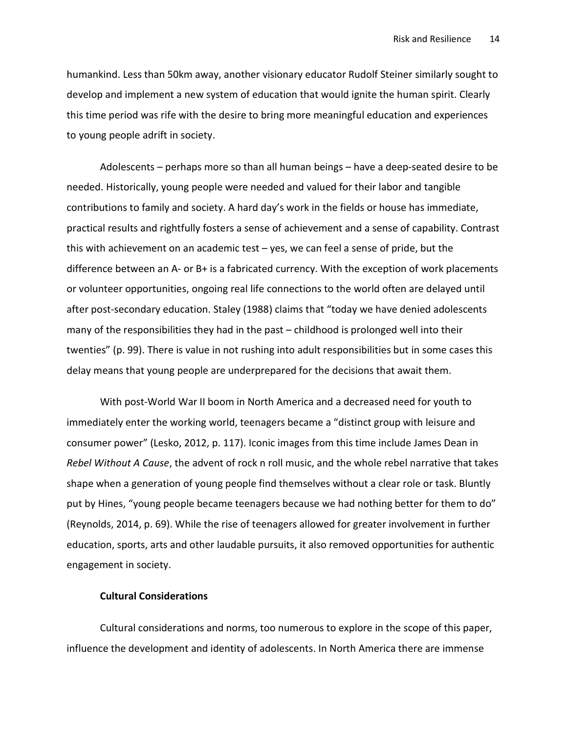humankind. Less than 50km away, another visionary educator Rudolf Steiner similarly sought to develop and implement a new system of education that would ignite the human spirit. Clearly this time period was rife with the desire to bring more meaningful education and experiences to young people adrift in society.

Adolescents – perhaps more so than all human beings – have a deep-seated desire to be needed. Historically, young people were needed and valued for their labor and tangible contributions to family and society. A hard day's work in the fields or house has immediate, practical results and rightfully fosters a sense of achievement and a sense of capability. Contrast this with achievement on an academic test – yes, we can feel a sense of pride, but the difference between an A- or B+ is a fabricated currency. With the exception of work placements or volunteer opportunities, ongoing real life connections to the world often are delayed until after post-secondary education. Staley (1988) claims that "today we have denied adolescents many of the responsibilities they had in the past – childhood is prolonged well into their twenties" (p. 99). There is value in not rushing into adult responsibilities but in some cases this delay means that young people are underprepared for the decisions that await them.

With post-World War II boom in North America and a decreased need for youth to immediately enter the working world, teenagers became a "distinct group with leisure and consumer power" (Lesko, 2012, p. 117). Iconic images from this time include James Dean in *Rebel Without A Cause*, the advent of rock n roll music, and the whole rebel narrative that takes shape when a generation of young people find themselves without a clear role or task. Bluntly put by Hines, "young people became teenagers because we had nothing better for them to do" (Reynolds, 2014, p. 69). While the rise of teenagers allowed for greater involvement in further education, sports, arts and other laudable pursuits, it also removed opportunities for authentic engagement in society.

### Cultural Considerations

Cultural considerations and norms, too numerous to explore in the scope of this paper, influence the development and identity of adolescents. In North America there are immense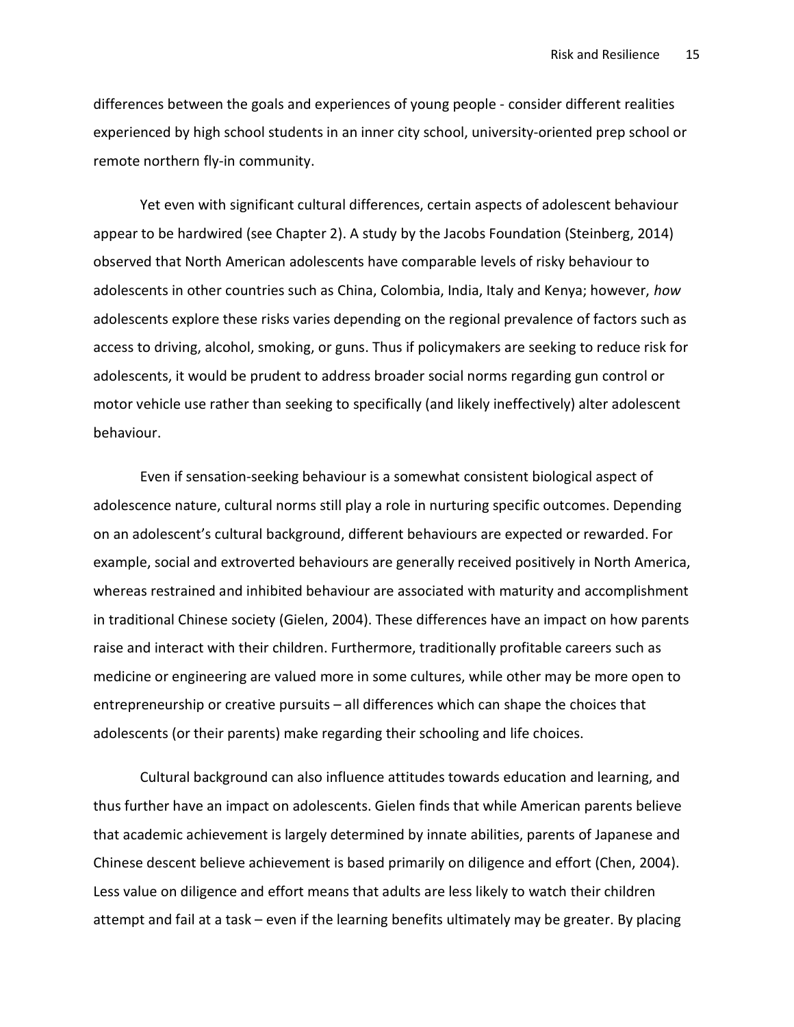differences between the goals and experiences of young people - consider different realities experienced by high school students in an inner city school, university-oriented prep school or remote northern fly-in community.

Yet even with significant cultural differences, certain aspects of adolescent behaviour appear to be hardwired (see Chapter 2). A study by the Jacobs Foundation (Steinberg, 2014) observed that North American adolescents have comparable levels of risky behaviour to adolescents in other countries such as China, Colombia, India, Italy and Kenya; however, *how* adolescents explore these risks varies depending on the regional prevalence of factors such as access to driving, alcohol, smoking, or guns. Thus if policymakers are seeking to reduce risk for adolescents, it would be prudent to address broader social norms regarding gun control or motor vehicle use rather than seeking to specifically (and likely ineffectively) alter adolescent behaviour.

Even if sensation-seeking behaviour is a somewhat consistent biological aspect of adolescence nature, cultural norms still play a role in nurturing specific outcomes. Depending on an adolescent's cultural background, different behaviours are expected or rewarded. For example, social and extroverted behaviours are generally received positively in North America, whereas restrained and inhibited behaviour are associated with maturity and accomplishment in traditional Chinese society (Gielen, 2004). These differences have an impact on how parents raise and interact with their children. Furthermore, traditionally profitable careers such as medicine or engineering are valued more in some cultures, while other may be more open to entrepreneurship or creative pursuits – all differences which can shape the choices that adolescents (or their parents) make regarding their schooling and life choices.

Cultural background can also influence attitudes towards education and learning, and thus further have an impact on adolescents. Gielen finds that while American parents believe that academic achievement is largely determined by innate abilities, parents of Japanese and Chinese descent believe achievement is based primarily on diligence and effort (Chen, 2004). Less value on diligence and effort means that adults are less likely to watch their children attempt and fail at a task – even if the learning benefits ultimately may be greater. By placing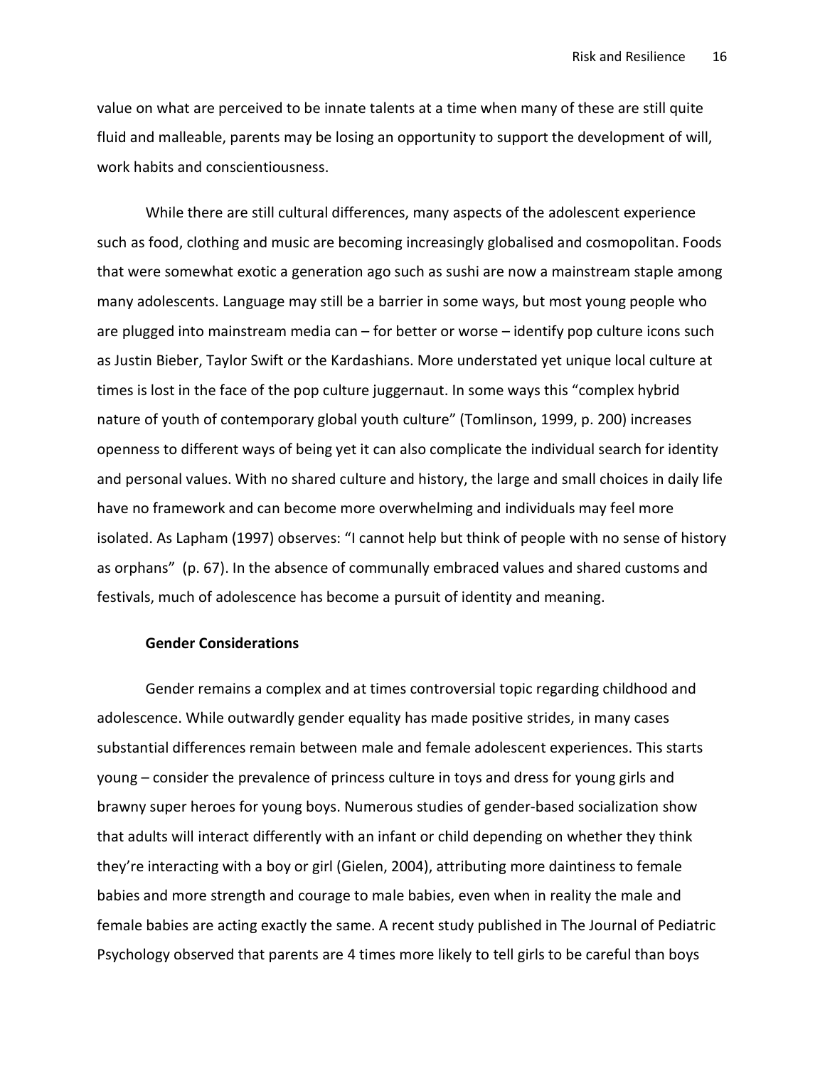value on what are perceived to be innate talents at a time when many of these are still quite fluid and malleable, parents may be losing an opportunity to support the development of will, work habits and conscientiousness.

While there are still cultural differences, many aspects of the adolescent experience such as food, clothing and music are becoming increasingly globalised and cosmopolitan. Foods that were somewhat exotic a generation ago such as sushi are now a mainstream staple among many adolescents. Language may still be a barrier in some ways, but most young people who are plugged into mainstream media can – for better or worse – identify pop culture icons such as Justin Bieber, Taylor Swift or the Kardashians. More understated yet unique local culture at times is lost in the face of the pop culture juggernaut. In some ways this "complex hybrid nature of youth of contemporary global youth culture" (Tomlinson, 1999, p. 200) increases openness to different ways of being yet it can also complicate the individual search for identity and personal values. With no shared culture and history, the large and small choices in daily life have no framework and can become more overwhelming and individuals may feel more isolated. As Lapham (1997) observes: "I cannot help but think of people with no sense of history as orphans" (p. 67). In the absence of communally embraced values and shared customs and festivals, much of adolescence has become a pursuit of identity and meaning.

### Gender Considerations

Gender remains a complex and at times controversial topic regarding childhood and adolescence. While outwardly gender equality has made positive strides, in many cases substantial differences remain between male and female adolescent experiences. This starts young – consider the prevalence of princess culture in toys and dress for young girls and brawny super heroes for young boys. Numerous studies of gender-based socialization show that adults will interact differently with an infant or child depending on whether they think they're interacting with a boy or girl (Gielen, 2004), attributing more daintiness to female babies and more strength and courage to male babies, even when in reality the male and female babies are acting exactly the same. A recent study published in The Journal of Pediatric Psychology observed that parents are 4 times more likely to tell girls to be careful than boys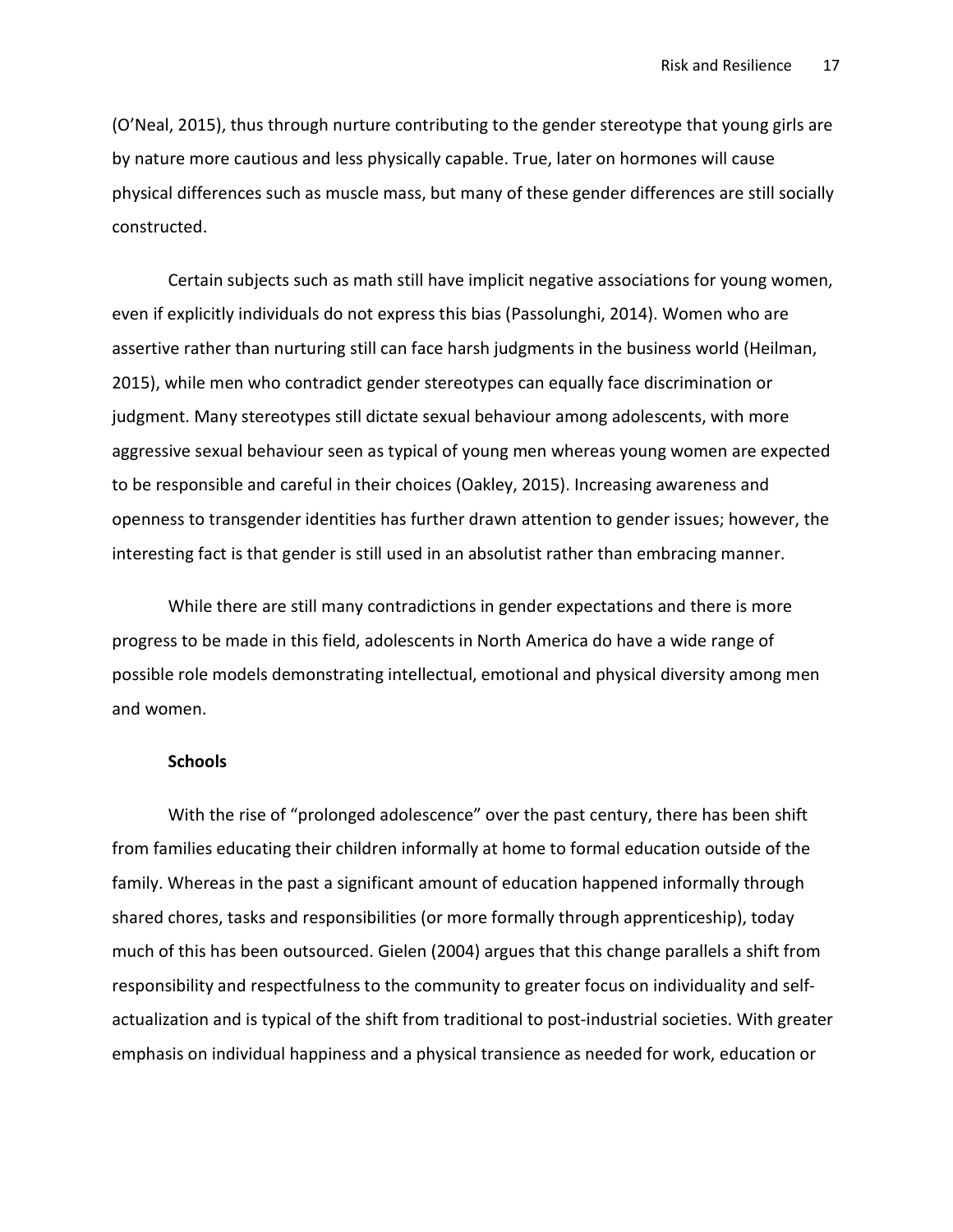(O'Neal, 2015), thus through nurture contributing to the gender stereotype that young girls are by nature more cautious and less physically capable. True, later on hormones will cause physical differences such as muscle mass, but many of these gender differences are still socially constructed.

Certain subjects such as math still have implicit negative associations for young women, even if explicitly individuals do not express this bias (Passolunghi, 2014). Women who are assertive rather than nurturing still can face harsh judgments in the business world (Heilman, 2015), while men who contradict gender stereotypes can equally face discrimination or judgment. Many stereotypes still dictate sexual behaviour among adolescents, with more aggressive sexual behaviour seen as typical of young men whereas young women are expected to be responsible and careful in their choices (Oakley, 2015). Increasing awareness and openness to transgender identities has further drawn attention to gender issues; however, the interesting fact is that gender is still used in an absolutist rather than embracing manner.

While there are still many contradictions in gender expectations and there is more progress to be made in this field, adolescents in North America do have a wide range of possible role models demonstrating intellectual, emotional and physical diversity among men and women.

**Schools**

With the rise of "prolonged adolescence" over the past century, there has been shift from families educating their children informally at home to formal education outside of the family. Whereas in the past a significant amount of education happened informally through shared chores, tasks and responsibilities (or more formally through apprenticeship), today much of this has been outsourced. Gielen (2004) argues that this change parallels a shift from responsibility and respectfulness to the community to greater focus on individuality and self-actualization and is typical of the shift from traditional to post-industrial societies. With greater emphasis on individual happiness and a physical transience as needed for work, education or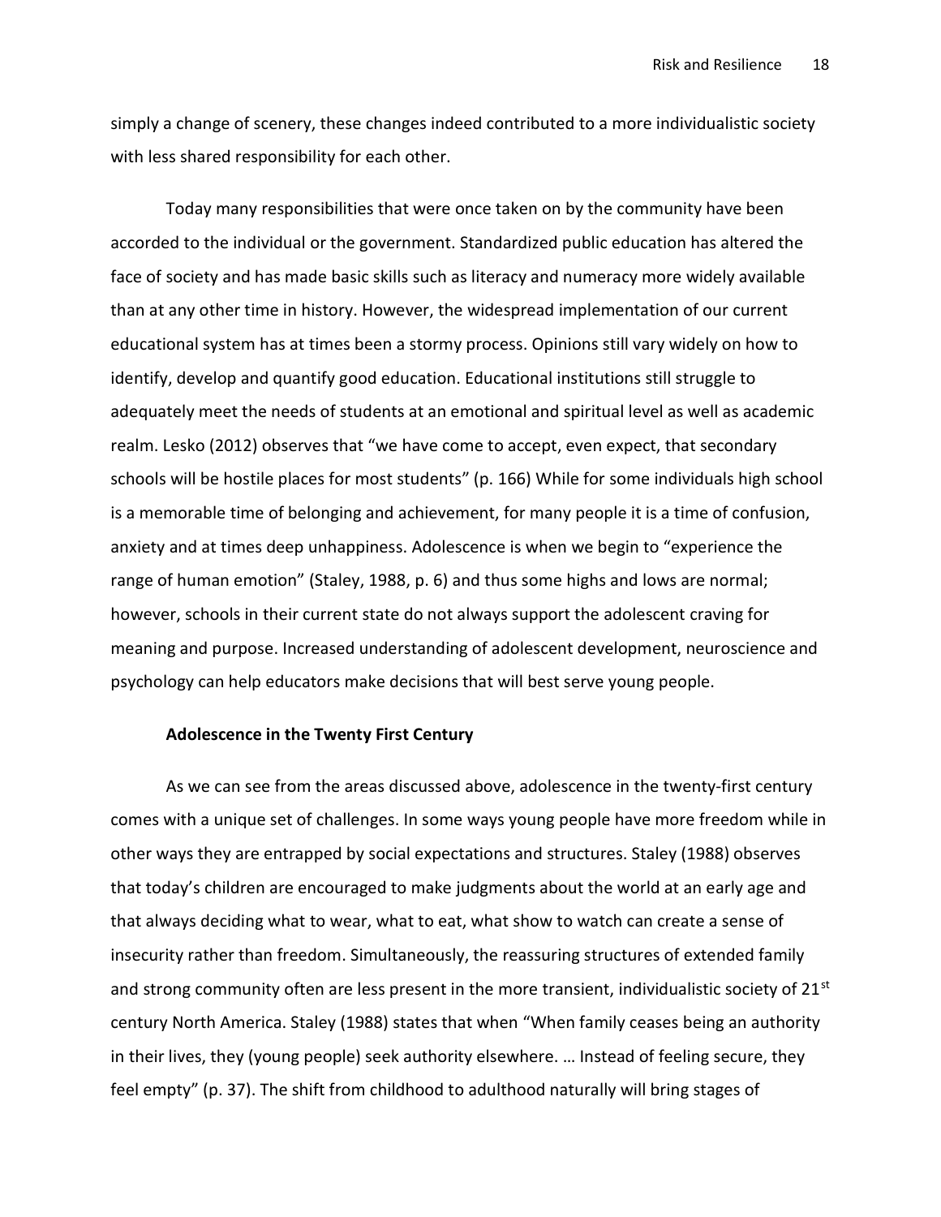simply a change of scenery, these changes indeed contributed to a more individualistic society with less shared responsibility for each other.

Today many responsibilities that were once taken on by the community have been accorded to the individual or the government. Standardized public education has altered the face of society and has made basic skills such as literacy and numeracy more widely available than at any other time in history. However, the widespread implementation of our current educational system has at times been a stormy process. Opinions still vary widely on how to identify, develop and quantify good education. Educational institutions still struggle to adequately meet the needs of students at an emotional and spiritual level as well as academic realm. Lesko (2012) observes that "we have come to accept, even expect, that secondary schools will be hostile places for most students" (p. 166) While for some individuals high school is a memorable time of belonging and achievement, for many people it is a time of confusion, anxiety and at times deep unhappiness. Adolescence is when we begin to "experience the range of human emotion" (Staley, 1988, p. 6) and thus some highs and lows are normal; however, schools in their current state do not always support the adolescent craving for meaning and purpose. Increased understanding of adolescent development, neuroscience and psychology can help educators make decisions that will best serve young people.

### Adolescence in the Twenty First Century

As we can see from the areas discussed above, adolescence in the twenty-first century comes with a unique set of challenges. In some ways young people have more freedom while in other ways they are entrapped by social expectations and structures. Staley (1988) observes that today's children are encouraged to make judgments about the world at an early age and that always deciding what to wear, what to eat, what show to watch can create a sense of insecurity rather than freedom. Simultaneously, the reassuring structures of extended family and strong community often are less present in the more transient, individualistic society of 21st century North America. Staley (1988) states that when "When family ceases being an authority in their lives, they (young people) seek authority elsewhere. … Instead of feeling secure, they feel empty" (p. 37). The shift from childhood to adulthood naturally will bring stages of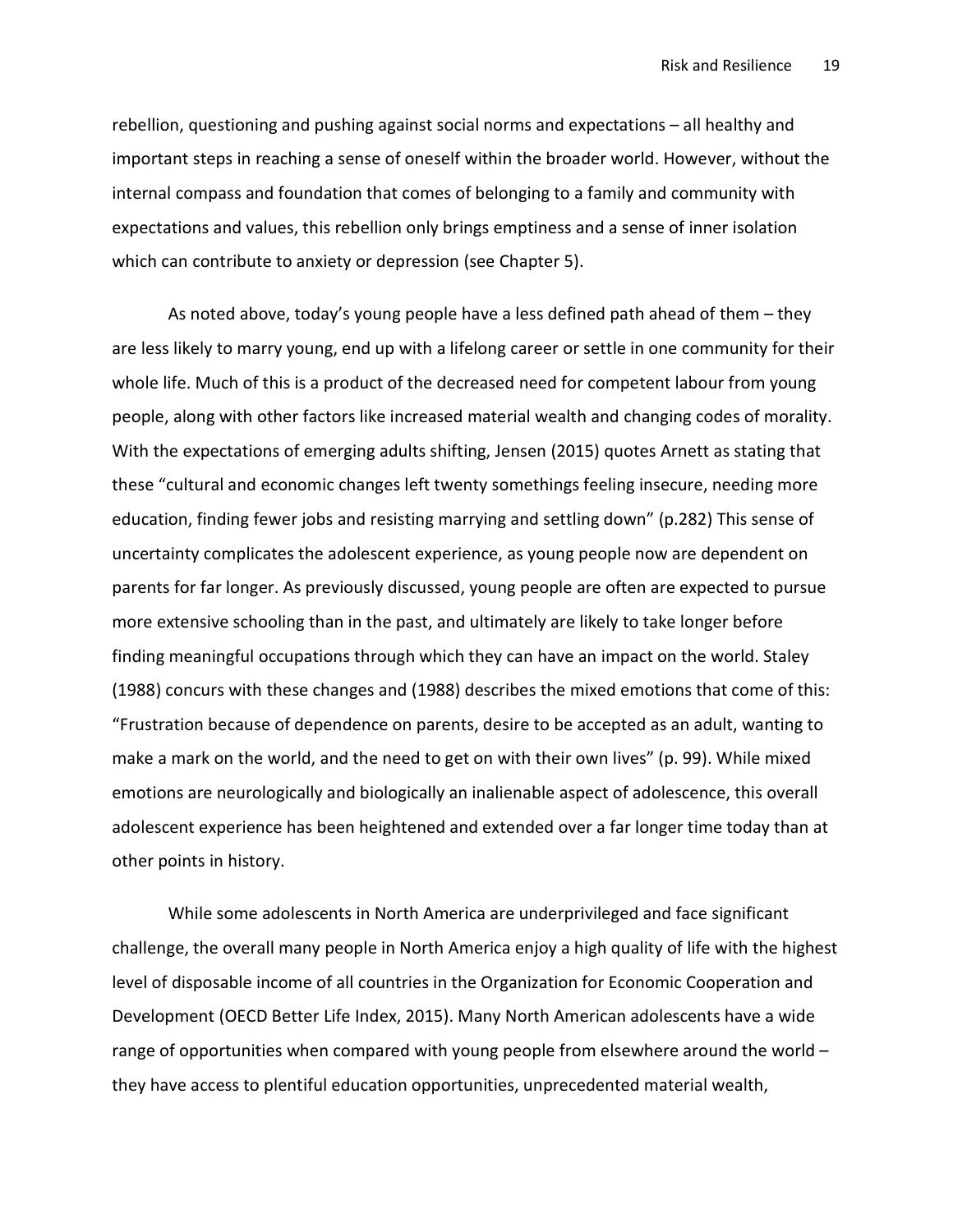rebellion, questioning and pushing against social norms and expectations – all healthy and important steps in reaching a sense of oneself within the broader world. However, without the internal compass and foundation that comes of belonging to a family and community with expectations and values, this rebellion only brings emptiness and a sense of inner isolation which can contribute to anxiety or depression (see Chapter 5).

As noted above, today's young people have a less defined path ahead of them – they are less likely to marry young, end up with a lifelong career or settle in one community for their whole life. Much of this is a product of the decreased need for competent labour from young people, along with other factors like increased material wealth and changing codes of morality. With the expectations of emerging adults shifting, Jensen (2015) quotes Arnett as stating that these "cultural and economic changes left twenty somethings feeling insecure, needing more education, finding fewer jobs and resisting marrying and settling down" (p.282) This sense of uncertainty complicates the adolescent experience, as young people now are dependent on parents for far longer. As previously discussed, young people are often are expected to pursue more extensive schooling than in the past, and ultimately are likely to take longer before finding meaningful occupations through which they can have an impact on the world. Staley (1988) concurs with these changes and (1988) describes the mixed emotions that come of this: "Frustration because of dependence on parents, desire to be accepted as an adult, wanting to make a mark on the world, and the need to get on with their own lives" (p. 99). While mixed emotions are neurologically and biologically an inalienable aspect of adolescence, this overall adolescent experience has been heightened and extended over a far longer time today than at other points in history.

While some adolescents in North America are underprivileged and face significant challenge, the overall many people in North America enjoy a high quality of life with the highest level of disposable income of all countries in the Organization for Economic Cooperation and Development (OECD Better Life Index, 2015). Many North American adolescents have a wide range of opportunities when compared with young people from elsewhere around the world – they have access to plentiful education opportunities, unprecedented material wealth,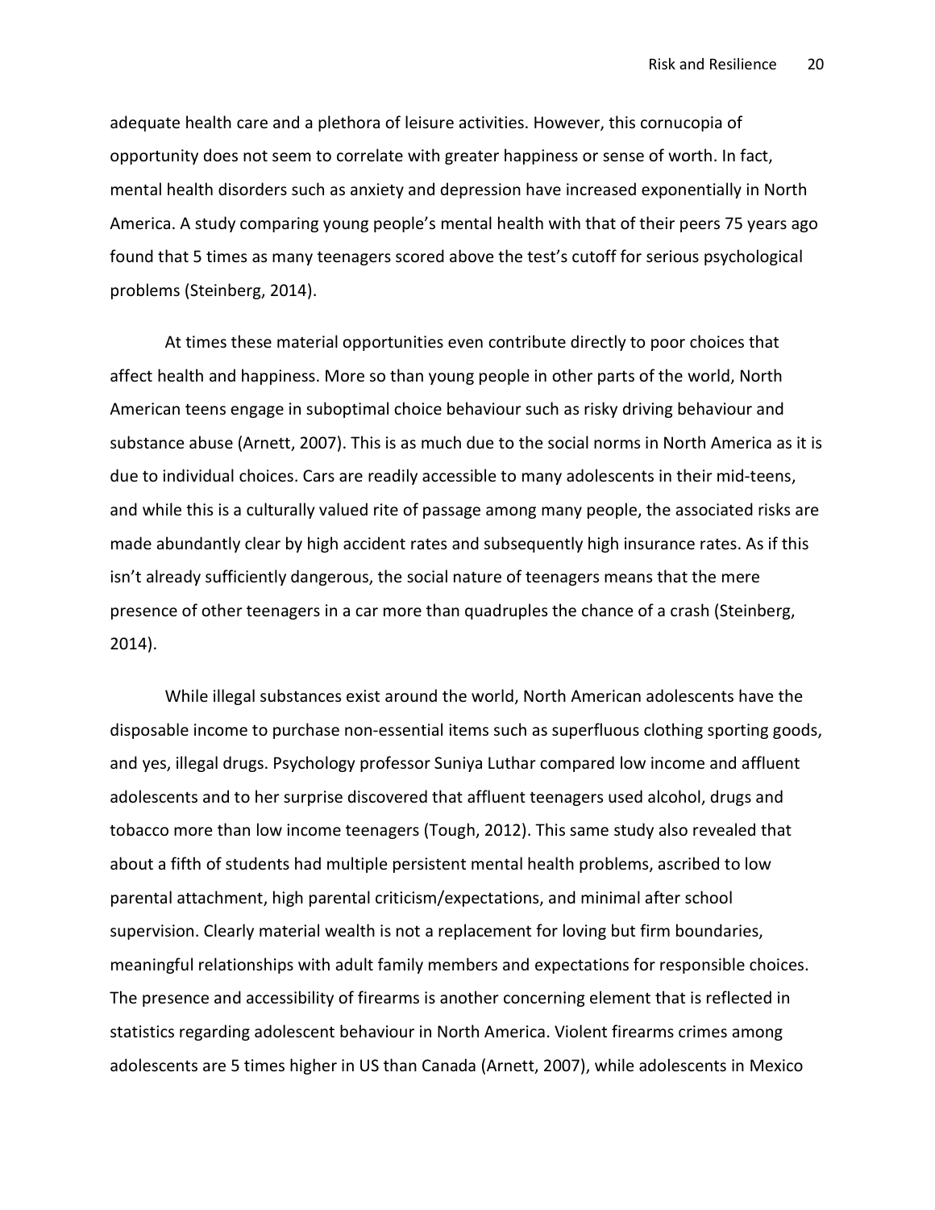adequate health care and a plethora of leisure activities. However, this cornucopia of opportunity does not seem to correlate with greater happiness or sense of worth. In fact, mental health disorders such as anxiety and depression have increased exponentially in North America. A study comparing young people's mental health with that of their peers 75 years ago found that 5 times as many teenagers scored above the test's cutoff for serious psychological problems (Steinberg, 2014).

At times these material opportunities even contribute directly to poor choices that affect health and happiness. More so than young people in other parts of the world, North American teens engage in suboptimal choice behaviour such as risky driving behaviour and substance abuse (Arnett, 2007). This is as much due to the social norms in North America as it is due to individual choices. Cars are readily accessible to many adolescents in their mid-teens, and while this is a culturally valued rite of passage among many people, the associated risks are made abundantly clear by high accident rates and subsequently high insurance rates. As if this isn't already sufficiently dangerous, the social nature of teenagers means that the mere presence of other teenagers in a car more than quadruples the chance of a crash (Steinberg, 2014).

While illegal substances exist around the world, North American adolescents have the disposable income to purchase non-essential items such as superfluous clothing sporting goods, and yes, illegal drugs. Psychology professor Suniya Luthar compared low income and affluent adolescents and to her surprise discovered that affluent teenagers used alcohol, drugs and tobacco more than low income teenagers (Tough, 2012). This same study also revealed that about a fifth of students had multiple persistent mental health problems, ascribed to low parental attachment, high parental criticism/expectations, and minimal after school supervision. Clearly material wealth is not a replacement for loving but firm boundaries, meaningful relationships with adult family members and expectations for responsible choices. The presence and accessibility of firearms is another concerning element that is reflected in statistics regarding adolescent behaviour in North America. Violent firearms crimes among adolescents are 5 times higher in US than Canada (Arnett, 2007), while adolescents in Mexico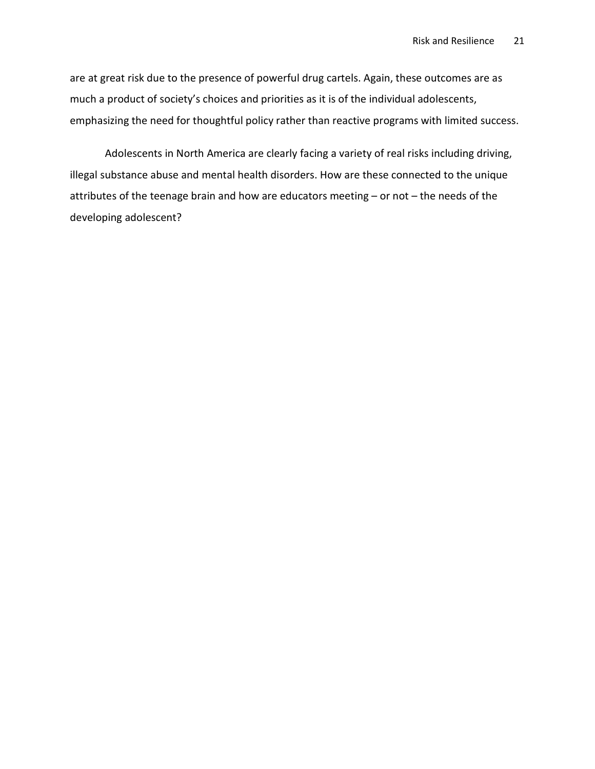are at great risk due to the presence of powerful drug cartels. Again, these outcomes are as much a product of society's choices and priorities as it is of the individual adolescents, emphasizing the need for thoughtful policy rather than reactive programs with limited success.

Adolescents in North America are clearly facing a variety of real risks including driving, illegal substance abuse and mental health disorders. How are these connected to the unique attributes of the teenage brain and how are educators meeting – or not – the needs of the developing adolescent?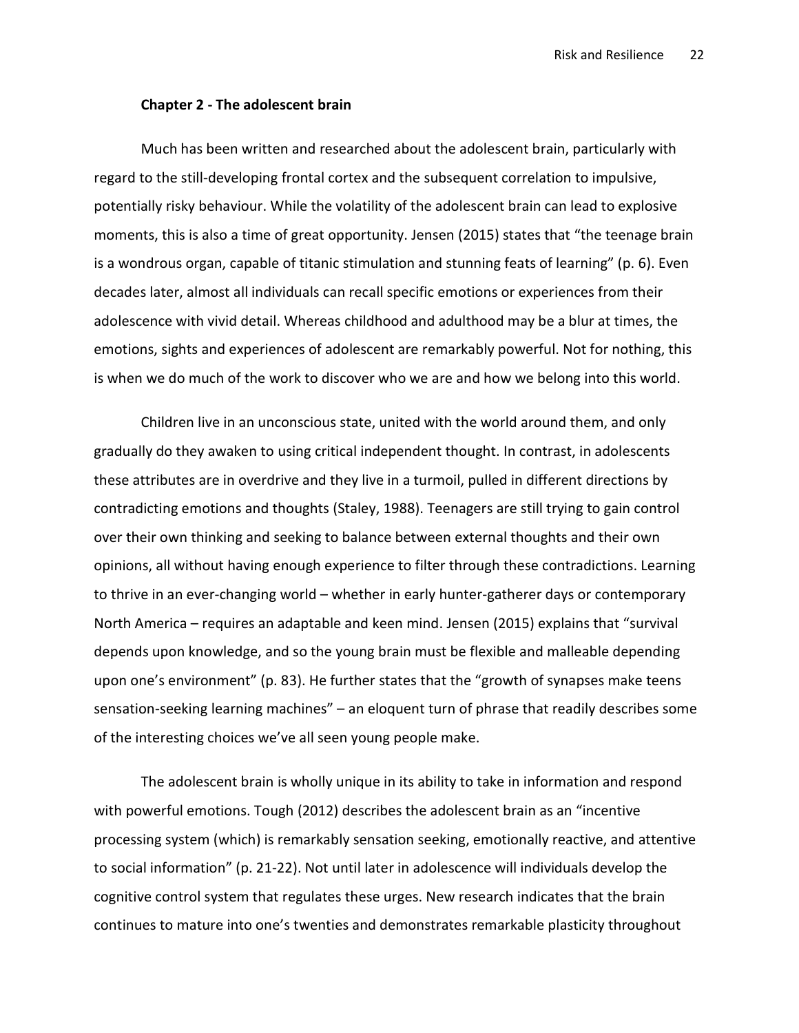**Chapter 2 - The adolescent brain**

Much has been written and researched about the adolescent brain, particularly with regard to the still-developing frontal cortex and the subsequent correlation to impulsive, potentially risky behaviour. While the volatility of the adolescent brain can lead to explosive moments, this is also a time of great opportunity. Jensen (2015) states that "the teenage brain is a wondrous organ, capable of titanic stimulation and stunning feats of learning" (p. 6). Even decades later, almost all individuals can recall specific emotions or experiences from their adolescence with vivid detail. Whereas childhood and adulthood may be a blur at times, the emotions, sights and experiences of adolescent are remarkably powerful. Not for nothing, this is when we do much of the work to discover who we are and how we belong into this world.

Children live in an unconscious state, united with the world around them, and only gradually do they awaken to using critical independent thought. In contrast, in adolescents these attributes are in overdrive and they live in a turmoil, pulled in different directions by contradicting emotions and thoughts (Staley, 1988). Teenagers are still trying to gain control over their own thinking and seeking to balance between external thoughts and their own opinions, all without having enough experience to filter through these contradictions. Learning to thrive in an ever-changing world – whether in early hunter-gatherer days or contemporary North America – requires an adaptable and keen mind. Jensen (2015) explains that "survival depends upon knowledge, and so the young brain must be flexible and malleable depending upon one's environment" (p. 83). He further states that the "growth of synapses make teens sensation-seeking learning machines" – an eloquent turn of phrase that readily describes some of the interesting choices we've all seen young people make.

The adolescent brain is wholly unique in its ability to take in information and respond with powerful emotions. Tough (2012) describes the adolescent brain as an "incentive processing system (which) is remarkably sensation seeking, emotionally reactive, and attentive to social information" (p. 21-22). Not until later in adolescence will individuals develop the cognitive control system that regulates these urges. New research indicates that the brain continues to mature into one's twenties and demonstrates remarkable plasticity throughout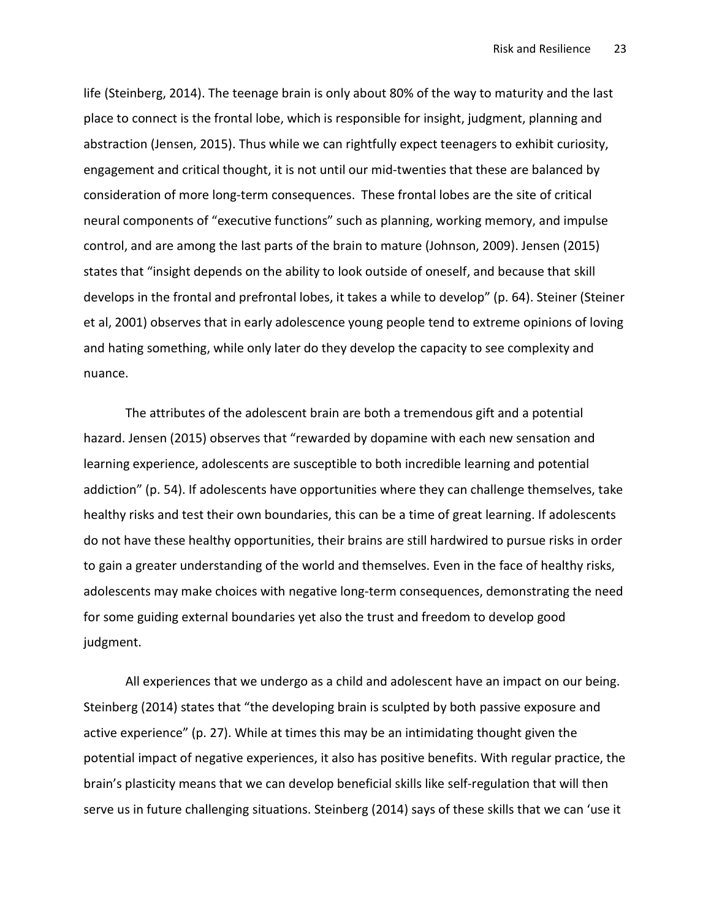life (Steinberg, 2014). The teenage brain is only about 80% of the way to maturity and the last place to connect is the frontal lobe, which is responsible for insight, judgment, planning and abstraction (Jensen, 2015). Thus while we can rightfully expect teenagers to exhibit curiosity, engagement and critical thought, it is not until our mid-twenties that these are balanced by consideration of more long-term consequences. These frontal lobes are the site of critical neural components of "executive functions" such as planning, working memory, and impulse control, and are among the last parts of the brain to mature (Johnson, 2009). Jensen (2015) states that "insight depends on the ability to look outside of oneself, and because that skill develops in the frontal and prefrontal lobes, it takes a while to develop" (p. 64). Steiner (Steiner et al, 2001) observes that in early adolescence young people tend to extreme opinions of loving and hating something, while only later do they develop the capacity to see complexity and nuance.

The attributes of the adolescent brain are both a tremendous gift and a potential hazard. Jensen (2015) observes that "rewarded by dopamine with each new sensation and learning experience, adolescents are susceptible to both incredible learning and potential addiction" (p. 54). If adolescents have opportunities where they can challenge themselves, take healthy risks and test their own boundaries, this can be a time of great learning. If adolescents do not have these healthy opportunities, their brains are still hardwired to pursue risks in order to gain a greater understanding of the world and themselves. Even in the face of healthy risks, adolescents may make choices with negative long-term consequences, demonstrating the need for some guiding external boundaries yet also the trust and freedom to develop good judgment.

All experiences that we undergo as a child and adolescent have an impact on our being. Steinberg (2014) states that "the developing brain is sculpted by both passive exposure and active experience" (p. 27). While at times this may be an intimidating thought given the potential impact of negative experiences, it also has positive benefits. With regular practice, the brain's plasticity means that we can develop beneficial skills like self-regulation that will then serve us in future challenging situations. Steinberg (2014) says of these skills that we can 'use it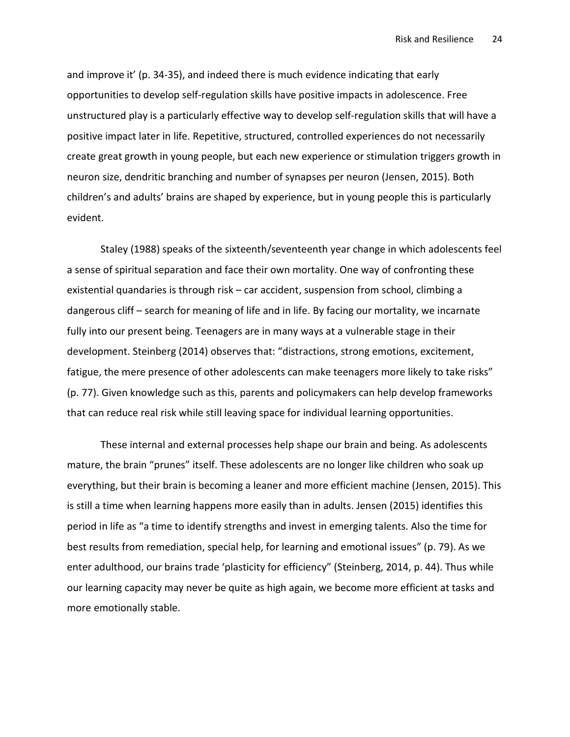and improve it' (p. 34-35), and indeed there is much evidence indicating that early opportunities to develop self-regulation skills have positive impacts in adolescence. Free unstructured play is a particularly effective way to develop self-regulation skills that will have a positive impact later in life. Repetitive, structured, controlled experiences do not necessarily create great growth in young people, but each new experience or stimulation triggers growth in neuron size, dendritic branching and number of synapses per neuron (Jensen, 2015). Both children's and adults' brains are shaped by experience, but in young people this is particularly evident.

Staley (1988) speaks of the sixteenth/seventeenth year change in which adolescents feel a sense of spiritual separation and face their own mortality. One way of confronting these existential quandaries is through risk – car accident, suspension from school, climbing a dangerous cliff – search for meaning of life and in life. By facing our mortality, we incarnate fully into our present being. Teenagers are in many ways at a vulnerable stage in their development. Steinberg (2014) observes that: "distractions, strong emotions, excitement, fatigue, the mere presence of other adolescents can make teenagers more likely to take risks" (p. 77). Given knowledge such as this, parents and policymakers can help develop frameworks that can reduce real risk while still leaving space for individual learning opportunities.

These internal and external processes help shape our brain and being. As adolescents mature, the brain "prunes" itself. These adolescents are no longer like children who soak up everything, but their brain is becoming a leaner and more efficient machine (Jensen, 2015). This is still a time when learning happens more easily than in adults. Jensen (2015) identifies this period in life as "a time to identify strengths and invest in emerging talents. Also the time for best results from remediation, special help, for learning and emotional issues" (p. 79). As we enter adulthood, our brains trade 'plasticity for efficiency" (Steinberg, 2014, p. 44). Thus while our learning capacity may never be quite as high again, we become more efficient at tasks and more emotionally stable.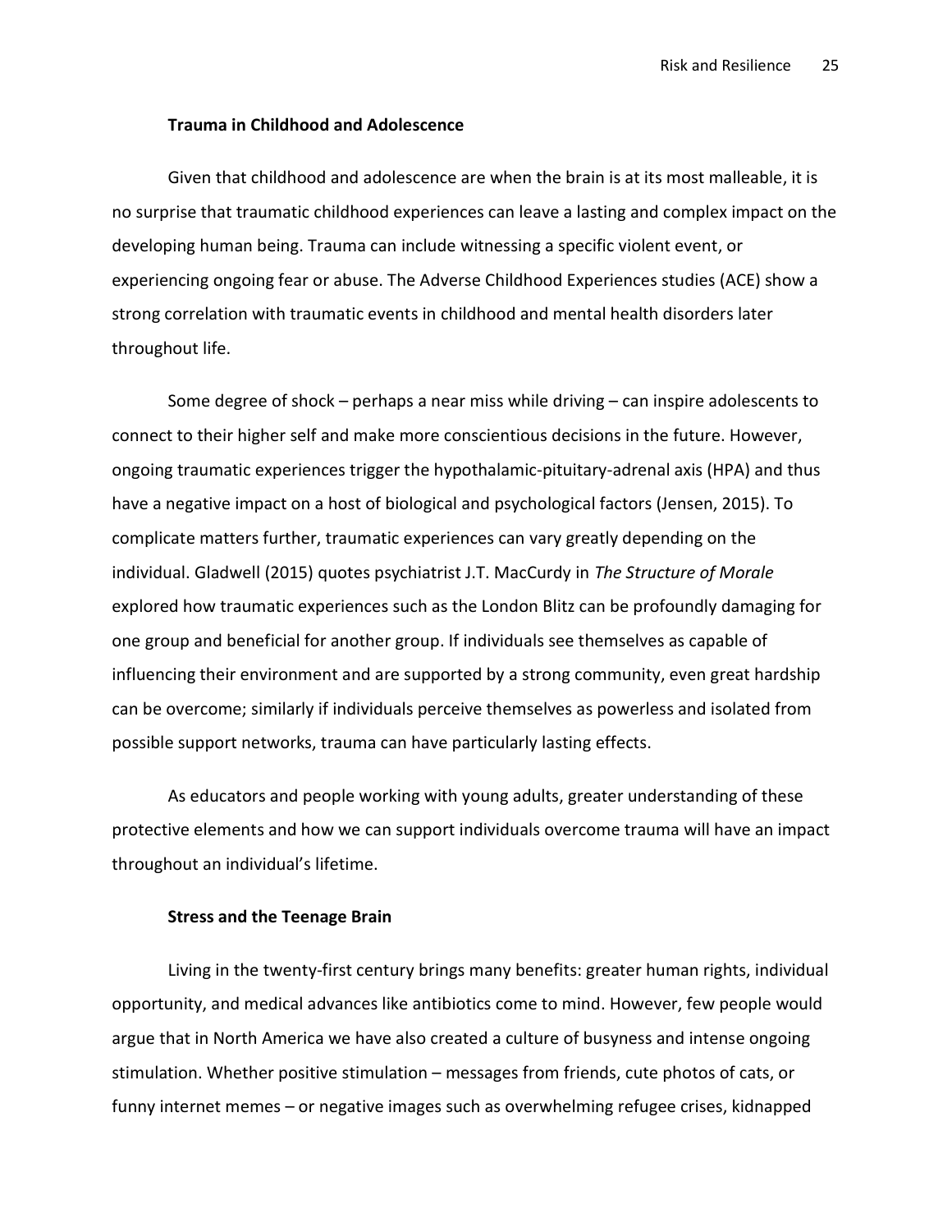### Trauma in Childhood and Adolescence

Given that childhood and adolescence are when the brain is at its most malleable, it is no surprise that traumatic childhood experiences can leave a lasting and complex impact on the developing human being. Trauma can include witnessing a specific violent event, or experiencing ongoing fear or abuse. The Adverse Childhood Experiences studies (ACE) show a strong correlation with traumatic events in childhood and mental health disorders later throughout life.

Some degree of shock – perhaps a near miss while driving – can inspire adolescents to connect to their higher self and make more conscientious decisions in the future. However, ongoing traumatic experiences trigger the hypothalamic-pituitary-adrenal axis (HPA) and thus have a negative impact on a host of biological and psychological factors (Jensen, 2015). To complicate matters further, traumatic experiences can vary greatly depending on the individual. Gladwell (2015) quotes psychiatrist J.T. MacCurdy in *The Structure of Morale* explored how traumatic experiences such as the London Blitz can be profoundly damaging for one group and beneficial for another group. If individuals see themselves as capable of influencing their environment and are supported by a strong community, even great hardship can be overcome; similarly if individuals perceive themselves as powerless and isolated from possible support networks, trauma can have particularly lasting effects.

As educators and people working with young adults, greater understanding of these protective elements and how we can support individuals overcome trauma will have an impact throughout an individual's lifetime.

### Stress and the Teenage Brain

Living in the twenty-first century brings many benefits: greater human rights, individual opportunity, and medical advances like antibiotics come to mind. However, few people would argue that in North America we have also created a culture of busyness and intense ongoing stimulation. Whether positive stimulation – messages from friends, cute photos of cats, or funny internet memes – or negative images such as overwhelming refugee crises, kidnapped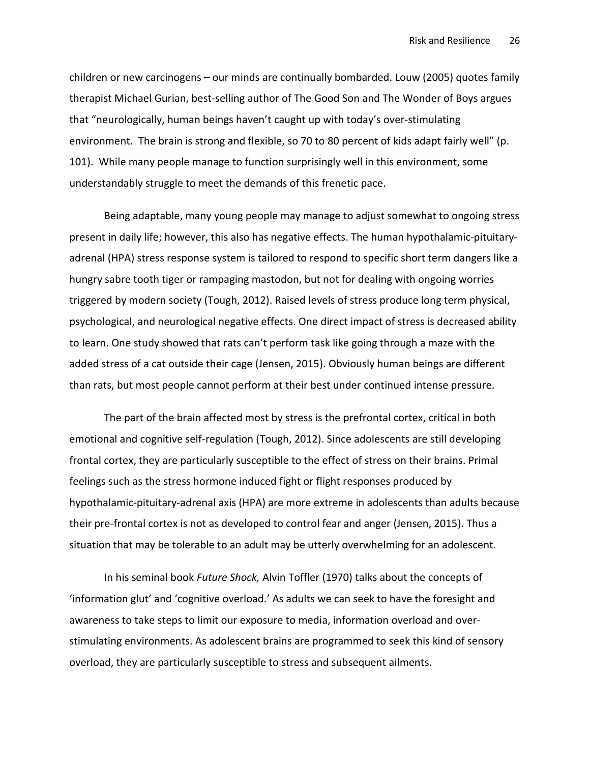children or new carcinogens – our minds are continually bombarded. Louw (2005) quotes family therapist Michael Gurian, best-selling author of The Good Son and The Wonder of Boys argues that "neurologically, human beings haven't caught up with today's over-stimulating environment. The brain is strong and flexible, so 70 to 80 percent of kids adapt fairly well" (p. 101). While many people manage to function surprisingly well in this environment, some understandably struggle to meet the demands of this frenetic pace.

Being adaptable, many young people may manage to adjust somewhat to ongoing stress present in daily life; however, this also has negative effects. The human hypothalamic-pituitary-adrenal (HPA) stress response system is tailored to respond to specific short term dangers like a hungry sabre tooth tiger or rampaging mastodon, but not for dealing with ongoing worries triggered by modern society (Tough, 2012). Raised levels of stress produce long term physical, psychological, and neurological negative effects. One direct impact of stress is decreased ability to learn. One study showed that rats can't perform task like going through a maze with the added stress of a cat outside their cage (Jensen, 2015). Obviously human beings are different than rats, but most people cannot perform at their best under continued intense pressure.

The part of the brain affected most by stress is the prefrontal cortex, critical in both emotional and cognitive self-regulation (Tough, 2012). Since adolescents are still developing frontal cortex, they are particularly susceptible to the effect of stress on their brains. Primal feelings such as the stress hormone induced fight or flight responses produced by hypothalamic-pituitary-adrenal axis (HPA) are more extreme in adolescents than adults because their pre-frontal cortex is not as developed to control fear and anger (Jensen, 2015). Thus a situation that may be tolerable to an adult may be utterly overwhelming for an adolescent.

In his seminal book *Future Shock,* Alvin Toffler (1970) talks about the concepts of 'information glut' and 'cognitive overload.' As adults we can seek to have the foresight and awareness to take steps to limit our exposure to media, information overload and over-stimulating environments. As adolescent brains are programmed to seek this kind of sensory overload, they are particularly susceptible to stress and subsequent ailments.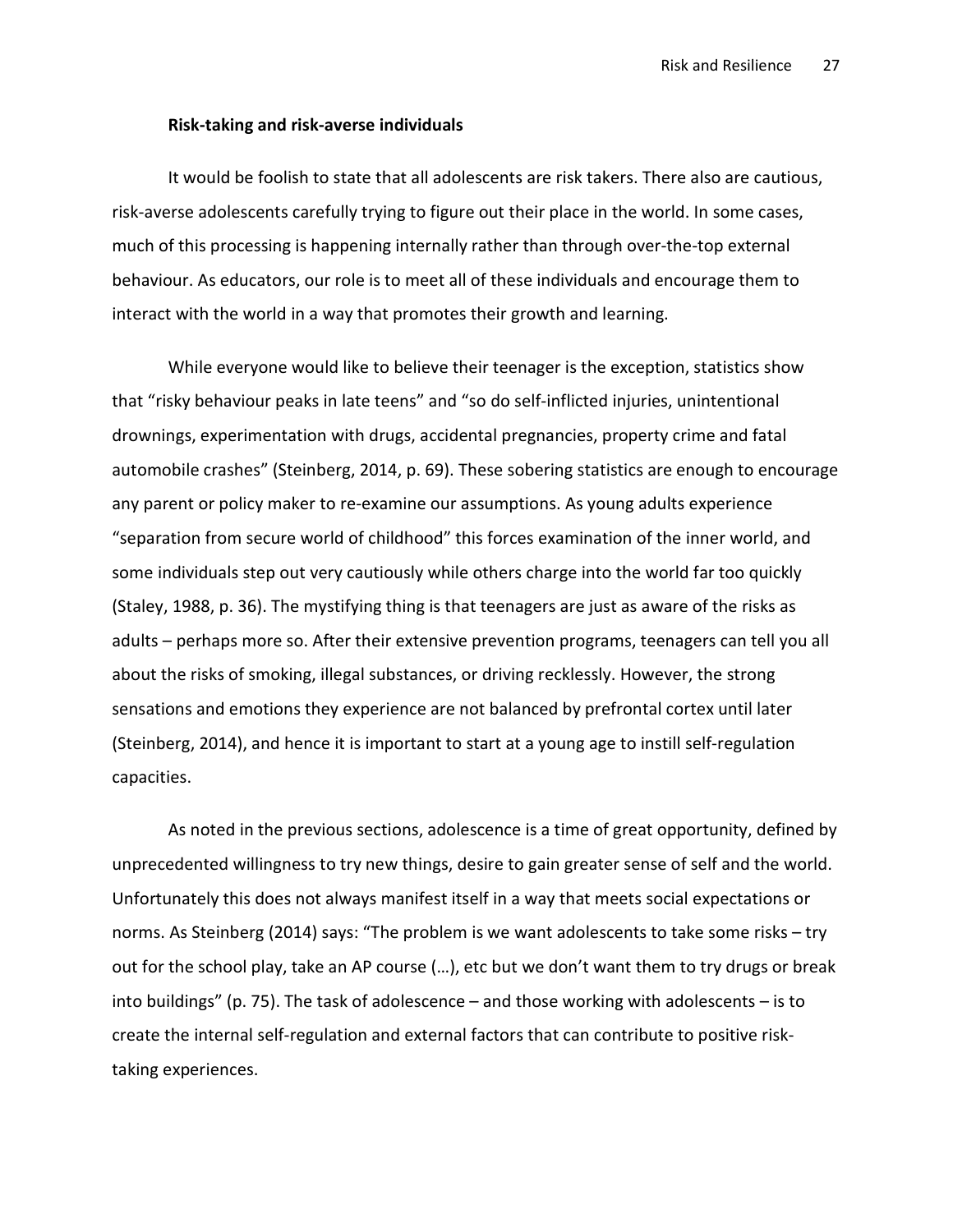**Risk-taking and risk-averse individuals**

It would be foolish to state that all adolescents are risk takers. There also are cautious, risk-averse adolescents carefully trying to figure out their place in the world. In some cases, much of this processing is happening internally rather than through over-the-top external behaviour. As educators, our role is to meet all of these individuals and encourage them to interact with the world in a way that promotes their growth and learning.

While everyone would like to believe their teenager is the exception, statistics show that "risky behaviour peaks in late teens" and "so do self-inflicted injuries, unintentional drownings, experimentation with drugs, accidental pregnancies, property crime and fatal automobile crashes" (Steinberg, 2014, p. 69). These sobering statistics are enough to encourage any parent or policy maker to re-examine our assumptions. As young adults experience "separation from secure world of childhood" this forces examination of the inner world, and some individuals step out very cautiously while others charge into the world far too quickly (Staley, 1988, p. 36). The mystifying thing is that teenagers are just as aware of the risks as adults – perhaps more so. After their extensive prevention programs, teenagers can tell you all about the risks of smoking, illegal substances, or driving recklessly. However, the strong sensations and emotions they experience are not balanced by prefrontal cortex until later (Steinberg, 2014), and hence it is important to start at a young age to instill self-regulation capacities.

As noted in the previous sections, adolescence is a time of great opportunity, defined by unprecedented willingness to try new things, desire to gain greater sense of self and the world. Unfortunately this does not always manifest itself in a way that meets social expectations or norms. As Steinberg (2014) says: "The problem is we want adolescents to take some risks – try out for the school play, take an AP course (…), etc but we don't want them to try drugs or break into buildings" (p. 75). The task of adolescence – and those working with adolescents – is to create the internal self-regulation and external factors that can contribute to positive risk-taking experiences.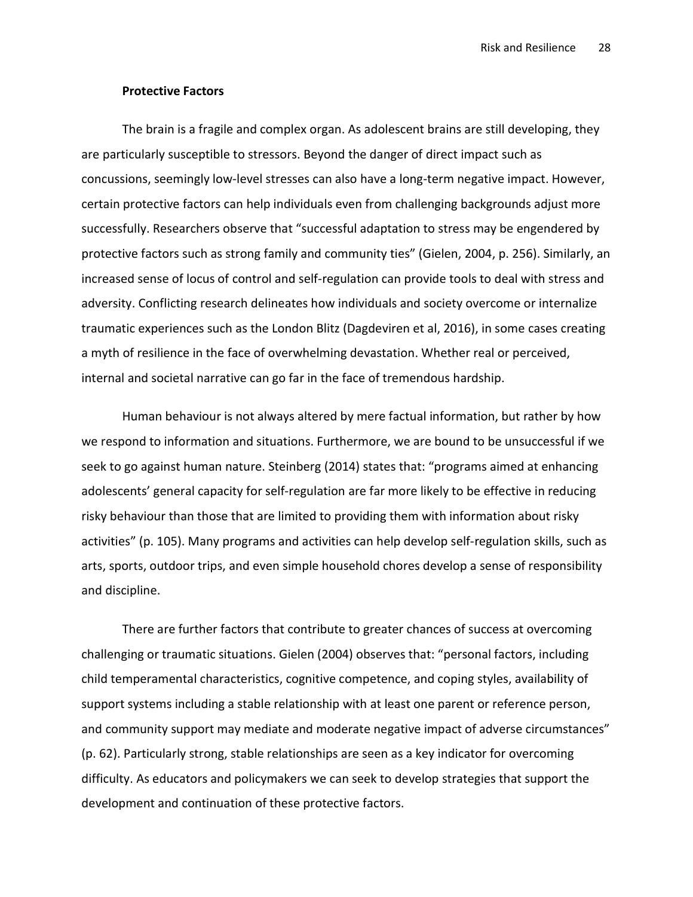**Protective Factors**

The brain is a fragile and complex organ. As adolescent brains are still developing, they are particularly susceptible to stressors. Beyond the danger of direct impact such as concussions, seemingly low-level stresses can also have a long-term negative impact. However, certain protective factors can help individuals even from challenging backgrounds adjust more successfully. Researchers observe that "successful adaptation to stress may be engendered by protective factors such as strong family and community ties" (Gielen, 2004, p. 256). Similarly, an increased sense of locus of control and self-regulation can provide tools to deal with stress and adversity. Conflicting research delineates how individuals and society overcome or internalize traumatic experiences such as the London Blitz (Dagdeviren et al, 2016), in some cases creating a myth of resilience in the face of overwhelming devastation. Whether real or perceived, internal and societal narrative can go far in the face of tremendous hardship.

Human behaviour is not always altered by mere factual information, but rather by how we respond to information and situations. Furthermore, we are bound to be unsuccessful if we seek to go against human nature. Steinberg (2014) states that: "programs aimed at enhancing adolescents' general capacity for self-regulation are far more likely to be effective in reducing risky behaviour than those that are limited to providing them with information about risky activities" (p. 105). Many programs and activities can help develop self-regulation skills, such as arts, sports, outdoor trips, and even simple household chores develop a sense of responsibility and discipline.

There are further factors that contribute to greater chances of success at overcoming challenging or traumatic situations. Gielen (2004) observes that: "personal factors, including child temperamental characteristics, cognitive competence, and coping styles, availability of support systems including a stable relationship with at least one parent or reference person, and community support may mediate and moderate negative impact of adverse circumstances" (p. 62). Particularly strong, stable relationships are seen as a key indicator for overcoming difficulty. As educators and policymakers we can seek to develop strategies that support the development and continuation of these protective factors.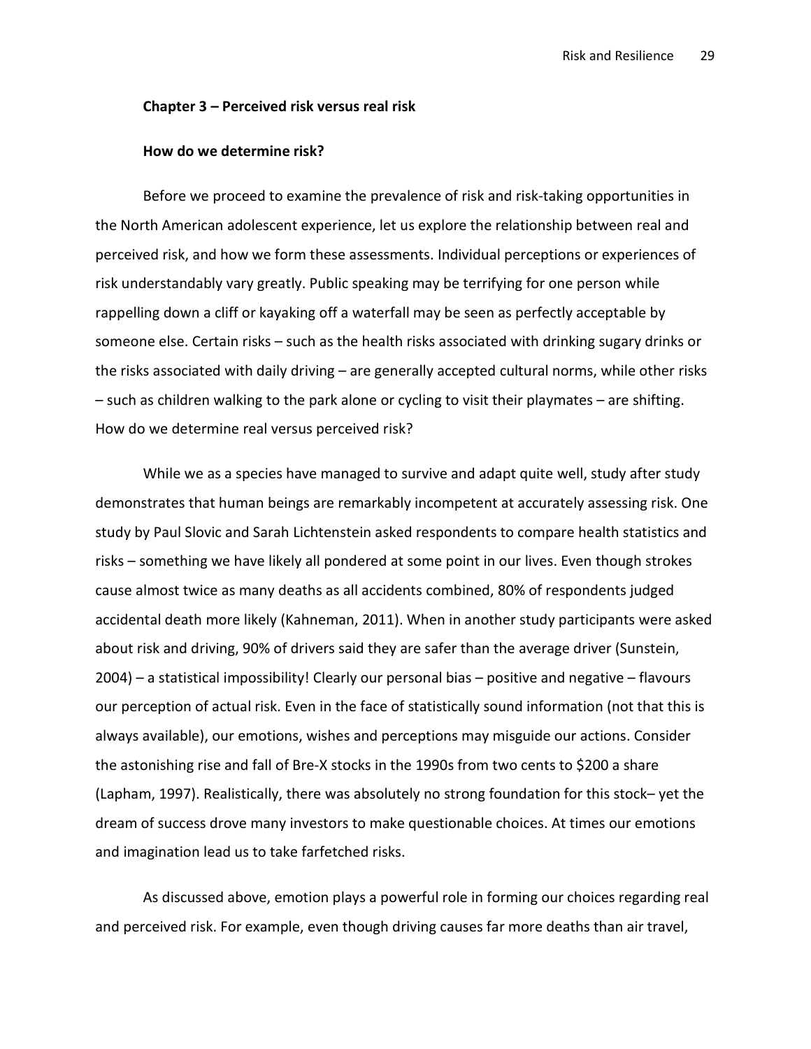## Chapter 3 – Perceived risk versus real risk

### How do we determine risk?

Before we proceed to examine the prevalence of risk and risk-taking opportunities in the North American adolescent experience, let us explore the relationship between real and perceived risk, and how we form these assessments. Individual perceptions or experiences of risk understandably vary greatly. Public speaking may be terrifying for one person while rappelling down a cliff or kayaking off a waterfall may be seen as perfectly acceptable by someone else. Certain risks – such as the health risks associated with drinking sugary drinks or the risks associated with daily driving – are generally accepted cultural norms, while other risks – such as children walking to the park alone or cycling to visit their playmates – are shifting. How do we determine real versus perceived risk?

While we as a species have managed to survive and adapt quite well, study after study demonstrates that human beings are remarkably incompetent at accurately assessing risk. One study by Paul Slovic and Sarah Lichtenstein asked respondents to compare health statistics and risks – something we have likely all pondered at some point in our lives. Even though strokes cause almost twice as many deaths as all accidents combined, 80% of respondents judged accidental death more likely (Kahneman, 2011). When in another study participants were asked about risk and driving, 90% of drivers said they are safer than the average driver (Sunstein, 2004) – a statistical impossibility! Clearly our personal bias – positive and negative – flavours our perception of actual risk. Even in the face of statistically sound information (not that this is always available), our emotions, wishes and perceptions may misguide our actions. Consider the astonishing rise and fall of Bre-X stocks in the 1990s from two cents to $200 a share (Lapham, 1997). Realistically, there was absolutely no strong foundation for this stock– yet the dream of success drove many investors to make questionable choices. At times our emotions and imagination lead us to take farfetched risks.

As discussed above, emotion plays a powerful role in forming our choices regarding real and perceived risk. For example, even though driving causes far more deaths than air travel,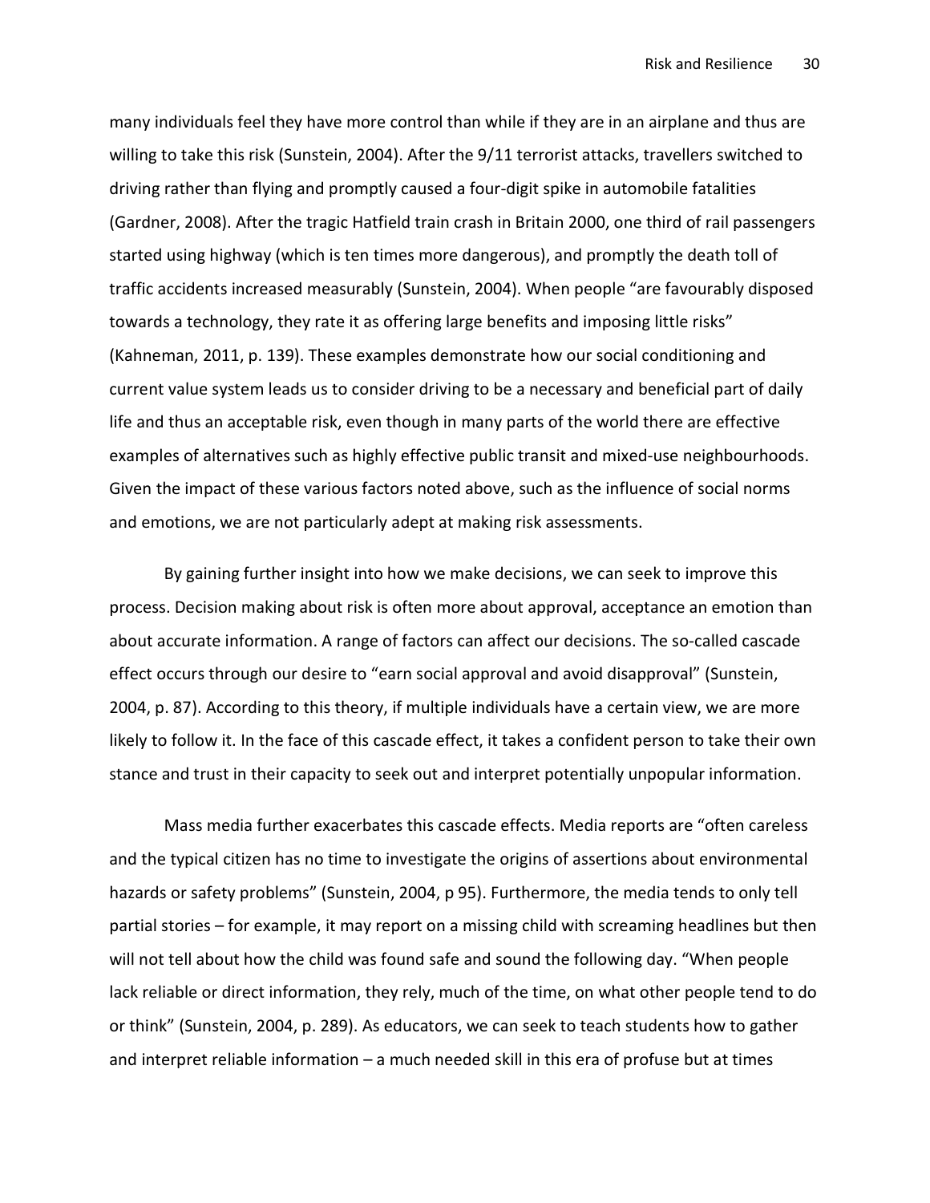many individuals feel they have more control than while if they are in an airplane and thus are willing to take this risk (Sunstein, 2004). After the 9/11 terrorist attacks, travellers switched to driving rather than flying and promptly caused a four-digit spike in automobile fatalities (Gardner, 2008). After the tragic Hatfield train crash in Britain 2000, one third of rail passengers started using highway (which is ten times more dangerous), and promptly the death toll of traffic accidents increased measurably (Sunstein, 2004). When people "are favourably disposed towards a technology, they rate it as offering large benefits and imposing little risks" (Kahneman, 2011, p. 139). These examples demonstrate how our social conditioning and current value system leads us to consider driving to be a necessary and beneficial part of daily life and thus an acceptable risk, even though in many parts of the world there are effective examples of alternatives such as highly effective public transit and mixed-use neighbourhoods. Given the impact of these various factors noted above, such as the influence of social norms and emotions, we are not particularly adept at making risk assessments.

By gaining further insight into how we make decisions, we can seek to improve this process. Decision making about risk is often more about approval, acceptance an emotion than about accurate information. A range of factors can affect our decisions. The so-called cascade effect occurs through our desire to "earn social approval and avoid disapproval" (Sunstein, 2004, p. 87). According to this theory, if multiple individuals have a certain view, we are more likely to follow it. In the face of this cascade effect, it takes a confident person to take their own stance and trust in their capacity to seek out and interpret potentially unpopular information.

Mass media further exacerbates this cascade effects. Media reports are "often careless and the typical citizen has no time to investigate the origins of assertions about environmental hazards or safety problems" (Sunstein, 2004, p 95). Furthermore, the media tends to only tell partial stories – for example, it may report on a missing child with screaming headlines but then will not tell about how the child was found safe and sound the following day. "When people lack reliable or direct information, they rely, much of the time, on what other people tend to do or think" (Sunstein, 2004, p. 289). As educators, we can seek to teach students how to gather and interpret reliable information – a much needed skill in this era of profuse but at times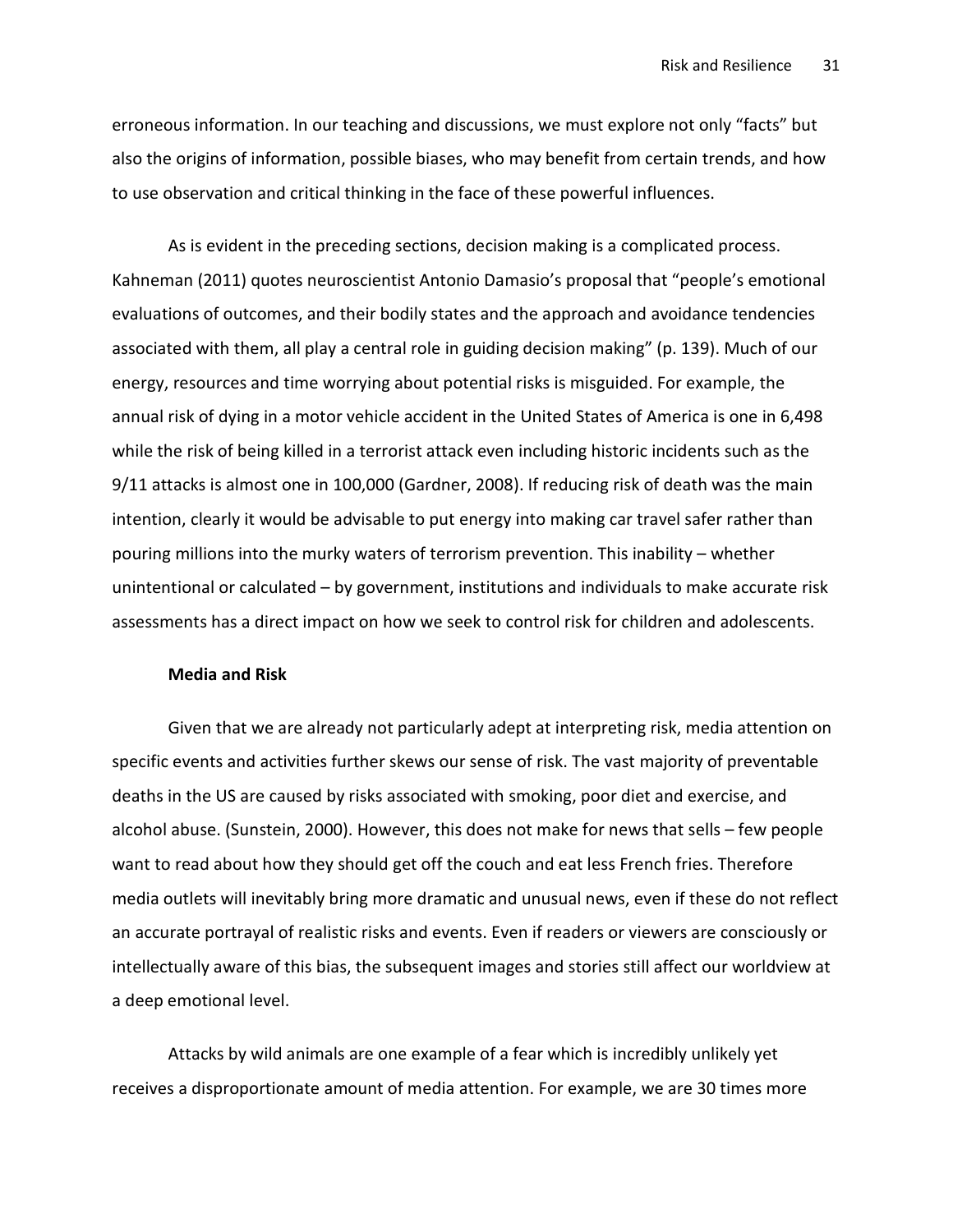erroneous information. In our teaching and discussions, we must explore not only "facts" but also the origins of information, possible biases, who may benefit from certain trends, and how to use observation and critical thinking in the face of these powerful influences.

As is evident in the preceding sections, decision making is a complicated process. Kahneman (2011) quotes neuroscientist Antonio Damasio's proposal that "people's emotional evaluations of outcomes, and their bodily states and the approach and avoidance tendencies associated with them, all play a central role in guiding decision making" (p. 139). Much of our energy, resources and time worrying about potential risks is misguided. For example, the annual risk of dying in a motor vehicle accident in the United States of America is one in 6,498 while the risk of being killed in a terrorist attack even including historic incidents such as the 9/11 attacks is almost one in 100,000 (Gardner, 2008). If reducing risk of death was the main intention, clearly it would be advisable to put energy into making car travel safer rather than pouring millions into the murky waters of terrorism prevention. This inability – whether unintentional or calculated – by government, institutions and individuals to make accurate risk assessments has a direct impact on how we seek to control risk for children and adolescents.

**Media and Risk**

Given that we are already not particularly adept at interpreting risk, media attention on specific events and activities further skews our sense of risk. The vast majority of preventable deaths in the US are caused by risks associated with smoking, poor diet and exercise, and alcohol abuse. (Sunstein, 2000). However, this does not make for news that sells – few people want to read about how they should get off the couch and eat less French fries. Therefore media outlets will inevitably bring more dramatic and unusual news, even if these do not reflect an accurate portrayal of realistic risks and events. Even if readers or viewers are consciously or intellectually aware of this bias, the subsequent images and stories still affect our worldview at a deep emotional level.

Attacks by wild animals are one example of a fear which is incredibly unlikely yet receives a disproportionate amount of media attention. For example, we are 30 times more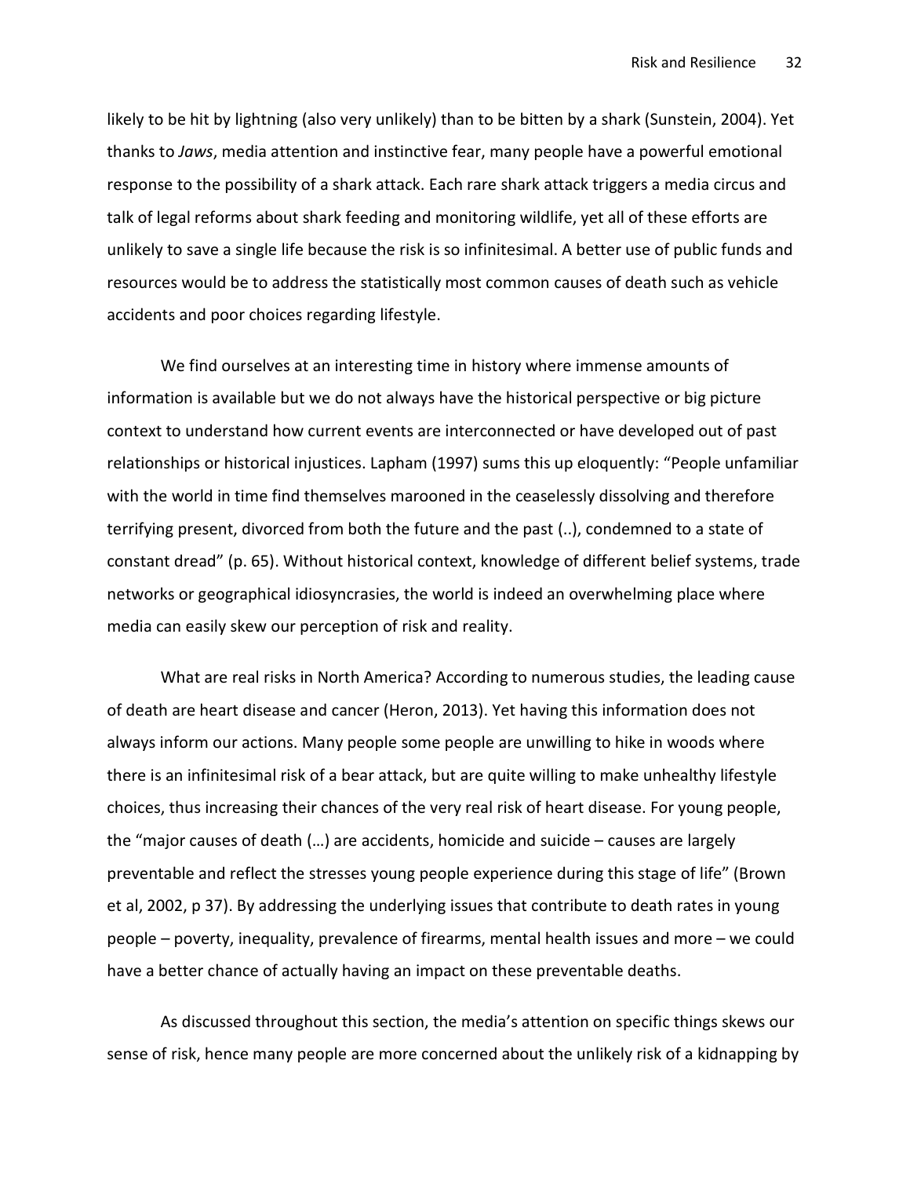likely to be hit by lightning (also very unlikely) than to be bitten by a shark (Sunstein, 2004). Yet thanks to *Jaws*, media attention and instinctive fear, many people have a powerful emotional response to the possibility of a shark attack. Each rare shark attack triggers a media circus and talk of legal reforms about shark feeding and monitoring wildlife, yet all of these efforts are unlikely to save a single life because the risk is so infinitesimal. A better use of public funds and resources would be to address the statistically most common causes of death such as vehicle accidents and poor choices regarding lifestyle.

We find ourselves at an interesting time in history where immense amounts of information is available but we do not always have the historical perspective or big picture context to understand how current events are interconnected or have developed out of past relationships or historical injustices. Lapham (1997) sums this up eloquently: "People unfamiliar with the world in time find themselves marooned in the ceaselessly dissolving and therefore terrifying present, divorced from both the future and the past (..), condemned to a state of constant dread" (p. 65). Without historical context, knowledge of different belief systems, trade networks or geographical idiosyncrasies, the world is indeed an overwhelming place where media can easily skew our perception of risk and reality.

What are real risks in North America? According to numerous studies, the leading cause of death are heart disease and cancer (Heron, 2013). Yet having this information does not always inform our actions. Many people some people are unwilling to hike in woods where there is an infinitesimal risk of a bear attack, but are quite willing to make unhealthy lifestyle choices, thus increasing their chances of the very real risk of heart disease. For young people, the "major causes of death (…) are accidents, homicide and suicide – causes are largely preventable and reflect the stresses young people experience during this stage of life" (Brown et al, 2002, p 37). By addressing the underlying issues that contribute to death rates in young people – poverty, inequality, prevalence of firearms, mental health issues and more – we could have a better chance of actually having an impact on these preventable deaths.

As discussed throughout this section, the media's attention on specific things skews our sense of risk, hence many people are more concerned about the unlikely risk of a kidnapping by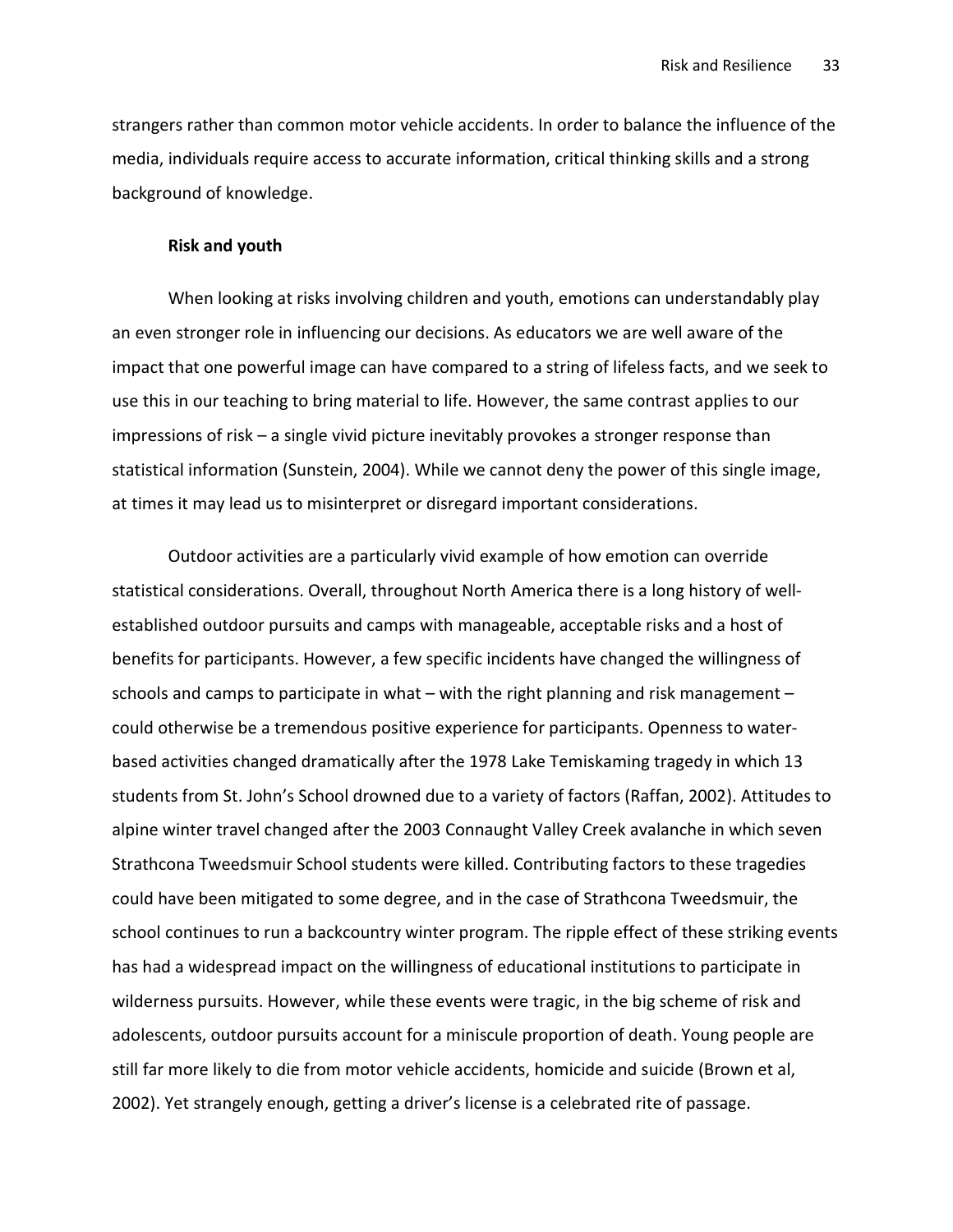strangers rather than common motor vehicle accidents. In order to balance the influence of the media, individuals require access to accurate information, critical thinking skills and a strong background of knowledge.

**Risk and youth**

When looking at risks involving children and youth, emotions can understandably play an even stronger role in influencing our decisions. As educators we are well aware of the impact that one powerful image can have compared to a string of lifeless facts, and we seek to use this in our teaching to bring material to life. However, the same contrast applies to our impressions of risk – a single vivid picture inevitably provokes a stronger response than statistical information (Sunstein, 2004). While we cannot deny the power of this single image, at times it may lead us to misinterpret or disregard important considerations.

Outdoor activities are a particularly vivid example of how emotion can override statistical considerations. Overall, throughout North America there is a long history of well-established outdoor pursuits and camps with manageable, acceptable risks and a host of benefits for participants. However, a few specific incidents have changed the willingness of schools and camps to participate in what – with the right planning and risk management – could otherwise be a tremendous positive experience for participants. Openness to water-based activities changed dramatically after the 1978 Lake Temiskaming tragedy in which 13 students from St. John's School drowned due to a variety of factors (Raffan, 2002). Attitudes to alpine winter travel changed after the 2003 Connaught Valley Creek avalanche in which seven Strathcona Tweedsmuir School students were killed. Contributing factors to these tragedies could have been mitigated to some degree, and in the case of Strathcona Tweedsmuir, the school continues to run a backcountry winter program. The ripple effect of these striking events has had a widespread impact on the willingness of educational institutions to participate in wilderness pursuits. However, while these events were tragic, in the big scheme of risk and adolescents, outdoor pursuits account for a miniscule proportion of death. Young people are still far more likely to die from motor vehicle accidents, homicide and suicide (Brown et al, 2002). Yet strangely enough, getting a driver's license is a celebrated rite of passage.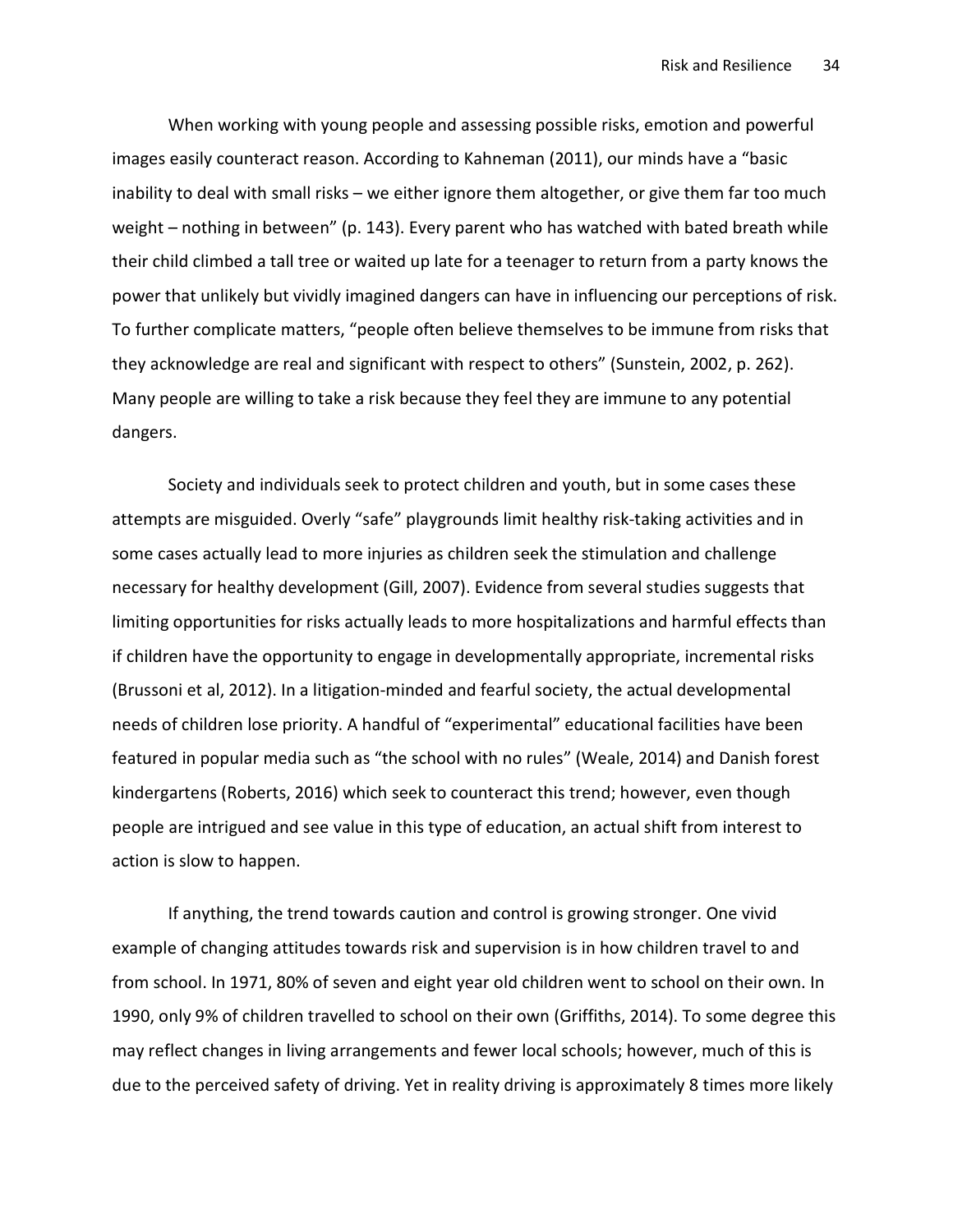When working with young people and assessing possible risks, emotion and powerful images easily counteract reason. According to Kahneman (2011), our minds have a "basic inability to deal with small risks – we either ignore them altogether, or give them far too much weight – nothing in between" (p. 143). Every parent who has watched with bated breath while their child climbed a tall tree or waited up late for a teenager to return from a party knows the power that unlikely but vividly imagined dangers can have in influencing our perceptions of risk. To further complicate matters, "people often believe themselves to be immune from risks that they acknowledge are real and significant with respect to others" (Sunstein, 2002, p. 262). Many people are willing to take a risk because they feel they are immune to any potential dangers.

Society and individuals seek to protect children and youth, but in some cases these attempts are misguided. Overly "safe" playgrounds limit healthy risk-taking activities and in some cases actually lead to more injuries as children seek the stimulation and challenge necessary for healthy development (Gill, 2007). Evidence from several studies suggests that limiting opportunities for risks actually leads to more hospitalizations and harmful effects than if children have the opportunity to engage in developmentally appropriate, incremental risks (Brussoni et al, 2012). In a litigation-minded and fearful society, the actual developmental needs of children lose priority. A handful of "experimental" educational facilities have been featured in popular media such as "the school with no rules" (Weale, 2014) and Danish forest kindergartens (Roberts, 2016) which seek to counteract this trend; however, even though people are intrigued and see value in this type of education, an actual shift from interest to action is slow to happen.

If anything, the trend towards caution and control is growing stronger. One vivid example of changing attitudes towards risk and supervision is in how children travel to and from school. In 1971, 80% of seven and eight year old children went to school on their own. In 1990, only 9% of children travelled to school on their own (Griffiths, 2014). To some degree this may reflect changes in living arrangements and fewer local schools; however, much of this is due to the perceived safety of driving. Yet in reality driving is approximately 8 times more likely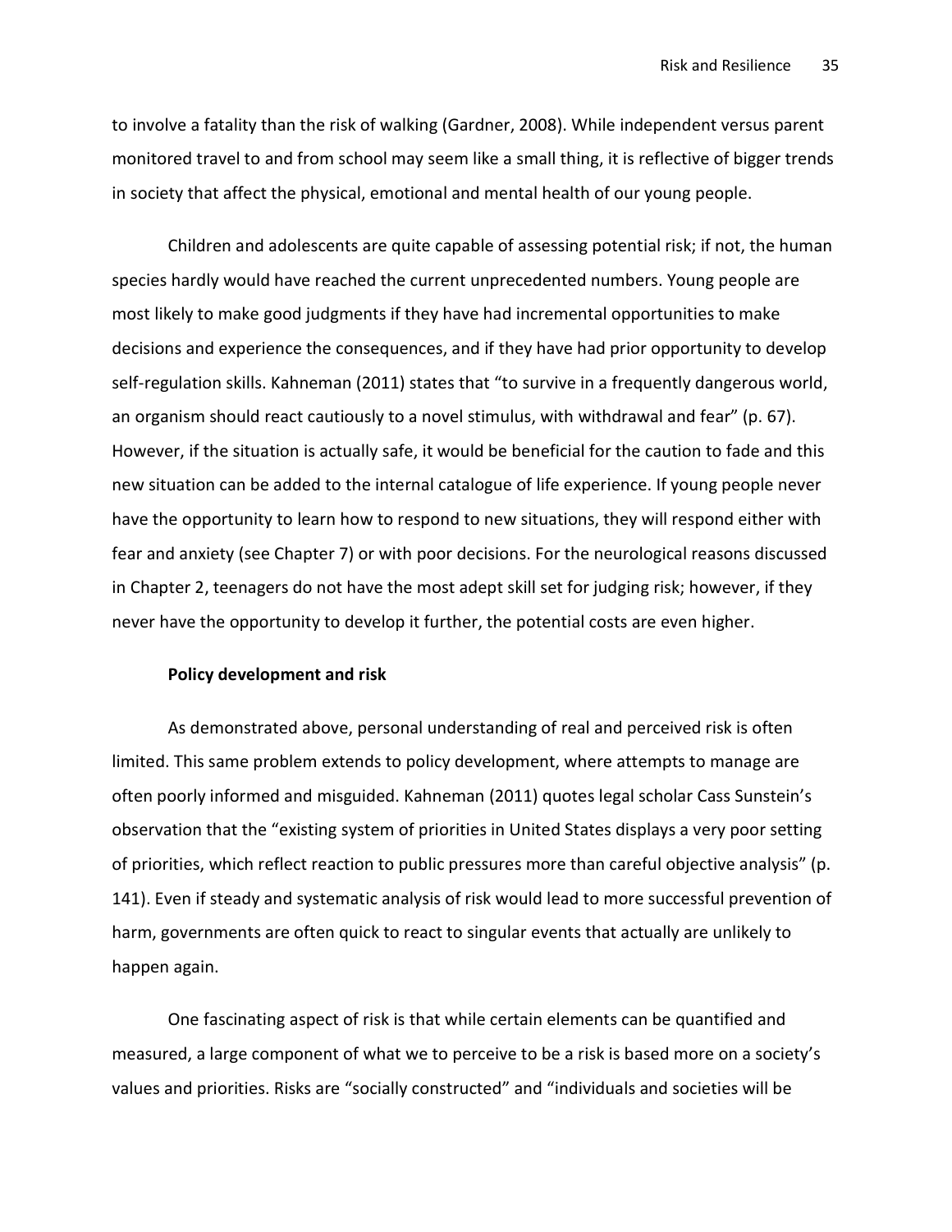to involve a fatality than the risk of walking (Gardner, 2008). While independent versus parent monitored travel to and from school may seem like a small thing, it is reflective of bigger trends in society that affect the physical, emotional and mental health of our young people.

Children and adolescents are quite capable of assessing potential risk; if not, the human species hardly would have reached the current unprecedented numbers. Young people are most likely to make good judgments if they have had incremental opportunities to make decisions and experience the consequences, and if they have had prior opportunity to develop self-regulation skills. Kahneman (2011) states that "to survive in a frequently dangerous world, an organism should react cautiously to a novel stimulus, with withdrawal and fear" (p. 67). However, if the situation is actually safe, it would be beneficial for the caution to fade and this new situation can be added to the internal catalogue of life experience. If young people never have the opportunity to learn how to respond to new situations, they will respond either with fear and anxiety (see Chapter 7) or with poor decisions. For the neurological reasons discussed in Chapter 2, teenagers do not have the most adept skill set for judging risk; however, if they never have the opportunity to develop it further, the potential costs are even higher.

**Policy development and risk**

As demonstrated above, personal understanding of real and perceived risk is often limited. This same problem extends to policy development, where attempts to manage are often poorly informed and misguided. Kahneman (2011) quotes legal scholar Cass Sunstein's observation that the "existing system of priorities in United States displays a very poor setting of priorities, which reflect reaction to public pressures more than careful objective analysis" (p. 141). Even if steady and systematic analysis of risk would lead to more successful prevention of harm, governments are often quick to react to singular events that actually are unlikely to happen again.

One fascinating aspect of risk is that while certain elements can be quantified and measured, a large component of what we to perceive to be a risk is based more on a society's values and priorities. Risks are "socially constructed" and "individuals and societies will be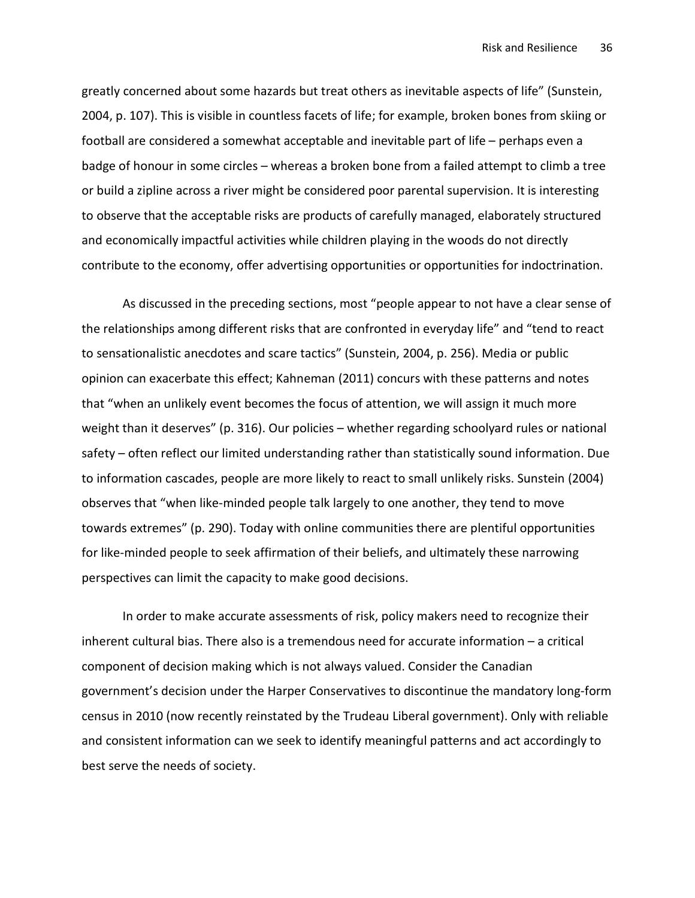greatly concerned about some hazards but treat others as inevitable aspects of life" (Sunstein, 2004, p. 107). This is visible in countless facets of life; for example, broken bones from skiing or football are considered a somewhat acceptable and inevitable part of life – perhaps even a badge of honour in some circles – whereas a broken bone from a failed attempt to climb a tree or build a zipline across a river might be considered poor parental supervision. It is interesting to observe that the acceptable risks are products of carefully managed, elaborately structured and economically impactful activities while children playing in the woods do not directly contribute to the economy, offer advertising opportunities or opportunities for indoctrination.

As discussed in the preceding sections, most "people appear to not have a clear sense of the relationships among different risks that are confronted in everyday life" and "tend to react to sensationalistic anecdotes and scare tactics" (Sunstein, 2004, p. 256). Media or public opinion can exacerbate this effect; Kahneman (2011) concurs with these patterns and notes that "when an unlikely event becomes the focus of attention, we will assign it much more weight than it deserves" (p. 316). Our policies – whether regarding schoolyard rules or national safety – often reflect our limited understanding rather than statistically sound information. Due to information cascades, people are more likely to react to small unlikely risks. Sunstein (2004) observes that "when like-minded people talk largely to one another, they tend to move towards extremes" (p. 290). Today with online communities there are plentiful opportunities for like-minded people to seek affirmation of their beliefs, and ultimately these narrowing perspectives can limit the capacity to make good decisions.

In order to make accurate assessments of risk, policy makers need to recognize their inherent cultural bias. There also is a tremendous need for accurate information – a critical component of decision making which is not always valued. Consider the Canadian government's decision under the Harper Conservatives to discontinue the mandatory long-form census in 2010 (now recently reinstated by the Trudeau Liberal government). Only with reliable and consistent information can we seek to identify meaningful patterns and act accordingly to best serve the needs of society.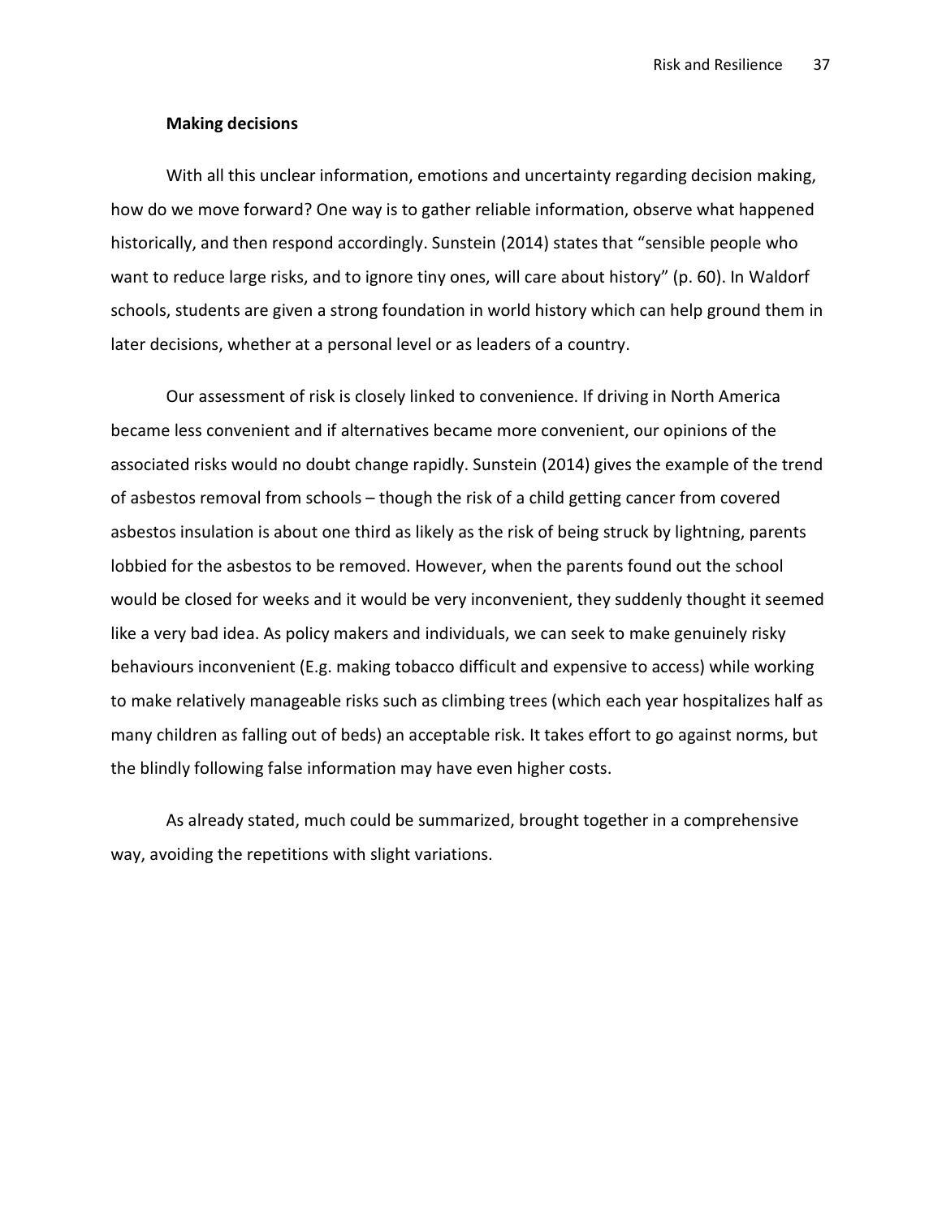**Making decisions**

With all this unclear information, emotions and uncertainty regarding decision making, how do we move forward? One way is to gather reliable information, observe what happened historically, and then respond accordingly. Sunstein (2014) states that "sensible people who want to reduce large risks, and to ignore tiny ones, will care about history" (p. 60). In Waldorf schools, students are given a strong foundation in world history which can help ground them in later decisions, whether at a personal level or as leaders of a country.

Our assessment of risk is closely linked to convenience. If driving in North America became less convenient and if alternatives became more convenient, our opinions of the associated risks would no doubt change rapidly. Sunstein (2014) gives the example of the trend of asbestos removal from schools – though the risk of a child getting cancer from covered asbestos insulation is about one third as likely as the risk of being struck by lightning, parents lobbied for the asbestos to be removed. However, when the parents found out the school would be closed for weeks and it would be very inconvenient, they suddenly thought it seemed like a very bad idea. As policy makers and individuals, we can seek to make genuinely risky behaviours inconvenient (E.g. making tobacco difficult and expensive to access) while working to make relatively manageable risks such as climbing trees (which each year hospitalizes half as many children as falling out of beds) an acceptable risk. It takes effort to go against norms, but the blindly following false information may have even higher costs.

As already stated, much could be summarized, brought together in a comprehensive way, avoiding the repetitions with slight variations.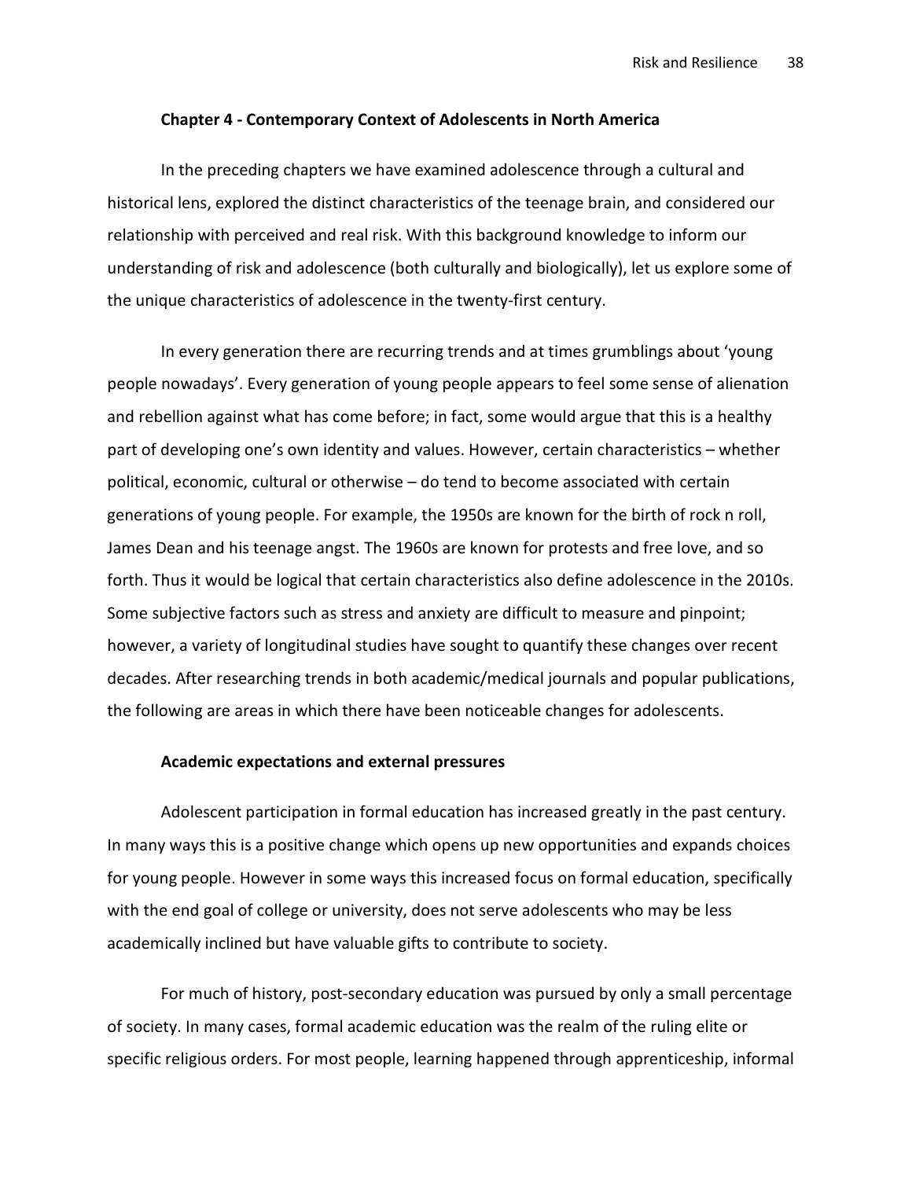## Chapter 4 - Contemporary Context of Adolescents in North America

In the preceding chapters we have examined adolescence through a cultural and historical lens, explored the distinct characteristics of the teenage brain, and considered our relationship with perceived and real risk. With this background knowledge to inform our understanding of risk and adolescence (both culturally and biologically), let us explore some of the unique characteristics of adolescence in the twenty-first century.

In every generation there are recurring trends and at times grumblings about 'young people nowadays'. Every generation of young people appears to feel some sense of alienation and rebellion against what has come before; in fact, some would argue that this is a healthy part of developing one's own identity and values. However, certain characteristics – whether political, economic, cultural or otherwise – do tend to become associated with certain generations of young people. For example, the 1950s are known for the birth of rock n roll, James Dean and his teenage angst. The 1960s are known for protests and free love, and so forth. Thus it would be logical that certain characteristics also define adolescence in the 2010s. Some subjective factors such as stress and anxiety are difficult to measure and pinpoint; however, a variety of longitudinal studies have sought to quantify these changes over recent decades. After researching trends in both academic/medical journals and popular publications, the following are areas in which there have been noticeable changes for adolescents.

### Academic expectations and external pressures

Adolescent participation in formal education has increased greatly in the past century. In many ways this is a positive change which opens up new opportunities and expands choices for young people. However in some ways this increased focus on formal education, specifically with the end goal of college or university, does not serve adolescents who may be less academically inclined but have valuable gifts to contribute to society.

For much of history, post-secondary education was pursued by only a small percentage of society. In many cases, formal academic education was the realm of the ruling elite or specific religious orders. For most people, learning happened through apprenticeship, informal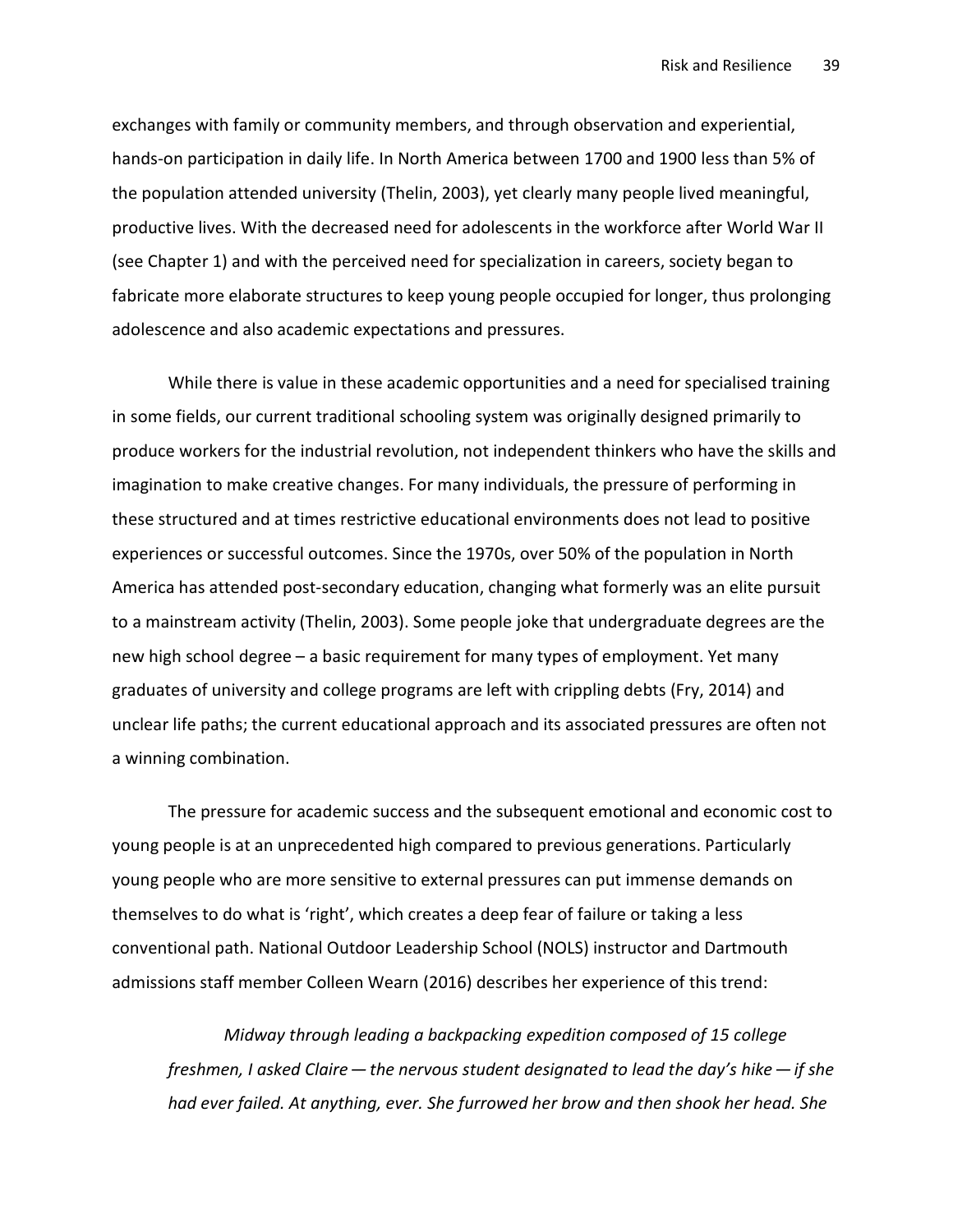exchanges with family or community members, and through observation and experiential, hands-on participation in daily life. In North America between 1700 and 1900 less than 5% of the population attended university (Thelin, 2003), yet clearly many people lived meaningful, productive lives. With the decreased need for adolescents in the workforce after World War II (see Chapter 1) and with the perceived need for specialization in careers, society began to fabricate more elaborate structures to keep young people occupied for longer, thus prolonging adolescence and also academic expectations and pressures.

While there is value in these academic opportunities and a need for specialised training in some fields, our current traditional schooling system was originally designed primarily to produce workers for the industrial revolution, not independent thinkers who have the skills and imagination to make creative changes. For many individuals, the pressure of performing in these structured and at times restrictive educational environments does not lead to positive experiences or successful outcomes. Since the 1970s, over 50% of the population in North America has attended post-secondary education, changing what formerly was an elite pursuit to a mainstream activity (Thelin, 2003). Some people joke that undergraduate degrees are the new high school degree – a basic requirement for many types of employment. Yet many graduates of university and college programs are left with crippling debts (Fry, 2014) and unclear life paths; the current educational approach and its associated pressures are often not a winning combination.

The pressure for academic success and the subsequent emotional and economic cost to young people is at an unprecedented high compared to previous generations. Particularly young people who are more sensitive to external pressures can put immense demands on themselves to do what is 'right', which creates a deep fear of failure or taking a less conventional path. National Outdoor Leadership School (NOLS) instructor and Dartmouth admissions staff member Colleen Wearn (2016) describes her experience of this trend:

> *Midway through leading a backpacking expedition composed of 15 college freshmen, I asked Claire — the nervous student designated to lead the day's hike — if she had ever failed. At anything, ever. She furrowed her brow and then shook her head. She*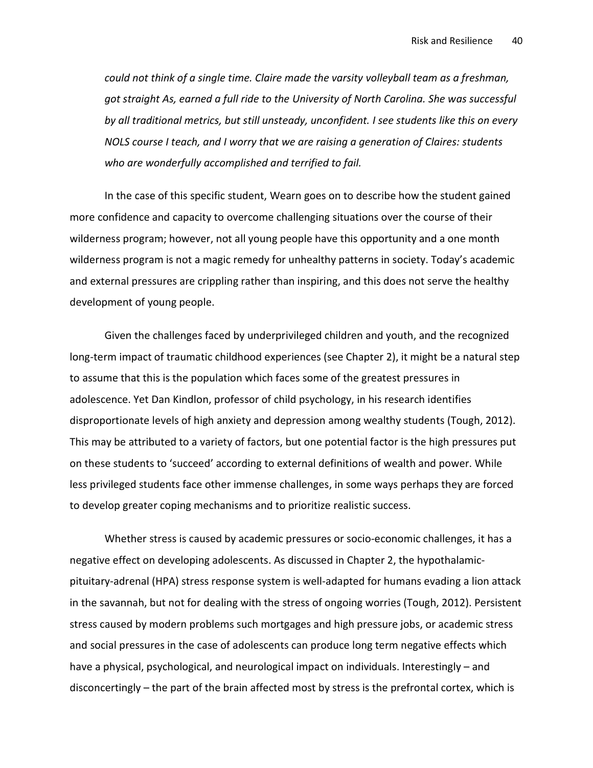*could not think of a single time. Claire made the varsity volleyball team as a freshman, got straight As, earned a full ride to the University of North Carolina. She was successful by all traditional metrics, but still unsteady, unconfident. I see students like this on every NOLS course I teach, and I worry that we are raising a generation of Claires: students who are wonderfully accomplished and terrified to fail.*

In the case of this specific student, Wearn goes on to describe how the student gained more confidence and capacity to overcome challenging situations over the course of their wilderness program; however, not all young people have this opportunity and a one month wilderness program is not a magic remedy for unhealthy patterns in society. Today's academic and external pressures are crippling rather than inspiring, and this does not serve the healthy development of young people.

Given the challenges faced by underprivileged children and youth, and the recognized long-term impact of traumatic childhood experiences (see Chapter 2), it might be a natural step to assume that this is the population which faces some of the greatest pressures in adolescence. Yet Dan Kindlon, professor of child psychology, in his research identifies disproportionate levels of high anxiety and depression among wealthy students (Tough, 2012). This may be attributed to a variety of factors, but one potential factor is the high pressures put on these students to 'succeed' according to external definitions of wealth and power. While less privileged students face other immense challenges, in some ways perhaps they are forced to develop greater coping mechanisms and to prioritize realistic success.

Whether stress is caused by academic pressures or socio-economic challenges, it has a negative effect on developing adolescents. As discussed in Chapter 2, the hypothalamic-pituitary-adrenal (HPA) stress response system is well-adapted for humans evading a lion attack in the savannah, but not for dealing with the stress of ongoing worries (Tough, 2012). Persistent stress caused by modern problems such mortgages and high pressure jobs, or academic stress and social pressures in the case of adolescents can produce long term negative effects which have a physical, psychological, and neurological impact on individuals. Interestingly – and disconcertingly – the part of the brain affected most by stress is the prefrontal cortex, which is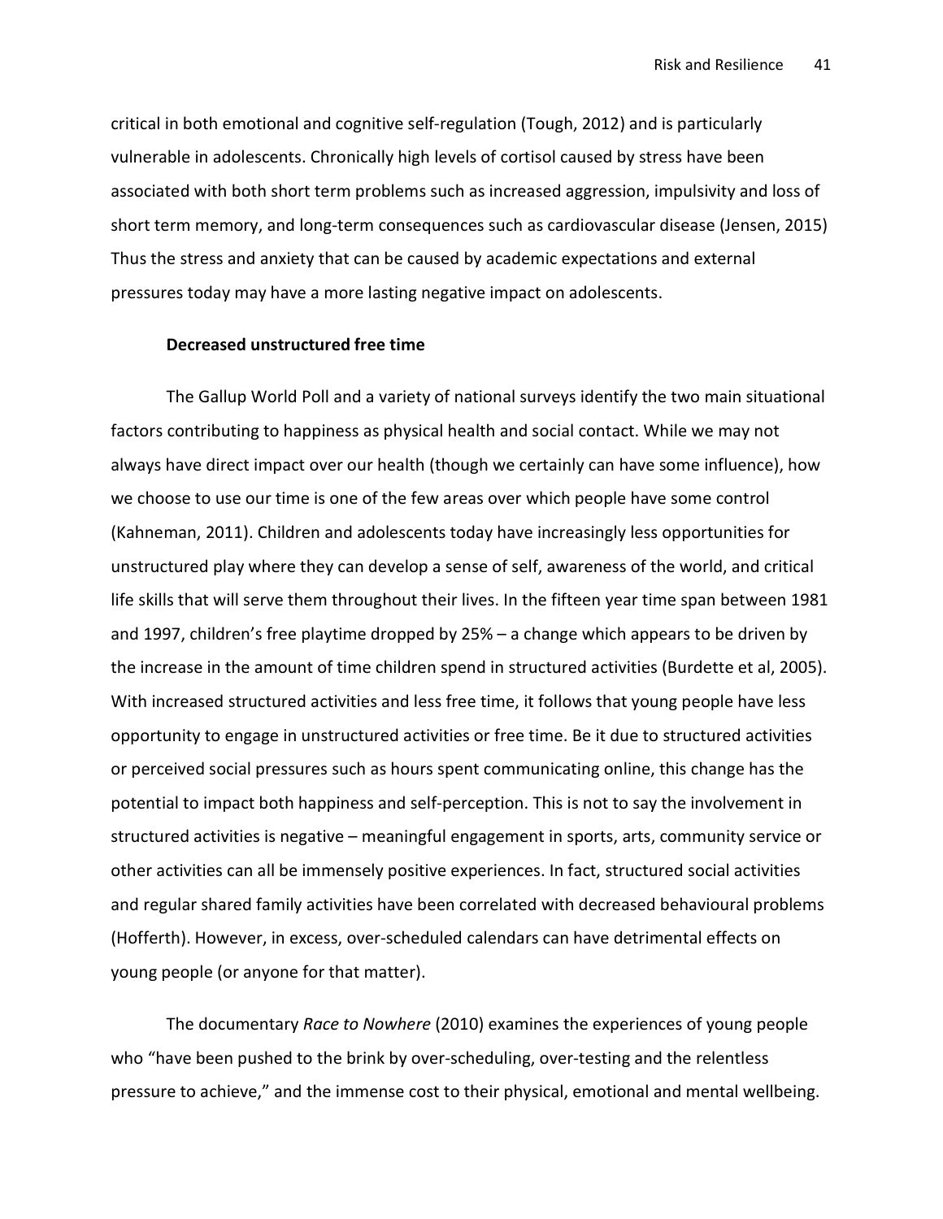critical in both emotional and cognitive self-regulation (Tough, 2012) and is particularly vulnerable in adolescents. Chronically high levels of cortisol caused by stress have been associated with both short term problems such as increased aggression, impulsivity and loss of short term memory, and long-term consequences such as cardiovascular disease (Jensen, 2015) Thus the stress and anxiety that can be caused by academic expectations and external pressures today may have a more lasting negative impact on adolescents.

### Decreased unstructured free time

The Gallup World Poll and a variety of national surveys identify the two main situational factors contributing to happiness as physical health and social contact. While we may not always have direct impact over our health (though we certainly can have some influence), how we choose to use our time is one of the few areas over which people have some control (Kahneman, 2011). Children and adolescents today have increasingly less opportunities for unstructured play where they can develop a sense of self, awareness of the world, and critical life skills that will serve them throughout their lives. In the fifteen year time span between 1981 and 1997, children's free playtime dropped by 25% – a change which appears to be driven by the increase in the amount of time children spend in structured activities (Burdette et al, 2005). With increased structured activities and less free time, it follows that young people have less opportunity to engage in unstructured activities or free time. Be it due to structured activities or perceived social pressures such as hours spent communicating online, this change has the potential to impact both happiness and self-perception. This is not to say the involvement in structured activities is negative – meaningful engagement in sports, arts, community service or other activities can all be immensely positive experiences. In fact, structured social activities and regular shared family activities have been correlated with decreased behavioural problems (Hofferth). However, in excess, over-scheduled calendars can have detrimental effects on young people (or anyone for that matter).

The documentary *Race to Nowhere* (2010) examines the experiences of young people who "have been pushed to the brink by over-scheduling, over-testing and the relentless pressure to achieve," and the immense cost to their physical, emotional and mental wellbeing.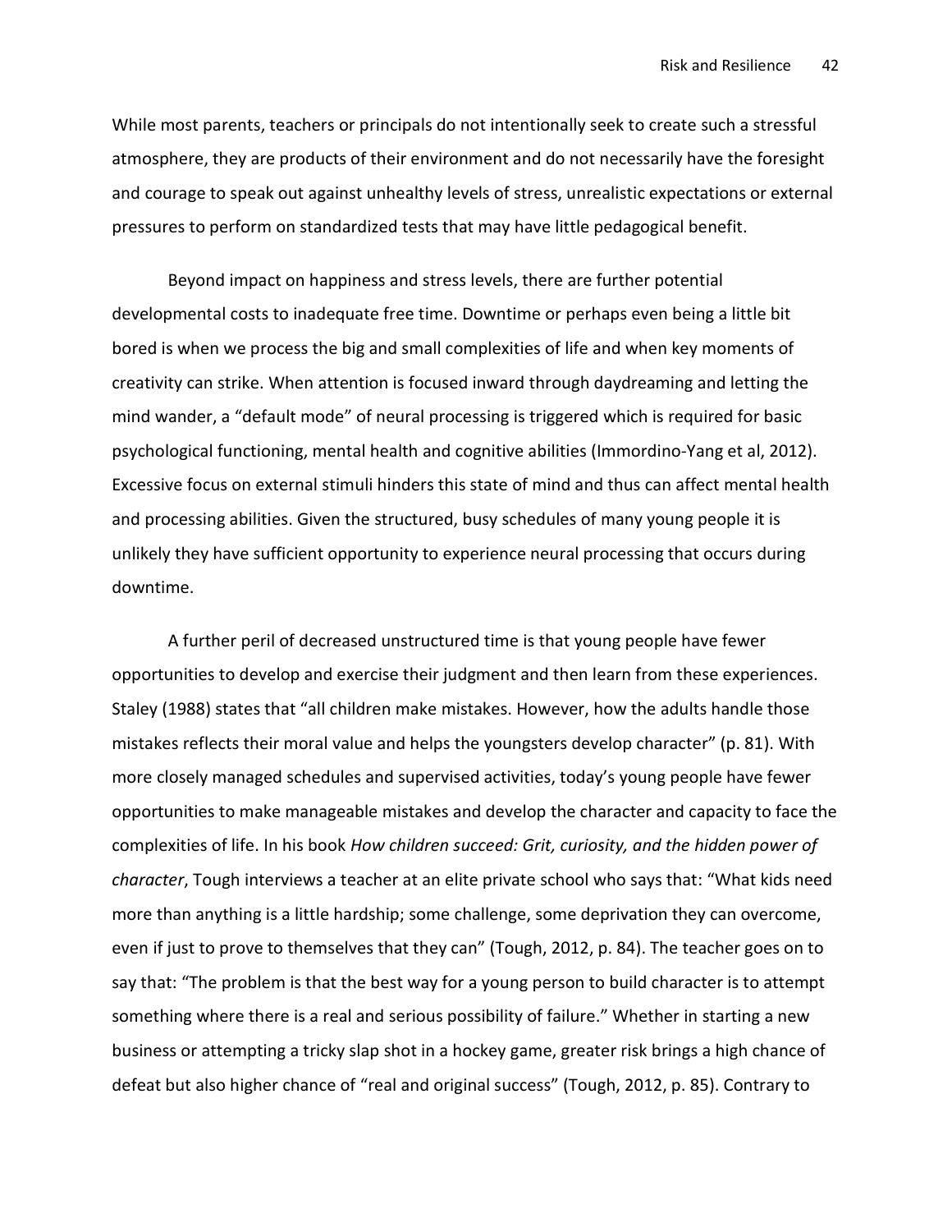While most parents, teachers or principals do not intentionally seek to create such a stressful atmosphere, they are products of their environment and do not necessarily have the foresight and courage to speak out against unhealthy levels of stress, unrealistic expectations or external pressures to perform on standardized tests that may have little pedagogical benefit.

Beyond impact on happiness and stress levels, there are further potential developmental costs to inadequate free time. Downtime or perhaps even being a little bit bored is when we process the big and small complexities of life and when key moments of creativity can strike. When attention is focused inward through daydreaming and letting the mind wander, a "default mode" of neural processing is triggered which is required for basic psychological functioning, mental health and cognitive abilities (Immordino-Yang et al, 2012). Excessive focus on external stimuli hinders this state of mind and thus can affect mental health and processing abilities. Given the structured, busy schedules of many young people it is unlikely they have sufficient opportunity to experience neural processing that occurs during downtime.

A further peril of decreased unstructured time is that young people have fewer opportunities to develop and exercise their judgment and then learn from these experiences. Staley (1988) states that "all children make mistakes. However, how the adults handle those mistakes reflects their moral value and helps the youngsters develop character" (p. 81). With more closely managed schedules and supervised activities, today's young people have fewer opportunities to make manageable mistakes and develop the character and capacity to face the complexities of life. In his book *How children succeed: Grit, curiosity, and the hidden power of character*, Tough interviews a teacher at an elite private school who says that: "What kids need more than anything is a little hardship; some challenge, some deprivation they can overcome, even if just to prove to themselves that they can" (Tough, 2012, p. 84). The teacher goes on to say that: "The problem is that the best way for a young person to build character is to attempt something where there is a real and serious possibility of failure." Whether in starting a new business or attempting a tricky slap shot in a hockey game, greater risk brings a high chance of defeat but also higher chance of "real and original success" (Tough, 2012, p. 85). Contrary to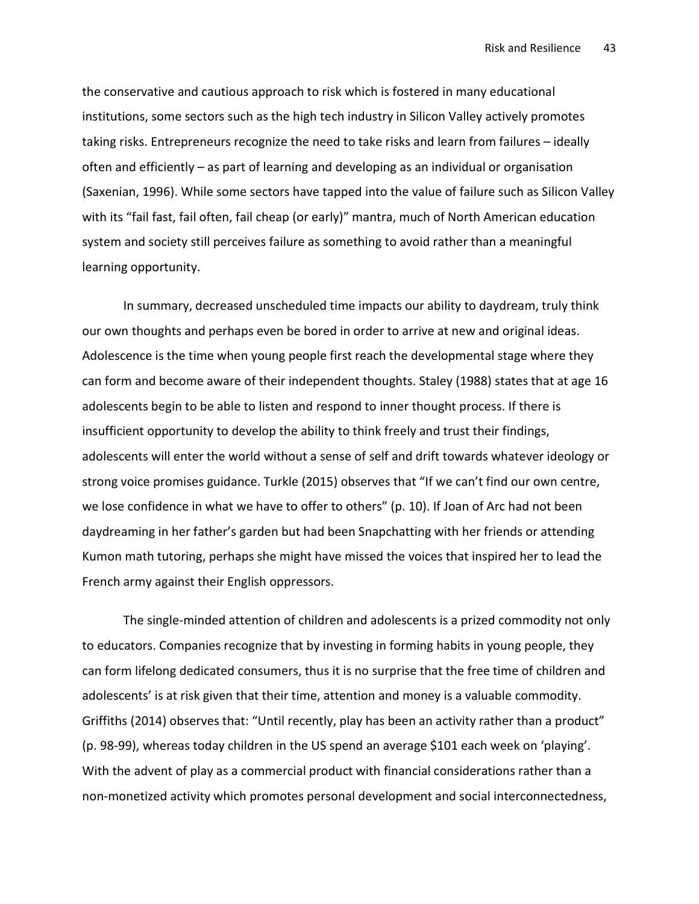the conservative and cautious approach to risk which is fostered in many educational institutions, some sectors such as the high tech industry in Silicon Valley actively promotes taking risks. Entrepreneurs recognize the need to take risks and learn from failures – ideally often and efficiently – as part of learning and developing as an individual or organisation (Saxenian, 1996). While some sectors have tapped into the value of failure such as Silicon Valley with its "fail fast, fail often, fail cheap (or early)" mantra, much of North American education system and society still perceives failure as something to avoid rather than a meaningful learning opportunity.

In summary, decreased unscheduled time impacts our ability to daydream, truly think our own thoughts and perhaps even be bored in order to arrive at new and original ideas. Adolescence is the time when young people first reach the developmental stage where they can form and become aware of their independent thoughts. Staley (1988) states that at age 16 adolescents begin to be able to listen and respond to inner thought process. If there is insufficient opportunity to develop the ability to think freely and trust their findings, adolescents will enter the world without a sense of self and drift towards whatever ideology or strong voice promises guidance. Turkle (2015) observes that "If we can't find our own centre, we lose confidence in what we have to offer to others" (p. 10). If Joan of Arc had not been daydreaming in her father's garden but had been Snapchatting with her friends or attending Kumon math tutoring, perhaps she might have missed the voices that inspired her to lead the French army against their English oppressors.

The single-minded attention of children and adolescents is a prized commodity not only to educators. Companies recognize that by investing in forming habits in young people, they can form lifelong dedicated consumers, thus it is no surprise that the free time of children and adolescents' is at risk given that their time, attention and money is a valuable commodity. Griffiths (2014) observes that: "Until recently, play has been an activity rather than a product" (p. 98-99), whereas today children in the US spend an average $101 each week on 'playing'. With the advent of play as a commercial product with financial considerations rather than a non-monetized activity which promotes personal development and social interconnectedness,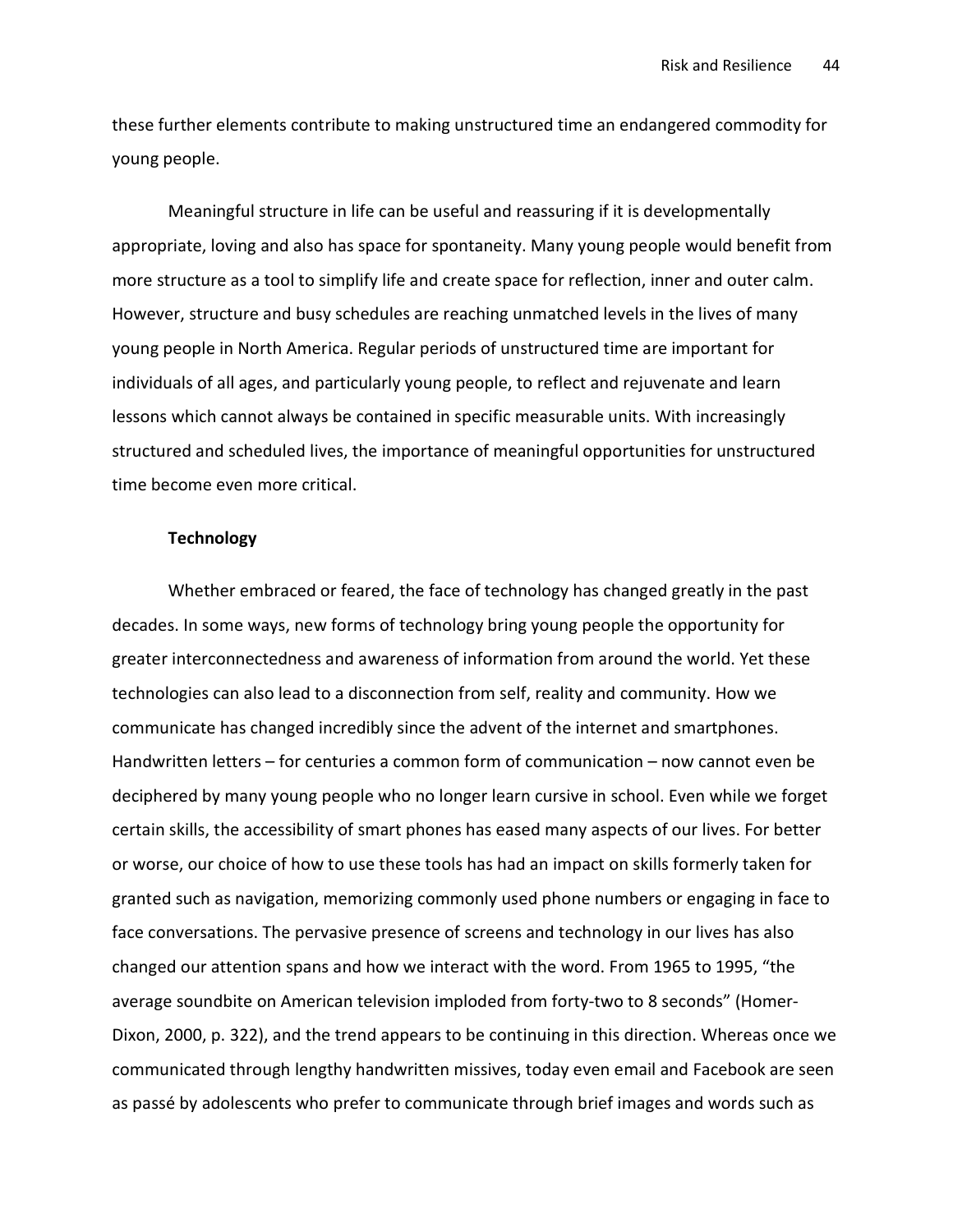these further elements contribute to making unstructured time an endangered commodity for young people.

Meaningful structure in life can be useful and reassuring if it is developmentally appropriate, loving and also has space for spontaneity. Many young people would benefit from more structure as a tool to simplify life and create space for reflection, inner and outer calm. However, structure and busy schedules are reaching unmatched levels in the lives of many young people in North America. Regular periods of unstructured time are important for individuals of all ages, and particularly young people, to reflect and rejuvenate and learn lessons which cannot always be contained in specific measurable units. With increasingly structured and scheduled lives, the importance of meaningful opportunities for unstructured time become even more critical.

**Technology**

Whether embraced or feared, the face of technology has changed greatly in the past decades. In some ways, new forms of technology bring young people the opportunity for greater interconnectedness and awareness of information from around the world. Yet these technologies can also lead to a disconnection from self, reality and community. How we communicate has changed incredibly since the advent of the internet and smartphones. Handwritten letters – for centuries a common form of communication – now cannot even be deciphered by many young people who no longer learn cursive in school. Even while we forget certain skills, the accessibility of smart phones has eased many aspects of our lives. For better or worse, our choice of how to use these tools has had an impact on skills formerly taken for granted such as navigation, memorizing commonly used phone numbers or engaging in face to face conversations. The pervasive presence of screens and technology in our lives has also changed our attention spans and how we interact with the word. From 1965 to 1995, "the average soundbite on American television imploded from forty-two to 8 seconds" (Homer-Dixon, 2000, p. 322), and the trend appears to be continuing in this direction. Whereas once we communicated through lengthy handwritten missives, today even email and Facebook are seen as passé by adolescents who prefer to communicate through brief images and words such as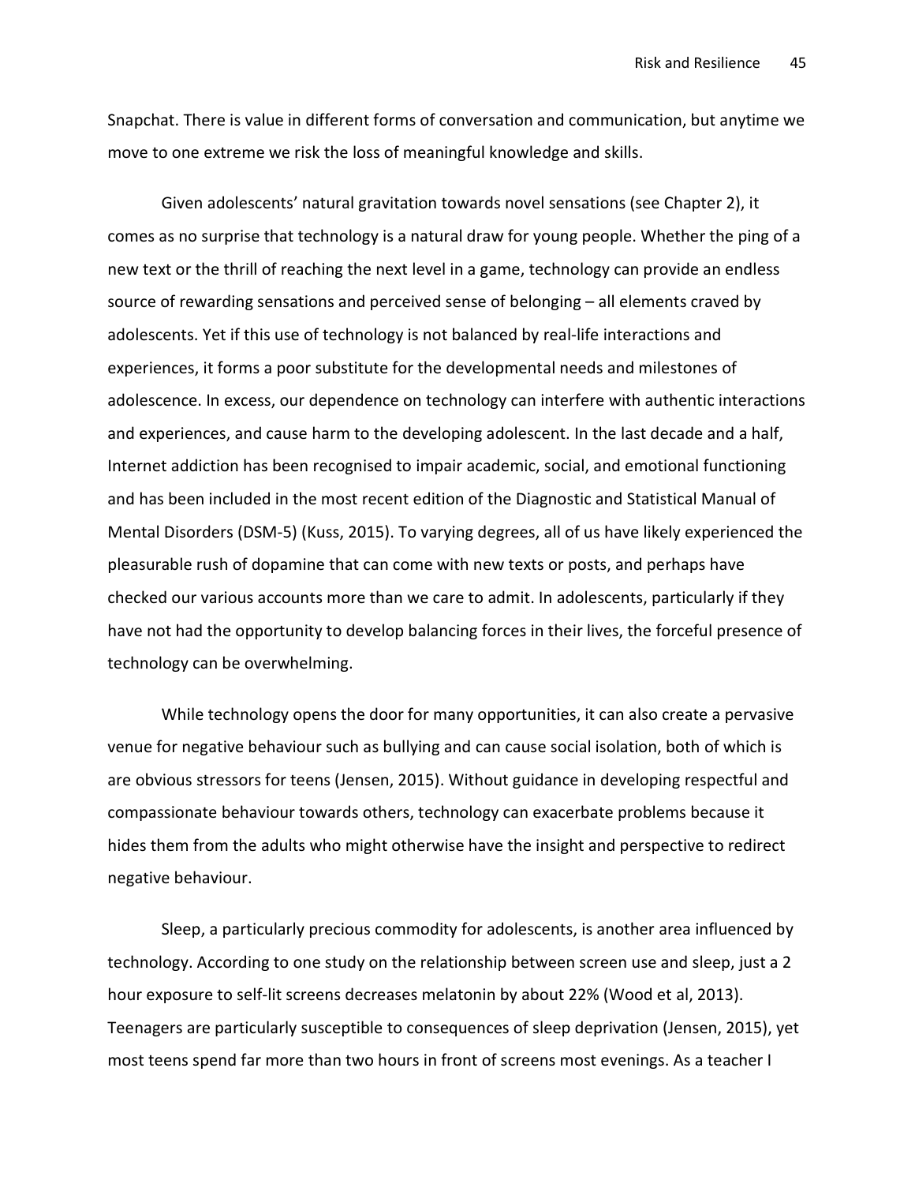Snapchat. There is value in different forms of conversation and communication, but anytime we move to one extreme we risk the loss of meaningful knowledge and skills.

Given adolescents' natural gravitation towards novel sensations (see Chapter 2), it comes as no surprise that technology is a natural draw for young people. Whether the ping of a new text or the thrill of reaching the next level in a game, technology can provide an endless source of rewarding sensations and perceived sense of belonging – all elements craved by adolescents. Yet if this use of technology is not balanced by real-life interactions and experiences, it forms a poor substitute for the developmental needs and milestones of adolescence. In excess, our dependence on technology can interfere with authentic interactions and experiences, and cause harm to the developing adolescent. In the last decade and a half, Internet addiction has been recognised to impair academic, social, and emotional functioning and has been included in the most recent edition of the Diagnostic and Statistical Manual of Mental Disorders (DSM-5) (Kuss, 2015). To varying degrees, all of us have likely experienced the pleasurable rush of dopamine that can come with new texts or posts, and perhaps have checked our various accounts more than we care to admit. In adolescents, particularly if they have not had the opportunity to develop balancing forces in their lives, the forceful presence of technology can be overwhelming.

While technology opens the door for many opportunities, it can also create a pervasive venue for negative behaviour such as bullying and can cause social isolation, both of which is are obvious stressors for teens (Jensen, 2015). Without guidance in developing respectful and compassionate behaviour towards others, technology can exacerbate problems because it hides them from the adults who might otherwise have the insight and perspective to redirect negative behaviour.

Sleep, a particularly precious commodity for adolescents, is another area influenced by technology. According to one study on the relationship between screen use and sleep, just a 2 hour exposure to self-lit screens decreases melatonin by about 22% (Wood et al, 2013). Teenagers are particularly susceptible to consequences of sleep deprivation (Jensen, 2015), yet most teens spend far more than two hours in front of screens most evenings. As a teacher I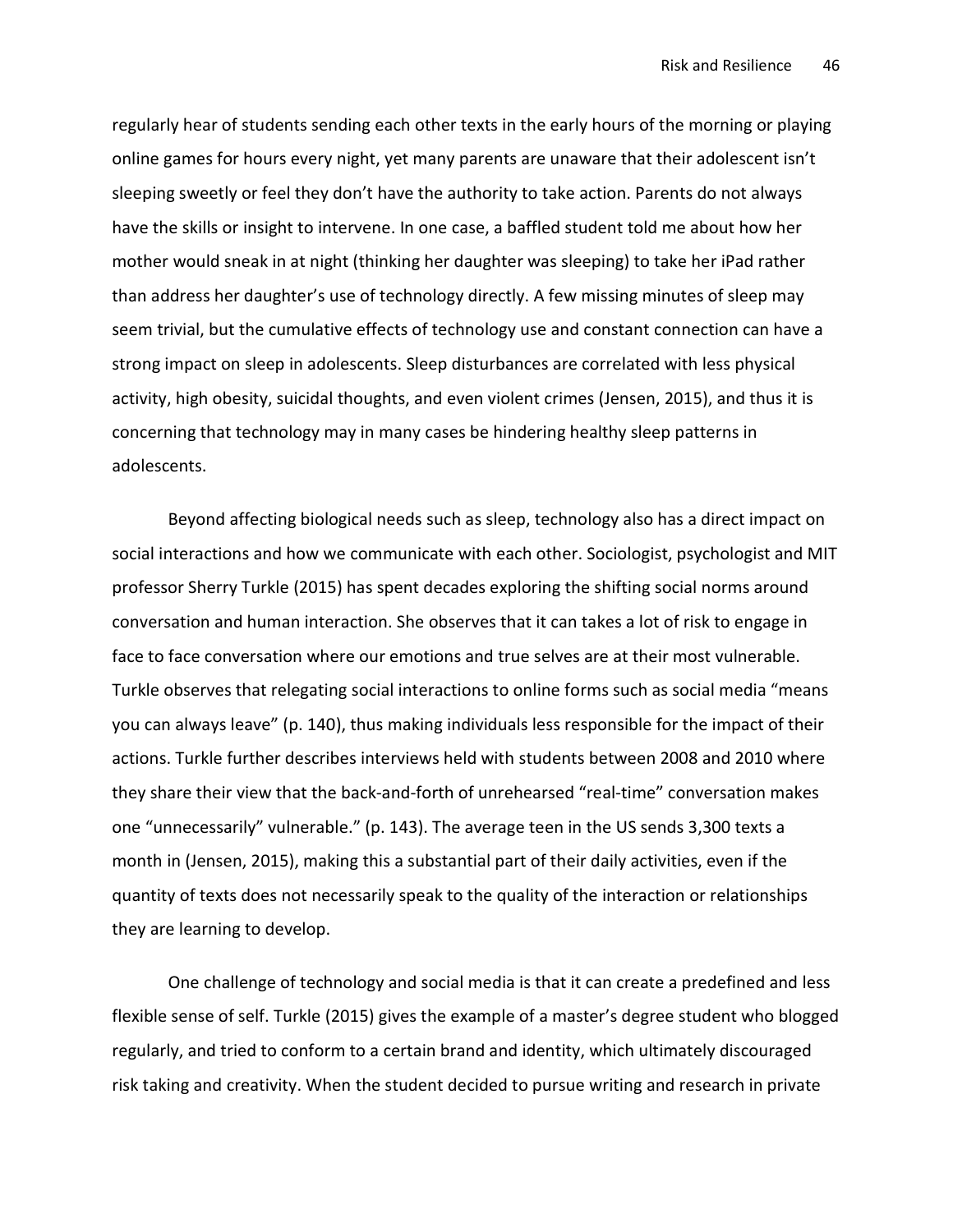regularly hear of students sending each other texts in the early hours of the morning or playing online games for hours every night, yet many parents are unaware that their adolescent isn't sleeping sweetly or feel they don't have the authority to take action. Parents do not always have the skills or insight to intervene. In one case, a baffled student told me about how her mother would sneak in at night (thinking her daughter was sleeping) to take her iPad rather than address her daughter's use of technology directly. A few missing minutes of sleep may seem trivial, but the cumulative effects of technology use and constant connection can have a strong impact on sleep in adolescents. Sleep disturbances are correlated with less physical activity, high obesity, suicidal thoughts, and even violent crimes (Jensen, 2015), and thus it is concerning that technology may in many cases be hindering healthy sleep patterns in adolescents.

Beyond affecting biological needs such as sleep, technology also has a direct impact on social interactions and how we communicate with each other. Sociologist, psychologist and MIT professor Sherry Turkle (2015) has spent decades exploring the shifting social norms around conversation and human interaction. She observes that it can takes a lot of risk to engage in face to face conversation where our emotions and true selves are at their most vulnerable. Turkle observes that relegating social interactions to online forms such as social media "means you can always leave" (p. 140), thus making individuals less responsible for the impact of their actions. Turkle further describes interviews held with students between 2008 and 2010 where they share their view that the back-and-forth of unrehearsed "real-time" conversation makes one "unnecessarily" vulnerable." (p. 143). The average teen in the US sends 3,300 texts a month in (Jensen, 2015), making this a substantial part of their daily activities, even if the quantity of texts does not necessarily speak to the quality of the interaction or relationships they are learning to develop.

One challenge of technology and social media is that it can create a predefined and less flexible sense of self. Turkle (2015) gives the example of a master's degree student who blogged regularly, and tried to conform to a certain brand and identity, which ultimately discouraged risk taking and creativity. When the student decided to pursue writing and research in private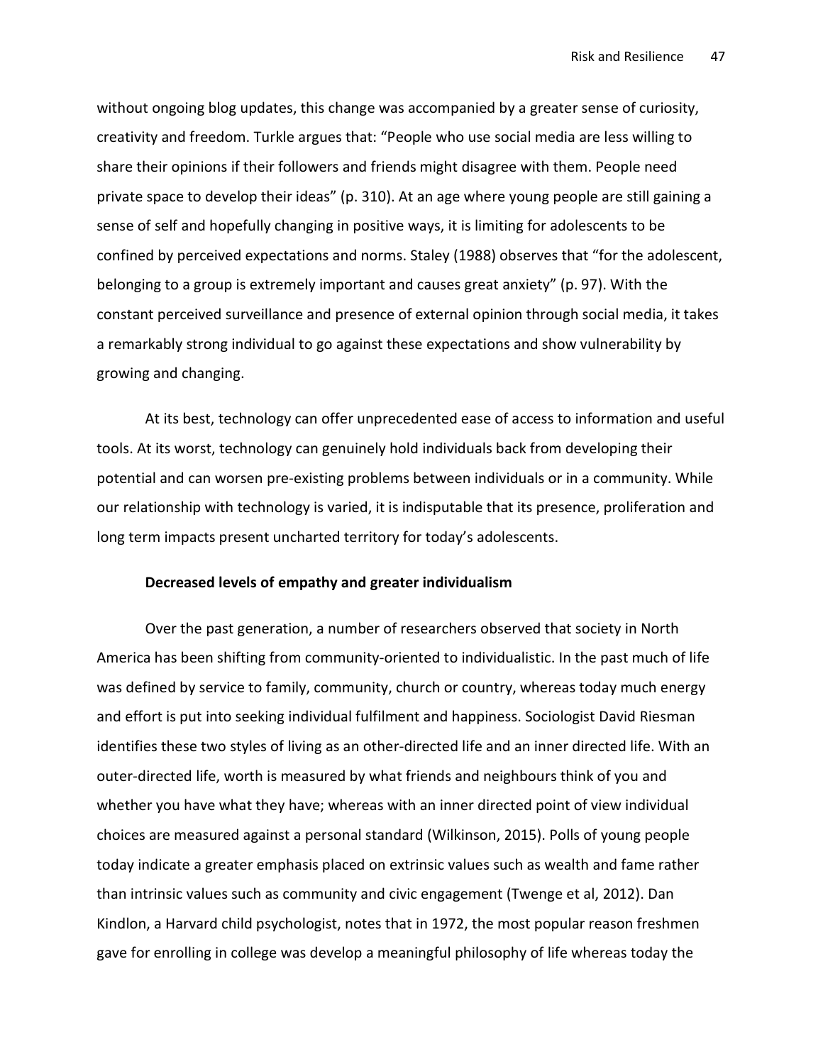without ongoing blog updates, this change was accompanied by a greater sense of curiosity, creativity and freedom. Turkle argues that: "People who use social media are less willing to share their opinions if their followers and friends might disagree with them. People need private space to develop their ideas" (p. 310). At an age where young people are still gaining a sense of self and hopefully changing in positive ways, it is limiting for adolescents to be confined by perceived expectations and norms. Staley (1988) observes that "for the adolescent, belonging to a group is extremely important and causes great anxiety" (p. 97). With the constant perceived surveillance and presence of external opinion through social media, it takes a remarkably strong individual to go against these expectations and show vulnerability by growing and changing.

At its best, technology can offer unprecedented ease of access to information and useful tools. At its worst, technology can genuinely hold individuals back from developing their potential and can worsen pre-existing problems between individuals or in a community. While our relationship with technology is varied, it is indisputable that its presence, proliferation and long term impacts present uncharted territory for today's adolescents.

**Decreased levels of empathy and greater individualism**

Over the past generation, a number of researchers observed that society in North America has been shifting from community-oriented to individualistic. In the past much of life was defined by service to family, community, church or country, whereas today much energy and effort is put into seeking individual fulfilment and happiness. Sociologist David Riesman identifies these two styles of living as an other-directed life and an inner directed life. With an outer-directed life, worth is measured by what friends and neighbours think of you and whether you have what they have; whereas with an inner directed point of view individual choices are measured against a personal standard (Wilkinson, 2015). Polls of young people today indicate a greater emphasis placed on extrinsic values such as wealth and fame rather than intrinsic values such as community and civic engagement (Twenge et al, 2012). Dan Kindlon, a Harvard child psychologist, notes that in 1972, the most popular reason freshmen gave for enrolling in college was develop a meaningful philosophy of life whereas today the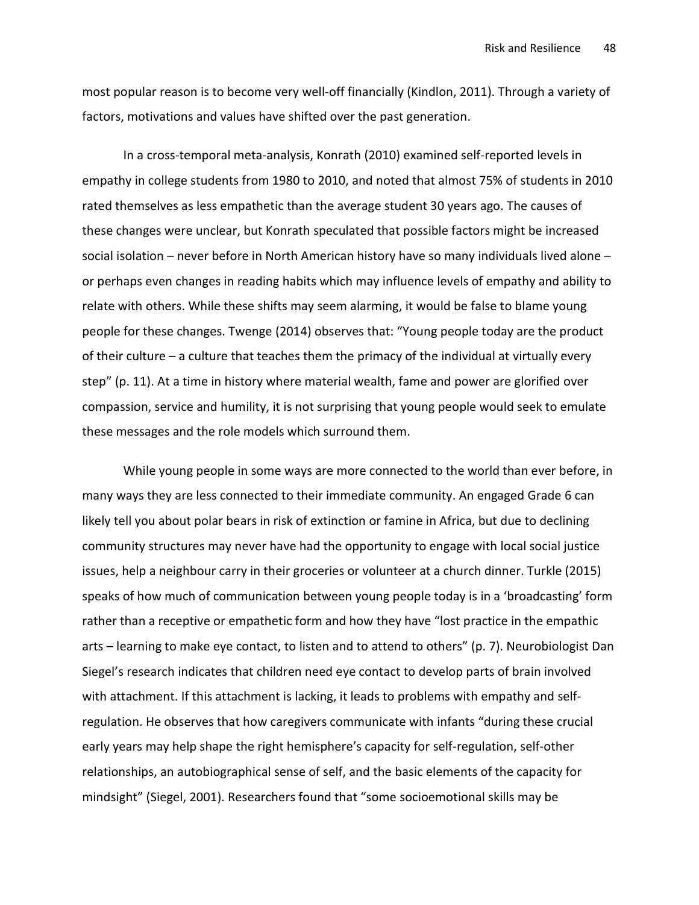most popular reason is to become very well-off financially (Kindlon, 2011). Through a variety of factors, motivations and values have shifted over the past generation.

In a cross-temporal meta-analysis, Konrath (2010) examined self-reported levels in empathy in college students from 1980 to 2010, and noted that almost 75% of students in 2010 rated themselves as less empathetic than the average student 30 years ago. The causes of these changes were unclear, but Konrath speculated that possible factors might be increased social isolation – never before in North American history have so many individuals lived alone – or perhaps even changes in reading habits which may influence levels of empathy and ability to relate with others. While these shifts may seem alarming, it would be false to blame young people for these changes. Twenge (2014) observes that: "Young people today are the product of their culture – a culture that teaches them the primacy of the individual at virtually every step" (p. 11). At a time in history where material wealth, fame and power are glorified over compassion, service and humility, it is not surprising that young people would seek to emulate these messages and the role models which surround them.

While young people in some ways are more connected to the world than ever before, in many ways they are less connected to their immediate community. An engaged Grade 6 can likely tell you about polar bears in risk of extinction or famine in Africa, but due to declining community structures may never have had the opportunity to engage with local social justice issues, help a neighbour carry in their groceries or volunteer at a church dinner. Turkle (2015) speaks of how much of communication between young people today is in a 'broadcasting' form rather than a receptive or empathetic form and how they have "lost practice in the empathic arts – learning to make eye contact, to listen and to attend to others" (p. 7). Neurobiologist Dan Siegel's research indicates that children need eye contact to develop parts of brain involved with attachment. If this attachment is lacking, it leads to problems with empathy and self-regulation. He observes that how caregivers communicate with infants "during these crucial early years may help shape the right hemisphere's capacity for self-regulation, self-other relationships, an autobiographical sense of self, and the basic elements of the capacity for mindsight" (Siegel, 2001). Researchers found that "some socioemotional skills may be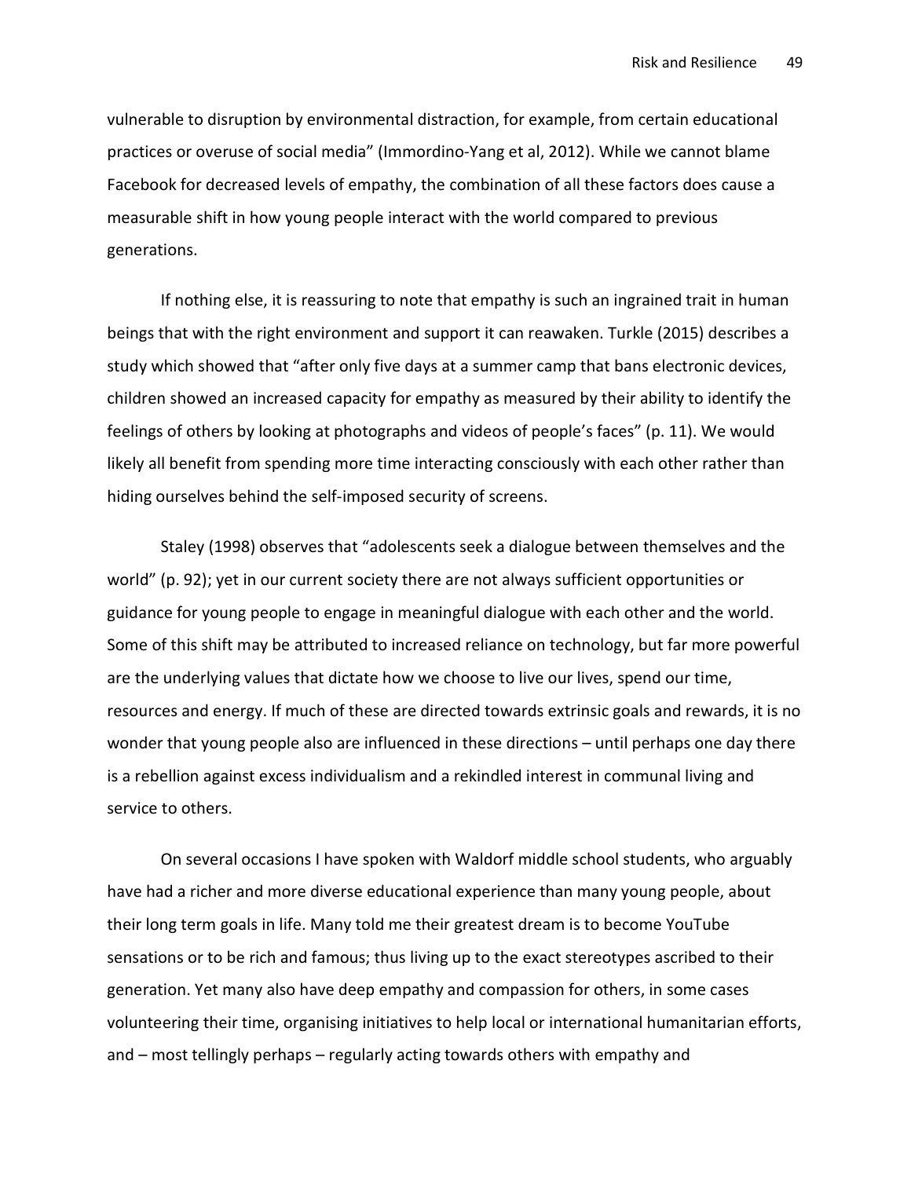vulnerable to disruption by environmental distraction, for example, from certain educational practices or overuse of social media" (Immordino-Yang et al, 2012). While we cannot blame Facebook for decreased levels of empathy, the combination of all these factors does cause a measurable shift in how young people interact with the world compared to previous generations.

If nothing else, it is reassuring to note that empathy is such an ingrained trait in human beings that with the right environment and support it can reawaken. Turkle (2015) describes a study which showed that "after only five days at a summer camp that bans electronic devices, children showed an increased capacity for empathy as measured by their ability to identify the feelings of others by looking at photographs and videos of people's faces" (p. 11). We would likely all benefit from spending more time interacting consciously with each other rather than hiding ourselves behind the self-imposed security of screens.

Staley (1998) observes that "adolescents seek a dialogue between themselves and the world" (p. 92); yet in our current society there are not always sufficient opportunities or guidance for young people to engage in meaningful dialogue with each other and the world. Some of this shift may be attributed to increased reliance on technology, but far more powerful are the underlying values that dictate how we choose to live our lives, spend our time, resources and energy. If much of these are directed towards extrinsic goals and rewards, it is no wonder that young people also are influenced in these directions – until perhaps one day there is a rebellion against excess individualism and a rekindled interest in communal living and service to others.

On several occasions I have spoken with Waldorf middle school students, who arguably have had a richer and more diverse educational experience than many young people, about their long term goals in life. Many told me their greatest dream is to become YouTube sensations or to be rich and famous; thus living up to the exact stereotypes ascribed to their generation. Yet many also have deep empathy and compassion for others, in some cases volunteering their time, organising initiatives to help local or international humanitarian efforts, and – most tellingly perhaps – regularly acting towards others with empathy and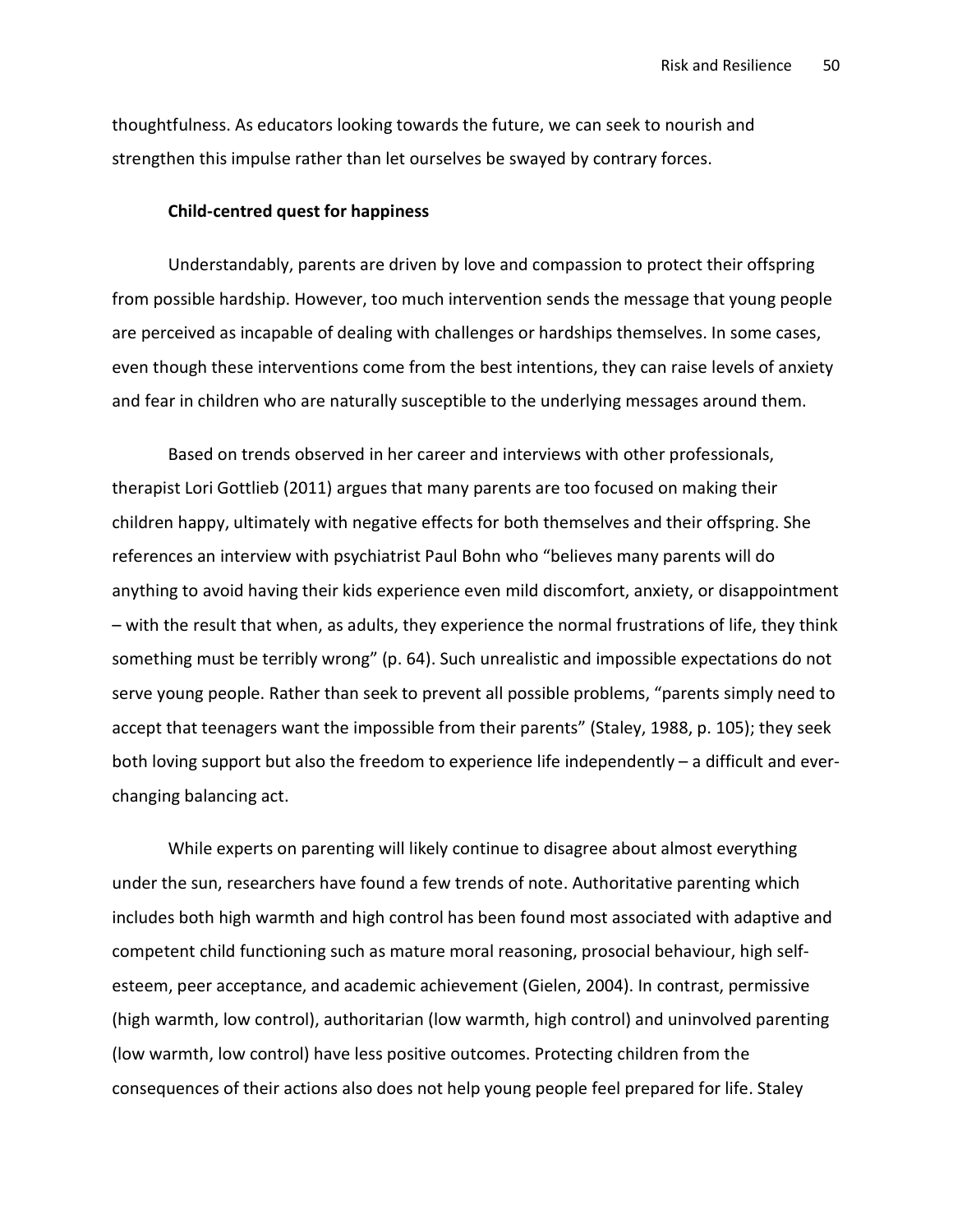thoughtfulness. As educators looking towards the future, we can seek to nourish and strengthen this impulse rather than let ourselves be swayed by contrary forces.

### Child-centred quest for happiness

Understandably, parents are driven by love and compassion to protect their offspring from possible hardship. However, too much intervention sends the message that young people are perceived as incapable of dealing with challenges or hardships themselves. In some cases, even though these interventions come from the best intentions, they can raise levels of anxiety and fear in children who are naturally susceptible to the underlying messages around them.

Based on trends observed in her career and interviews with other professionals, therapist Lori Gottlieb (2011) argues that many parents are too focused on making their children happy, ultimately with negative effects for both themselves and their offspring. She references an interview with psychiatrist Paul Bohn who "believes many parents will do anything to avoid having their kids experience even mild discomfort, anxiety, or disappointment – with the result that when, as adults, they experience the normal frustrations of life, they think something must be terribly wrong" (p. 64). Such unrealistic and impossible expectations do not serve young people. Rather than seek to prevent all possible problems, "parents simply need to accept that teenagers want the impossible from their parents" (Staley, 1988, p. 105); they seek both loving support but also the freedom to experience life independently – a difficult and ever-changing balancing act.

While experts on parenting will likely continue to disagree about almost everything under the sun, researchers have found a few trends of note. Authoritative parenting which includes both high warmth and high control has been found most associated with adaptive and competent child functioning such as mature moral reasoning, prosocial behaviour, high self-esteem, peer acceptance, and academic achievement (Gielen, 2004). In contrast, permissive (high warmth, low control), authoritarian (low warmth, high control) and uninvolved parenting (low warmth, low control) have less positive outcomes. Protecting children from the consequences of their actions also does not help young people feel prepared for life. Staley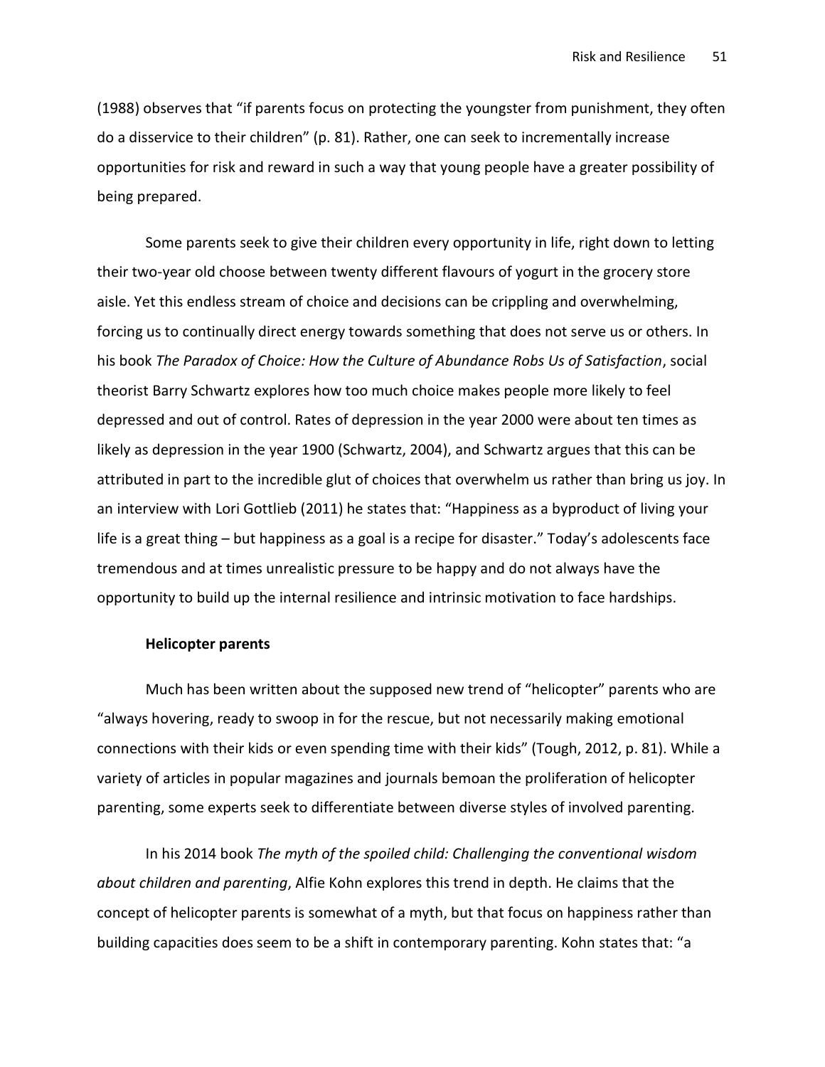(1988) observes that "if parents focus on protecting the youngster from punishment, they often do a disservice to their children" (p. 81). Rather, one can seek to incrementally increase opportunities for risk and reward in such a way that young people have a greater possibility of being prepared.

Some parents seek to give their children every opportunity in life, right down to letting their two-year old choose between twenty different flavours of yogurt in the grocery store aisle. Yet this endless stream of choice and decisions can be crippling and overwhelming, forcing us to continually direct energy towards something that does not serve us or others. In his book *The Paradox of Choice: How the Culture of Abundance Robs Us of Satisfaction*, social theorist Barry Schwartz explores how too much choice makes people more likely to feel depressed and out of control. Rates of depression in the year 2000 were about ten times as likely as depression in the year 1900 (Schwartz, 2004), and Schwartz argues that this can be attributed in part to the incredible glut of choices that overwhelm us rather than bring us joy. In an interview with Lori Gottlieb (2011) he states that: "Happiness as a byproduct of living your life is a great thing – but happiness as a goal is a recipe for disaster." Today's adolescents face tremendous and at times unrealistic pressure to be happy and do not always have the opportunity to build up the internal resilience and intrinsic motivation to face hardships.

**Helicopter parents**

Much has been written about the supposed new trend of "helicopter" parents who are "always hovering, ready to swoop in for the rescue, but not necessarily making emotional connections with their kids or even spending time with their kids" (Tough, 2012, p. 81). While a variety of articles in popular magazines and journals bemoan the proliferation of helicopter parenting, some experts seek to differentiate between diverse styles of involved parenting.

In his 2014 book *The myth of the spoiled child: Challenging the conventional wisdom about children and parenting*, Alfie Kohn explores this trend in depth. He claims that the concept of helicopter parents is somewhat of a myth, but that focus on happiness rather than building capacities does seem to be a shift in contemporary parenting. Kohn states that: "a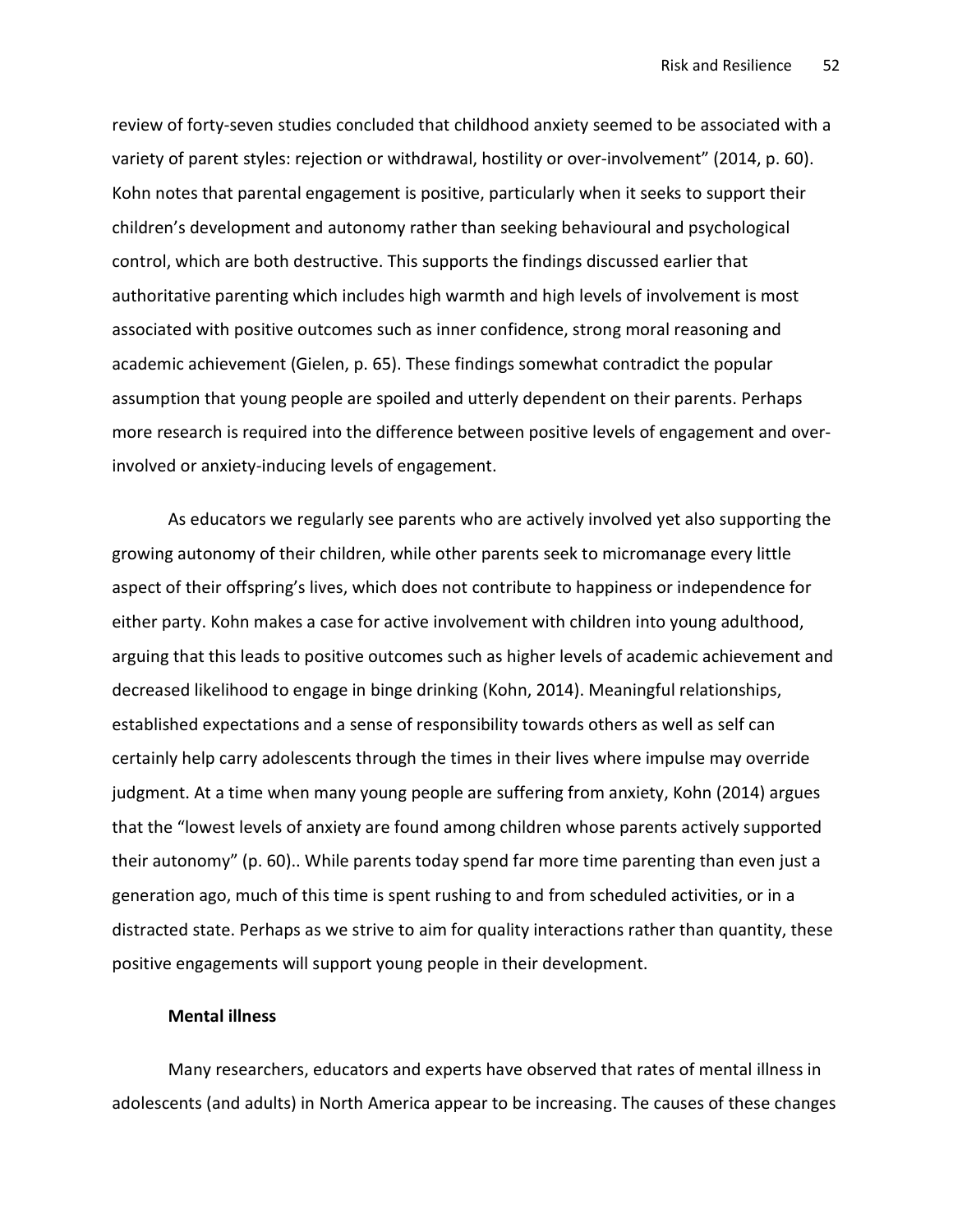review of forty-seven studies concluded that childhood anxiety seemed to be associated with a variety of parent styles: rejection or withdrawal, hostility or over-involvement" (2014, p. 60). Kohn notes that parental engagement is positive, particularly when it seeks to support their children's development and autonomy rather than seeking behavioural and psychological control, which are both destructive. This supports the findings discussed earlier that authoritative parenting which includes high warmth and high levels of involvement is most associated with positive outcomes such as inner confidence, strong moral reasoning and academic achievement (Gielen, p. 65). These findings somewhat contradict the popular assumption that young people are spoiled and utterly dependent on their parents. Perhaps more research is required into the difference between positive levels of engagement and over-involved or anxiety-inducing levels of engagement.

As educators we regularly see parents who are actively involved yet also supporting the growing autonomy of their children, while other parents seek to micromanage every little aspect of their offspring's lives, which does not contribute to happiness or independence for either party. Kohn makes a case for active involvement with children into young adulthood, arguing that this leads to positive outcomes such as higher levels of academic achievement and decreased likelihood to engage in binge drinking (Kohn, 2014). Meaningful relationships, established expectations and a sense of responsibility towards others as well as self can certainly help carry adolescents through the times in their lives where impulse may override judgment. At a time when many young people are suffering from anxiety, Kohn (2014) argues that the "lowest levels of anxiety are found among children whose parents actively supported their autonomy" (p. 60).. While parents today spend far more time parenting than even just a generation ago, much of this time is spent rushing to and from scheduled activities, or in a distracted state. Perhaps as we strive to aim for quality interactions rather than quantity, these positive engagements will support young people in their development.

**Mental illness**

Many researchers, educators and experts have observed that rates of mental illness in adolescents (and adults) in North America appear to be increasing. The causes of these changes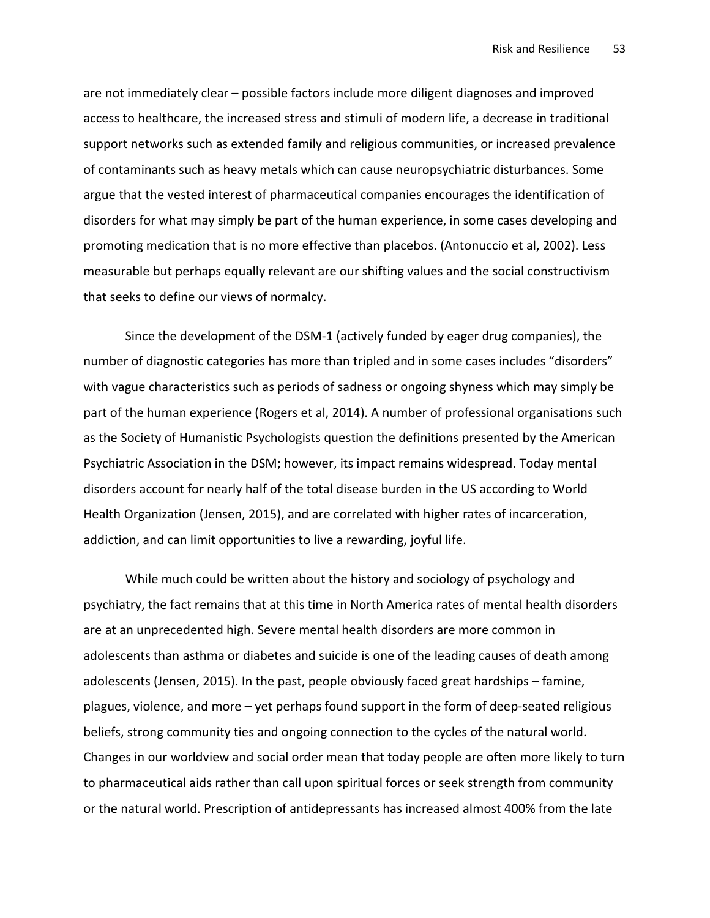are not immediately clear – possible factors include more diligent diagnoses and improved access to healthcare, the increased stress and stimuli of modern life, a decrease in traditional support networks such as extended family and religious communities, or increased prevalence of contaminants such as heavy metals which can cause neuropsychiatric disturbances. Some argue that the vested interest of pharmaceutical companies encourages the identification of disorders for what may simply be part of the human experience, in some cases developing and promoting medication that is no more effective than placebos. (Antonuccio et al, 2002). Less measurable but perhaps equally relevant are our shifting values and the social constructivism that seeks to define our views of normalcy.

Since the development of the DSM-1 (actively funded by eager drug companies), the number of diagnostic categories has more than tripled and in some cases includes "disorders" with vague characteristics such as periods of sadness or ongoing shyness which may simply be part of the human experience (Rogers et al, 2014). A number of professional organisations such as the Society of Humanistic Psychologists question the definitions presented by the American Psychiatric Association in the DSM; however, its impact remains widespread. Today mental disorders account for nearly half of the total disease burden in the US according to World Health Organization (Jensen, 2015), and are correlated with higher rates of incarceration, addiction, and can limit opportunities to live a rewarding, joyful life.

While much could be written about the history and sociology of psychology and psychiatry, the fact remains that at this time in North America rates of mental health disorders are at an unprecedented high. Severe mental health disorders are more common in adolescents than asthma or diabetes and suicide is one of the leading causes of death among adolescents (Jensen, 2015). In the past, people obviously faced great hardships – famine, plagues, violence, and more – yet perhaps found support in the form of deep-seated religious beliefs, strong community ties and ongoing connection to the cycles of the natural world. Changes in our worldview and social order mean that today people are often more likely to turn to pharmaceutical aids rather than call upon spiritual forces or seek strength from community or the natural world. Prescription of antidepressants has increased almost 400% from the late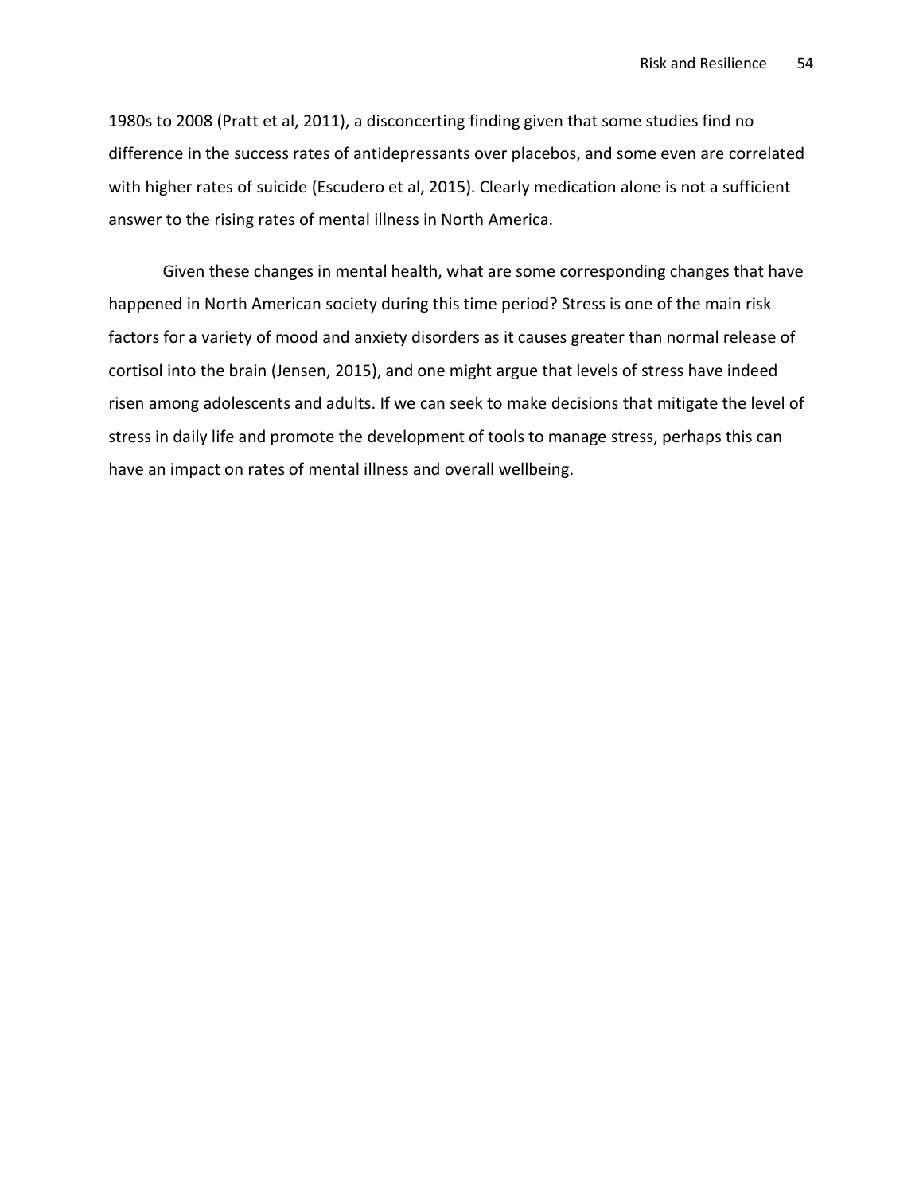1980s to 2008 (Pratt et al, 2011), a disconcerting finding given that some studies find no difference in the success rates of antidepressants over placebos, and some even are correlated with higher rates of suicide (Escudero et al, 2015). Clearly medication alone is not a sufficient answer to the rising rates of mental illness in North America.

Given these changes in mental health, what are some corresponding changes that have happened in North American society during this time period? Stress is one of the main risk factors for a variety of mood and anxiety disorders as it causes greater than normal release of cortisol into the brain (Jensen, 2015), and one might argue that levels of stress have indeed risen among adolescents and adults. If we can seek to make decisions that mitigate the level of stress in daily life and promote the development of tools to manage stress, perhaps this can have an impact on rates of mental illness and overall wellbeing.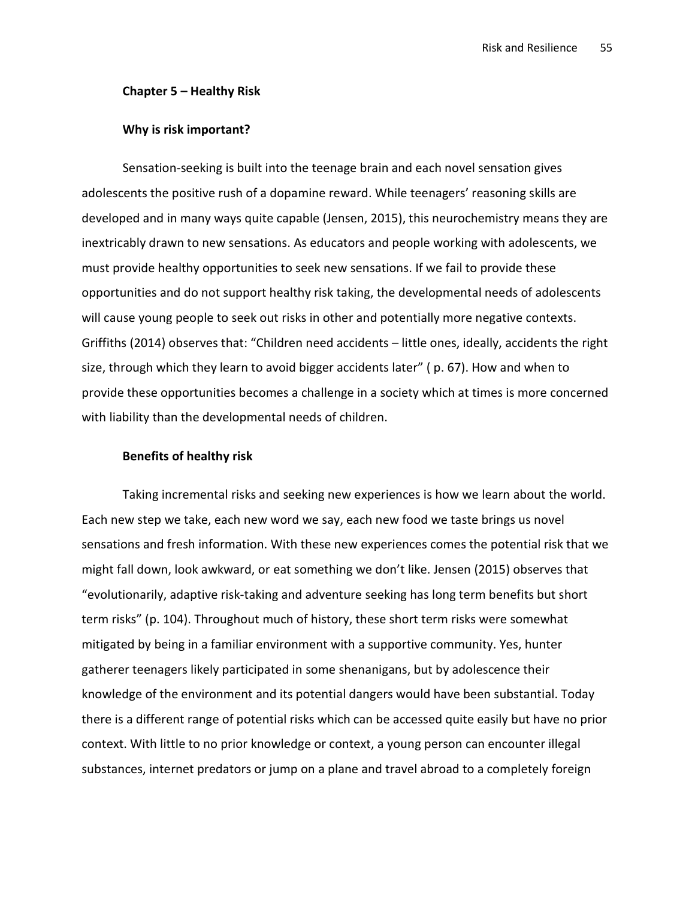## Chapter 5 – Healthy Risk

### Why is risk important?

Sensation-seeking is built into the teenage brain and each novel sensation gives adolescents the positive rush of a dopamine reward. While teenagers' reasoning skills are developed and in many ways quite capable (Jensen, 2015), this neurochemistry means they are inextricably drawn to new sensations. As educators and people working with adolescents, we must provide healthy opportunities to seek new sensations. If we fail to provide these opportunities and do not support healthy risk taking, the developmental needs of adolescents will cause young people to seek out risks in other and potentially more negative contexts. Griffiths (2014) observes that: "Children need accidents – little ones, ideally, accidents the right size, through which they learn to avoid bigger accidents later" ( p. 67). How and when to provide these opportunities becomes a challenge in a society which at times is more concerned with liability than the developmental needs of children.

### Benefits of healthy risk

Taking incremental risks and seeking new experiences is how we learn about the world. Each new step we take, each new word we say, each new food we taste brings us novel sensations and fresh information. With these new experiences comes the potential risk that we might fall down, look awkward, or eat something we don't like. Jensen (2015) observes that "evolutionarily, adaptive risk-taking and adventure seeking has long term benefits but short term risks" (p. 104). Throughout much of history, these short term risks were somewhat mitigated by being in a familiar environment with a supportive community. Yes, hunter gatherer teenagers likely participated in some shenanigans, but by adolescence their knowledge of the environment and its potential dangers would have been substantial. Today there is a different range of potential risks which can be accessed quite easily but have no prior context. With little to no prior knowledge or context, a young person can encounter illegal substances, internet predators or jump on a plane and travel abroad to a completely foreign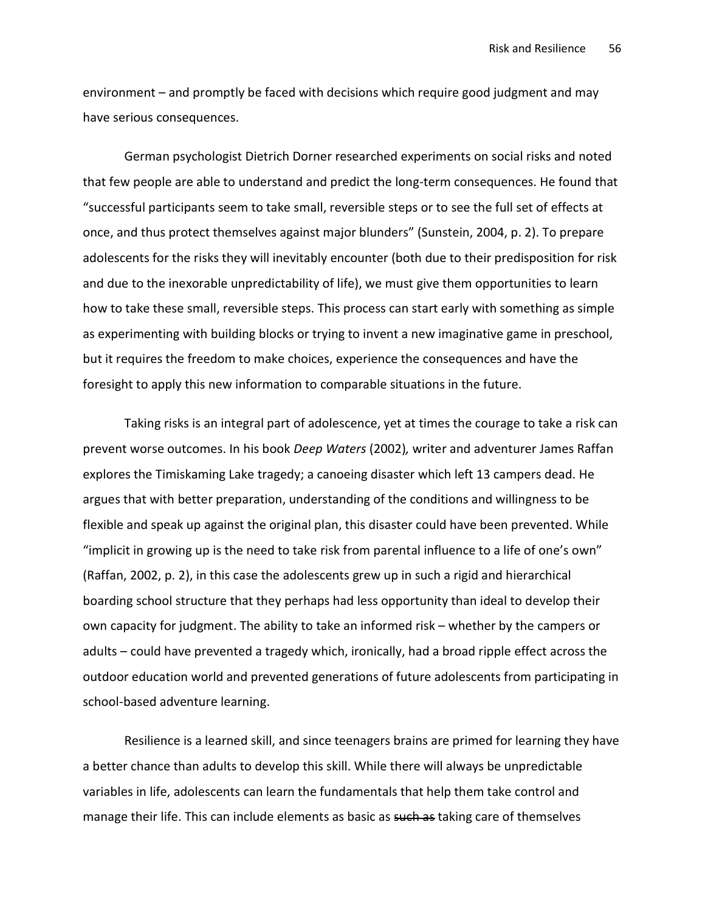environment – and promptly be faced with decisions which require good judgment and may have serious consequences.

German psychologist Dietrich Dorner researched experiments on social risks and noted that few people are able to understand and predict the long-term consequences. He found that "successful participants seem to take small, reversible steps or to see the full set of effects at once, and thus protect themselves against major blunders" (Sunstein, 2004, p. 2). To prepare adolescents for the risks they will inevitably encounter (both due to their predisposition for risk and due to the inexorable unpredictability of life), we must give them opportunities to learn how to take these small, reversible steps. This process can start early with something as simple as experimenting with building blocks or trying to invent a new imaginative game in preschool, but it requires the freedom to make choices, experience the consequences and have the foresight to apply this new information to comparable situations in the future.

Taking risks is an integral part of adolescence, yet at times the courage to take a risk can prevent worse outcomes. In his book *Deep Waters* (2002)*,* writer and adventurer James Raffan explores the Timiskaming Lake tragedy; a canoeing disaster which left 13 campers dead. He argues that with better preparation, understanding of the conditions and willingness to be flexible and speak up against the original plan, this disaster could have been prevented. While "implicit in growing up is the need to take risk from parental influence to a life of one's own" (Raffan, 2002, p. 2), in this case the adolescents grew up in such a rigid and hierarchical boarding school structure that they perhaps had less opportunity than ideal to develop their own capacity for judgment. The ability to take an informed risk – whether by the campers or adults – could have prevented a tragedy which, ironically, had a broad ripple effect across the outdoor education world and prevented generations of future adolescents from participating in school-based adventure learning.

Resilience is a learned skill, and since teenagers brains are primed for learning they have a better chance than adults to develop this skill. While there will always be unpredictable variables in life, adolescents can learn the fundamentals that help them take control and manage their life. This can include elements as basic as ~~such as~~ taking care of themselves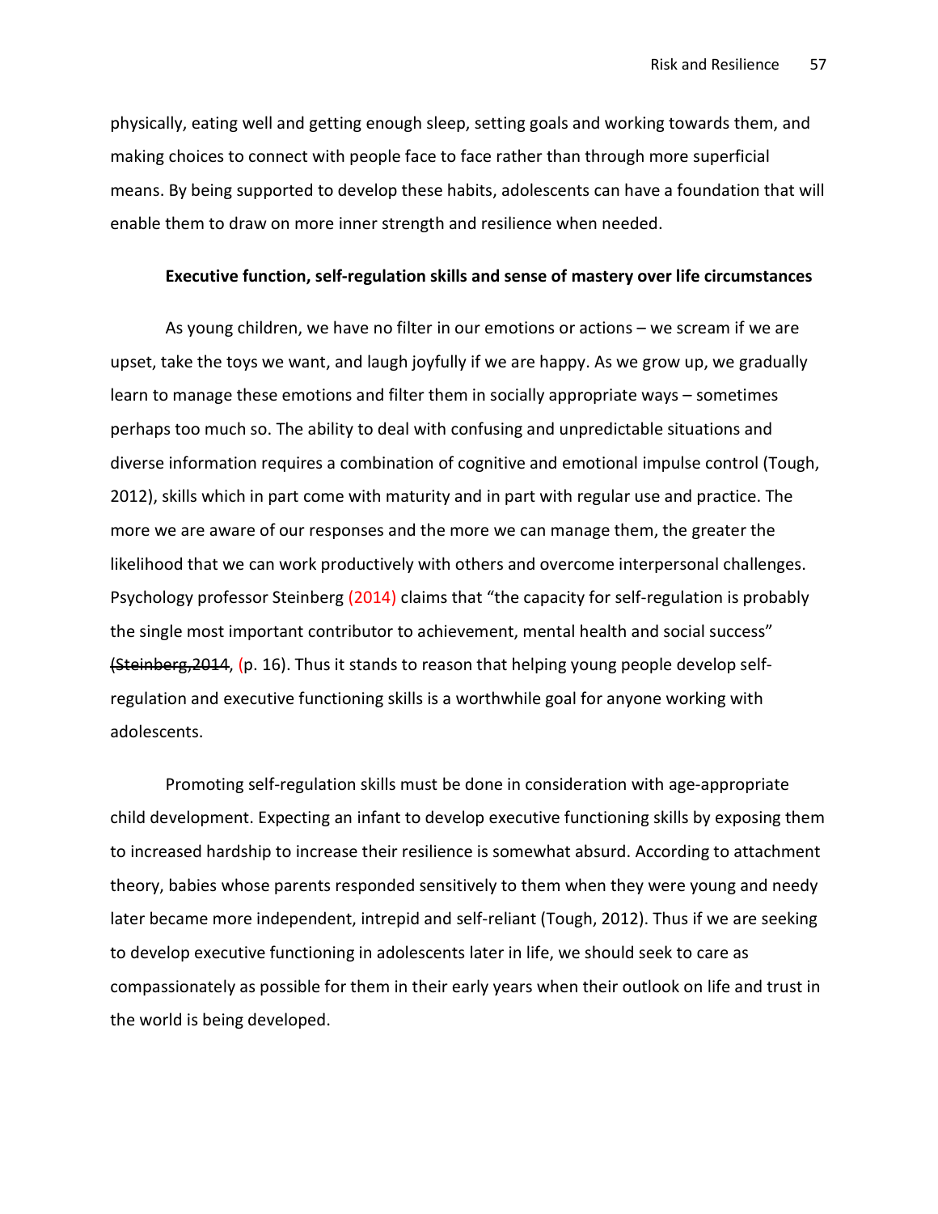physically, eating well and getting enough sleep, setting goals and working towards them, and making choices to connect with people face to face rather than through more superficial means. By being supported to develop these habits, adolescents can have a foundation that will enable them to draw on more inner strength and resilience when needed.

### Executive function, self-regulation skills and sense of mastery over life circumstances

As young children, we have no filter in our emotions or actions – we scream if we are upset, take the toys we want, and laugh joyfully if we are happy. As we grow up, we gradually learn to manage these emotions and filter them in socially appropriate ways – sometimes perhaps too much so. The ability to deal with confusing and unpredictable situations and diverse information requires a combination of cognitive and emotional impulse control (Tough, 2012), skills which in part come with maturity and in part with regular use and practice. The more we are aware of our responses and the more we can manage them, the greater the likelihood that we can work productively with others and overcome interpersonal challenges. Psychology professor Steinberg (2014) claims that "the capacity for self-regulation is probably the single most important contributor to achievement, mental health and social success" ~~(Steinberg,2014~~, (p. 16). Thus it stands to reason that helping young people develop self-regulation and executive functioning skills is a worthwhile goal for anyone working with adolescents.

Promoting self-regulation skills must be done in consideration with age-appropriate child development. Expecting an infant to develop executive functioning skills by exposing them to increased hardship to increase their resilience is somewhat absurd. According to attachment theory, babies whose parents responded sensitively to them when they were young and needy later became more independent, intrepid and self-reliant (Tough, 2012). Thus if we are seeking to develop executive functioning in adolescents later in life, we should seek to care as compassionately as possible for them in their early years when their outlook on life and trust in the world is being developed.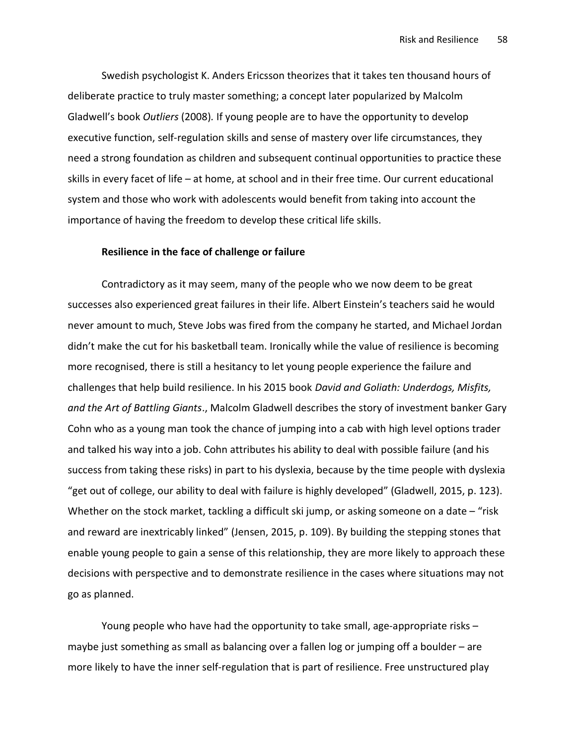Swedish psychologist K. Anders Ericsson theorizes that it takes ten thousand hours of deliberate practice to truly master something; a concept later popularized by Malcolm Gladwell's book *Outliers* (2008). If young people are to have the opportunity to develop executive function, self-regulation skills and sense of mastery over life circumstances, they need a strong foundation as children and subsequent continual opportunities to practice these skills in every facet of life – at home, at school and in their free time. Our current educational system and those who work with adolescents would benefit from taking into account the importance of having the freedom to develop these critical life skills.

**Resilience in the face of challenge or failure**

Contradictory as it may seem, many of the people who we now deem to be great successes also experienced great failures in their life. Albert Einstein's teachers said he would never amount to much, Steve Jobs was fired from the company he started, and Michael Jordan didn't make the cut for his basketball team. Ironically while the value of resilience is becoming more recognised, there is still a hesitancy to let young people experience the failure and challenges that help build resilience. In his 2015 book *David and Goliath: Underdogs, Misfits, and the Art of Battling Giants*., Malcolm Gladwell describes the story of investment banker Gary Cohn who as a young man took the chance of jumping into a cab with high level options trader and talked his way into a job. Cohn attributes his ability to deal with possible failure (and his success from taking these risks) in part to his dyslexia, because by the time people with dyslexia "get out of college, our ability to deal with failure is highly developed" (Gladwell, 2015, p. 123). Whether on the stock market, tackling a difficult ski jump, or asking someone on a date – "risk and reward are inextricably linked" (Jensen, 2015, p. 109). By building the stepping stones that enable young people to gain a sense of this relationship, they are more likely to approach these decisions with perspective and to demonstrate resilience in the cases where situations may not go as planned.

Young people who have had the opportunity to take small, age-appropriate risks – maybe just something as small as balancing over a fallen log or jumping off a boulder – are more likely to have the inner self-regulation that is part of resilience. Free unstructured play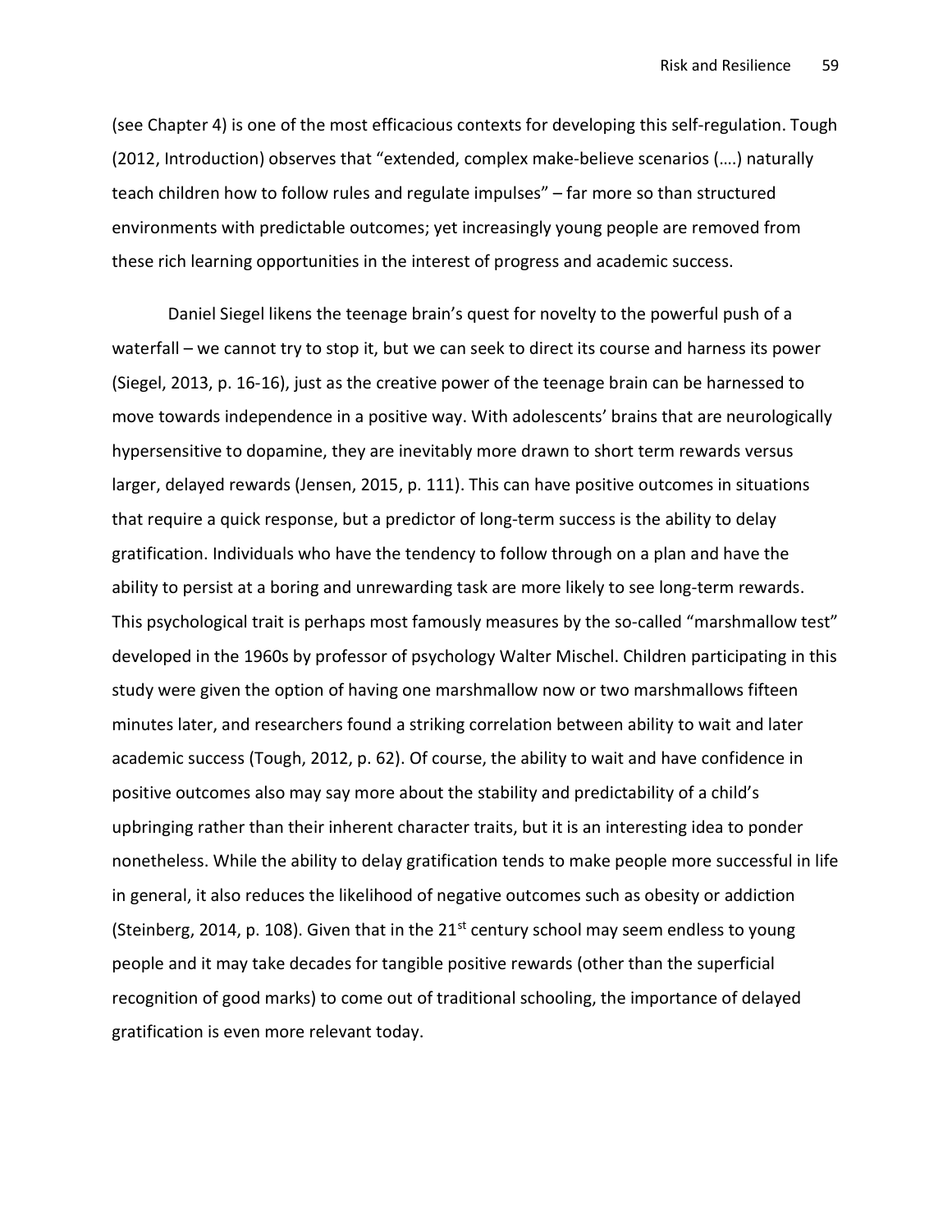(see Chapter 4) is one of the most efficacious contexts for developing this self-regulation. Tough (2012, Introduction) observes that "extended, complex make-believe scenarios (….) naturally teach children how to follow rules and regulate impulses" – far more so than structured environments with predictable outcomes; yet increasingly young people are removed from these rich learning opportunities in the interest of progress and academic success.

Daniel Siegel likens the teenage brain's quest for novelty to the powerful push of a waterfall – we cannot try to stop it, but we can seek to direct its course and harness its power (Siegel, 2013, p. 16-16), just as the creative power of the teenage brain can be harnessed to move towards independence in a positive way. With adolescents' brains that are neurologically hypersensitive to dopamine, they are inevitably more drawn to short term rewards versus larger, delayed rewards (Jensen, 2015, p. 111). This can have positive outcomes in situations that require a quick response, but a predictor of long-term success is the ability to delay gratification. Individuals who have the tendency to follow through on a plan and have the ability to persist at a boring and unrewarding task are more likely to see long-term rewards. This psychological trait is perhaps most famously measures by the so-called "marshmallow test" developed in the 1960s by professor of psychology Walter Mischel. Children participating in this study were given the option of having one marshmallow now or two marshmallows fifteen minutes later, and researchers found a striking correlation between ability to wait and later academic success (Tough, 2012, p. 62). Of course, the ability to wait and have confidence in positive outcomes also may say more about the stability and predictability of a child's upbringing rather than their inherent character traits, but it is an interesting idea to ponder nonetheless. While the ability to delay gratification tends to make people more successful in life in general, it also reduces the likelihood of negative outcomes such as obesity or addiction (Steinberg, 2014, p. 108). Given that in the 21st century school may seem endless to young people and it may take decades for tangible positive rewards (other than the superficial recognition of good marks) to come out of traditional schooling, the importance of delayed gratification is even more relevant today.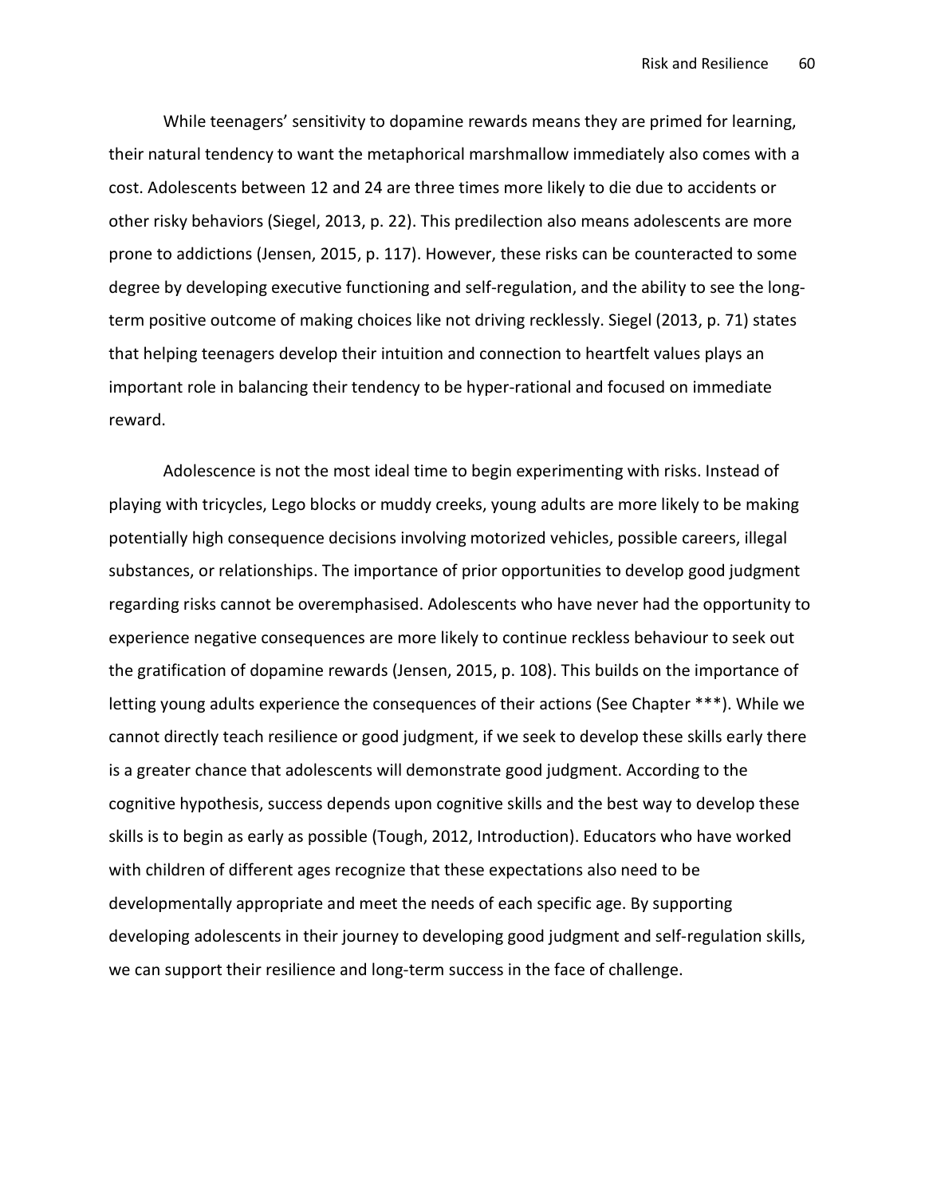While teenagers' sensitivity to dopamine rewards means they are primed for learning, their natural tendency to want the metaphorical marshmallow immediately also comes with a cost. Adolescents between 12 and 24 are three times more likely to die due to accidents or other risky behaviors (Siegel, 2013, p. 22). This predilection also means adolescents are more prone to addictions (Jensen, 2015, p. 117). However, these risks can be counteracted to some degree by developing executive functioning and self-regulation, and the ability to see the long-term positive outcome of making choices like not driving recklessly. Siegel (2013, p. 71) states that helping teenagers develop their intuition and connection to heartfelt values plays an important role in balancing their tendency to be hyper-rational and focused on immediate reward.

Adolescence is not the most ideal time to begin experimenting with risks. Instead of playing with tricycles, Lego blocks or muddy creeks, young adults are more likely to be making potentially high consequence decisions involving motorized vehicles, possible careers, illegal substances, or relationships. The importance of prior opportunities to develop good judgment regarding risks cannot be overemphasised. Adolescents who have never had the opportunity to experience negative consequences are more likely to continue reckless behaviour to seek out the gratification of dopamine rewards (Jensen, 2015, p. 108). This builds on the importance of letting young adults experience the consequences of their actions (See Chapter ***). While we cannot directly teach resilience or good judgment, if we seek to develop these skills early there is a greater chance that adolescents will demonstrate good judgment. According to the cognitive hypothesis, success depends upon cognitive skills and the best way to develop these skills is to begin as early as possible (Tough, 2012, Introduction). Educators who have worked with children of different ages recognize that these expectations also need to be developmentally appropriate and meet the needs of each specific age. By supporting developing adolescents in their journey to developing good judgment and self-regulation skills, we can support their resilience and long-term success in the face of challenge.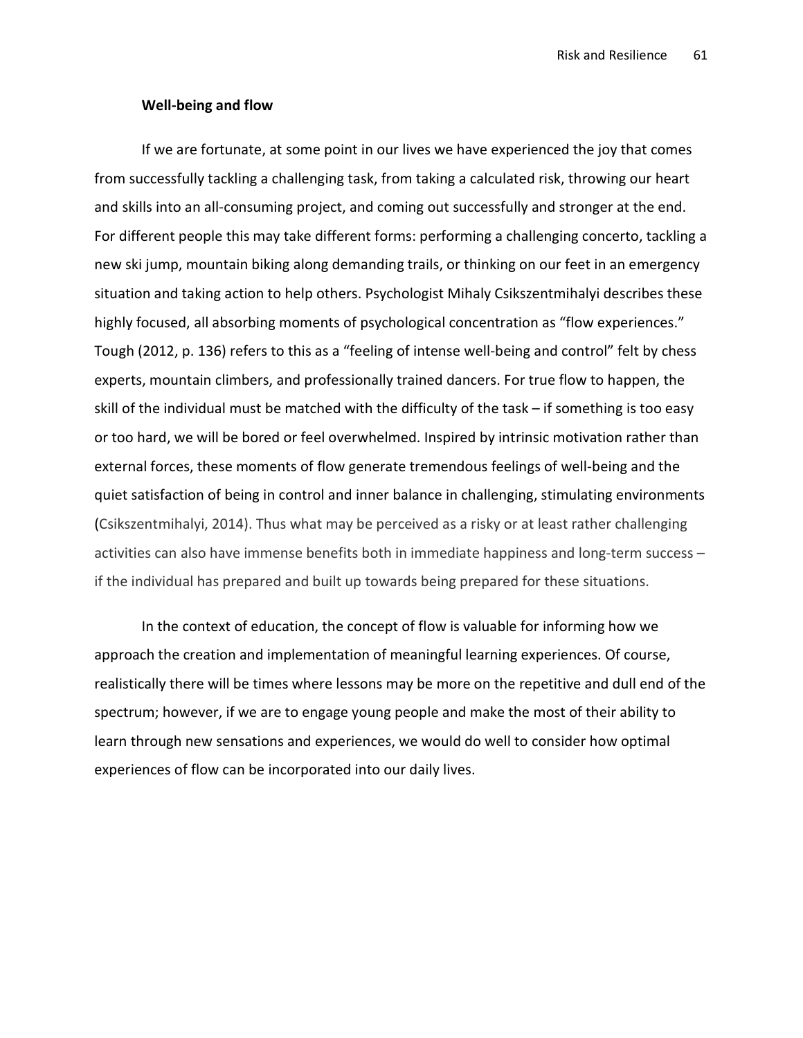### Well-being and flow

If we are fortunate, at some point in our lives we have experienced the joy that comes from successfully tackling a challenging task, from taking a calculated risk, throwing our heart and skills into an all-consuming project, and coming out successfully and stronger at the end. For different people this may take different forms: performing a challenging concerto, tackling a new ski jump, mountain biking along demanding trails, or thinking on our feet in an emergency situation and taking action to help others. Psychologist Mihaly Csikszentmihalyi describes these highly focused, all absorbing moments of psychological concentration as "flow experiences." Tough (2012, p. 136) refers to this as a "feeling of intense well-being and control" felt by chess experts, mountain climbers, and professionally trained dancers. For true flow to happen, the skill of the individual must be matched with the difficulty of the task – if something is too easy or too hard, we will be bored or feel overwhelmed. Inspired by intrinsic motivation rather than external forces, these moments of flow generate tremendous feelings of well-being and the quiet satisfaction of being in control and inner balance in challenging, stimulating environments (Csikszentmihalyi, 2014). Thus what may be perceived as a risky or at least rather challenging activities can also have immense benefits both in immediate happiness and long-term success – if the individual has prepared and built up towards being prepared for these situations.

In the context of education, the concept of flow is valuable for informing how we approach the creation and implementation of meaningful learning experiences. Of course, realistically there will be times where lessons may be more on the repetitive and dull end of the spectrum; however, if we are to engage young people and make the most of their ability to learn through new sensations and experiences, we would do well to consider how optimal experiences of flow can be incorporated into our daily lives.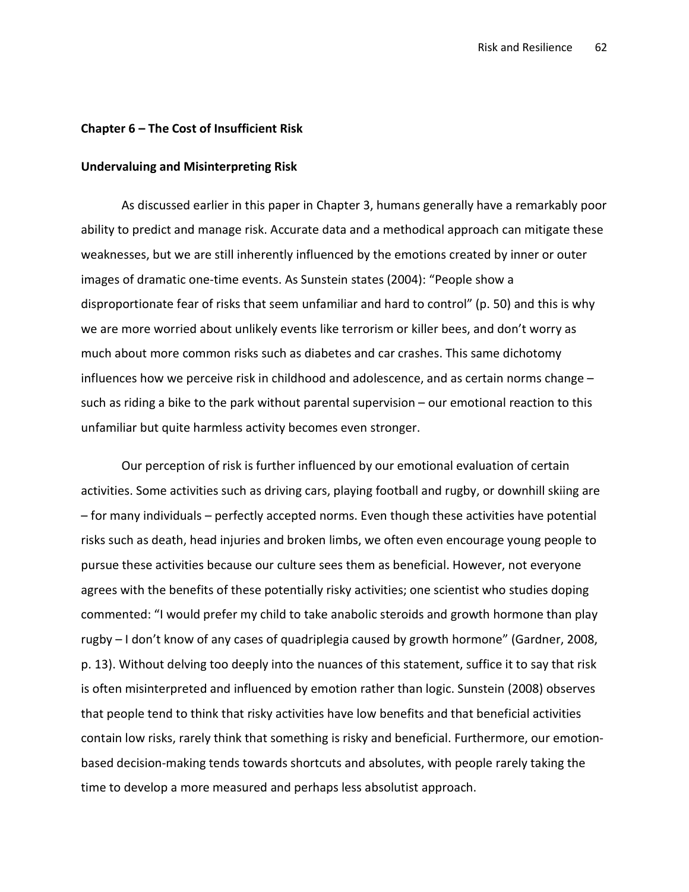## Chapter 6 – The Cost of Insufficient Risk

### Undervaluing and Misinterpreting Risk

As discussed earlier in this paper in Chapter 3, humans generally have a remarkably poor ability to predict and manage risk. Accurate data and a methodical approach can mitigate these weaknesses, but we are still inherently influenced by the emotions created by inner or outer images of dramatic one-time events. As Sunstein states (2004): "People show a disproportionate fear of risks that seem unfamiliar and hard to control" (p. 50) and this is why we are more worried about unlikely events like terrorism or killer bees, and don't worry as much about more common risks such as diabetes and car crashes. This same dichotomy influences how we perceive risk in childhood and adolescence, and as certain norms change – such as riding a bike to the park without parental supervision – our emotional reaction to this unfamiliar but quite harmless activity becomes even stronger.

Our perception of risk is further influenced by our emotional evaluation of certain activities. Some activities such as driving cars, playing football and rugby, or downhill skiing are – for many individuals – perfectly accepted norms. Even though these activities have potential risks such as death, head injuries and broken limbs, we often even encourage young people to pursue these activities because our culture sees them as beneficial. However, not everyone agrees with the benefits of these potentially risky activities; one scientist who studies doping commented: "I would prefer my child to take anabolic steroids and growth hormone than play rugby – I don't know of any cases of quadriplegia caused by growth hormone" (Gardner, 2008, p. 13). Without delving too deeply into the nuances of this statement, suffice it to say that risk is often misinterpreted and influenced by emotion rather than logic. Sunstein (2008) observes that people tend to think that risky activities have low benefits and that beneficial activities contain low risks, rarely think that something is risky and beneficial. Furthermore, our emotion-based decision-making tends towards shortcuts and absolutes, with people rarely taking the time to develop a more measured and perhaps less absolutist approach.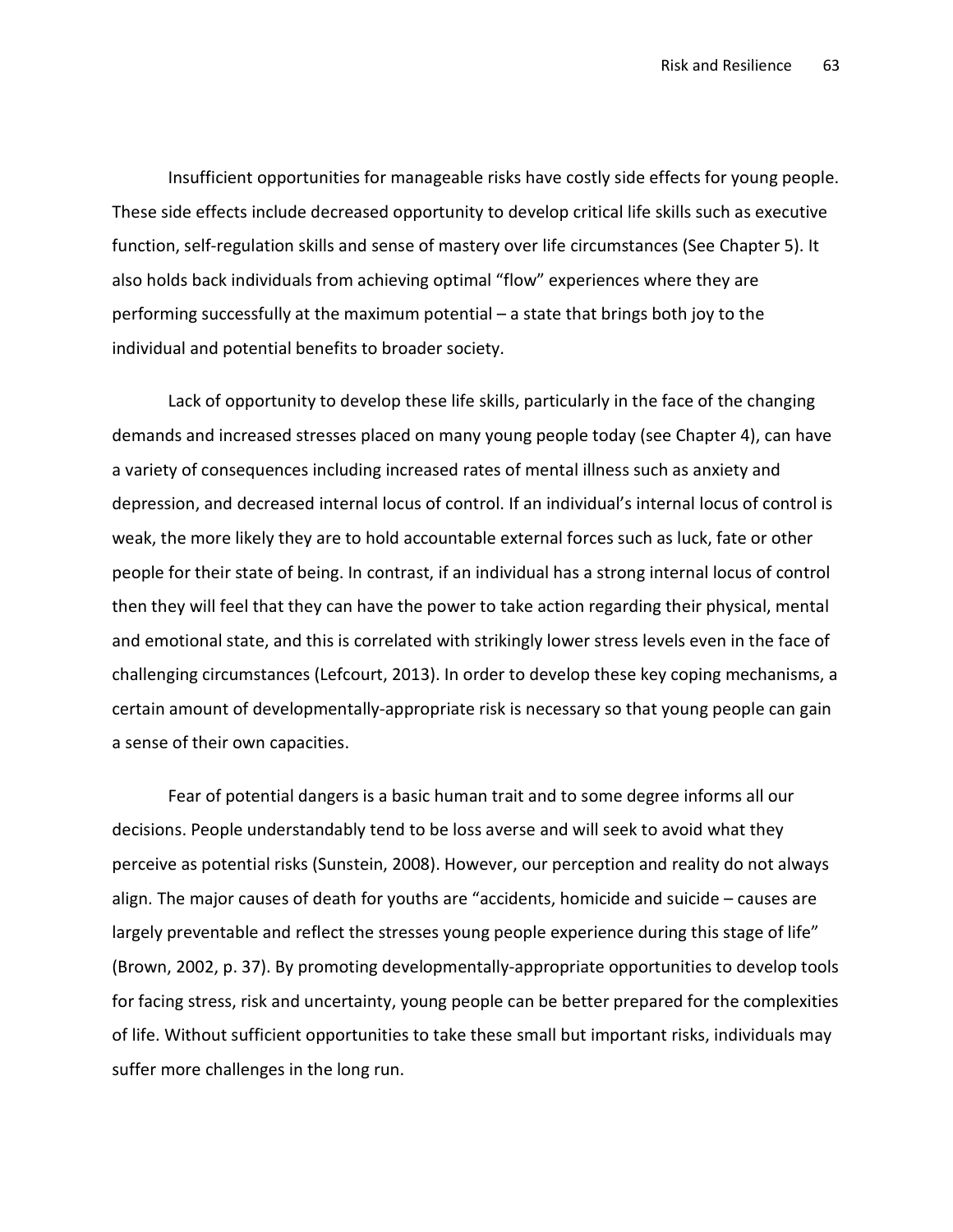Insufficient opportunities for manageable risks have costly side effects for young people. These side effects include decreased opportunity to develop critical life skills such as executive function, self-regulation skills and sense of mastery over life circumstances (See Chapter 5). It also holds back individuals from achieving optimal "flow" experiences where they are performing successfully at the maximum potential – a state that brings both joy to the individual and potential benefits to broader society.

Lack of opportunity to develop these life skills, particularly in the face of the changing demands and increased stresses placed on many young people today (see Chapter 4), can have a variety of consequences including increased rates of mental illness such as anxiety and depression, and decreased internal locus of control. If an individual's internal locus of control is weak, the more likely they are to hold accountable external forces such as luck, fate or other people for their state of being. In contrast, if an individual has a strong internal locus of control then they will feel that they can have the power to take action regarding their physical, mental and emotional state, and this is correlated with strikingly lower stress levels even in the face of challenging circumstances (Lefcourt, 2013). In order to develop these key coping mechanisms, a certain amount of developmentally-appropriate risk is necessary so that young people can gain a sense of their own capacities.

Fear of potential dangers is a basic human trait and to some degree informs all our decisions. People understandably tend to be loss averse and will seek to avoid what they perceive as potential risks (Sunstein, 2008). However, our perception and reality do not always align. The major causes of death for youths are "accidents, homicide and suicide – causes are largely preventable and reflect the stresses young people experience during this stage of life" (Brown, 2002, p. 37). By promoting developmentally-appropriate opportunities to develop tools for facing stress, risk and uncertainty, young people can be better prepared for the complexities of life. Without sufficient opportunities to take these small but important risks, individuals may suffer more challenges in the long run.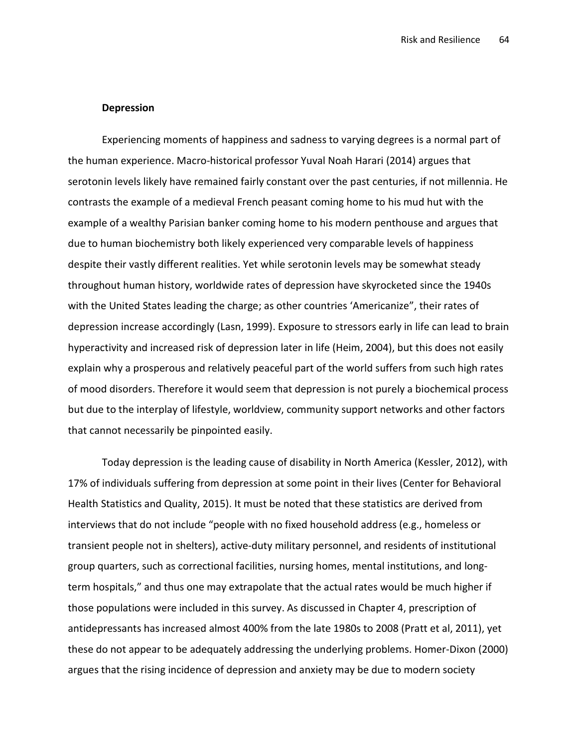**Depression**

Experiencing moments of happiness and sadness to varying degrees is a normal part of the human experience. Macro-historical professor Yuval Noah Harari (2014) argues that serotonin levels likely have remained fairly constant over the past centuries, if not millennia. He contrasts the example of a medieval French peasant coming home to his mud hut with the example of a wealthy Parisian banker coming home to his modern penthouse and argues that due to human biochemistry both likely experienced very comparable levels of happiness despite their vastly different realities. Yet while serotonin levels may be somewhat steady throughout human history, worldwide rates of depression have skyrocketed since the 1940s with the United States leading the charge; as other countries 'Americanize", their rates of depression increase accordingly (Lasn, 1999). Exposure to stressors early in life can lead to brain hyperactivity and increased risk of depression later in life (Heim, 2004), but this does not easily explain why a prosperous and relatively peaceful part of the world suffers from such high rates of mood disorders. Therefore it would seem that depression is not purely a biochemical process but due to the interplay of lifestyle, worldview, community support networks and other factors that cannot necessarily be pinpointed easily.

Today depression is the leading cause of disability in North America (Kessler, 2012), with 17% of individuals suffering from depression at some point in their lives (Center for Behavioral Health Statistics and Quality, 2015). It must be noted that these statistics are derived from interviews that do not include "people with no fixed household address (e.g., homeless or transient people not in shelters), active-duty military personnel, and residents of institutional group quarters, such as correctional facilities, nursing homes, mental institutions, and long-term hospitals," and thus one may extrapolate that the actual rates would be much higher if those populations were included in this survey. As discussed in Chapter 4, prescription of antidepressants has increased almost 400% from the late 1980s to 2008 (Pratt et al, 2011), yet these do not appear to be adequately addressing the underlying problems. Homer-Dixon (2000) argues that the rising incidence of depression and anxiety may be due to modern society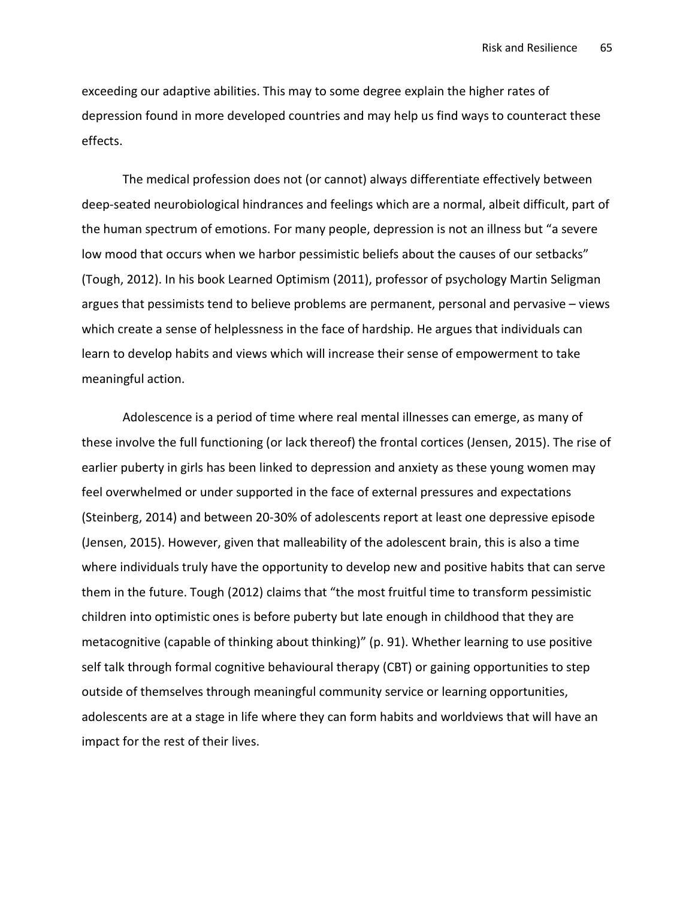exceeding our adaptive abilities. This may to some degree explain the higher rates of depression found in more developed countries and may help us find ways to counteract these effects.

The medical profession does not (or cannot) always differentiate effectively between deep-seated neurobiological hindrances and feelings which are a normal, albeit difficult, part of the human spectrum of emotions. For many people, depression is not an illness but "a severe low mood that occurs when we harbor pessimistic beliefs about the causes of our setbacks" (Tough, 2012). In his book Learned Optimism (2011), professor of psychology Martin Seligman argues that pessimists tend to believe problems are permanent, personal and pervasive – views which create a sense of helplessness in the face of hardship. He argues that individuals can learn to develop habits and views which will increase their sense of empowerment to take meaningful action.

Adolescence is a period of time where real mental illnesses can emerge, as many of these involve the full functioning (or lack thereof) the frontal cortices (Jensen, 2015). The rise of earlier puberty in girls has been linked to depression and anxiety as these young women may feel overwhelmed or under supported in the face of external pressures and expectations (Steinberg, 2014) and between 20-30% of adolescents report at least one depressive episode (Jensen, 2015). However, given that malleability of the adolescent brain, this is also a time where individuals truly have the opportunity to develop new and positive habits that can serve them in the future. Tough (2012) claims that "the most fruitful time to transform pessimistic children into optimistic ones is before puberty but late enough in childhood that they are metacognitive (capable of thinking about thinking)" (p. 91). Whether learning to use positive self talk through formal cognitive behavioural therapy (CBT) or gaining opportunities to step outside of themselves through meaningful community service or learning opportunities, adolescents are at a stage in life where they can form habits and worldviews that will have an impact for the rest of their lives.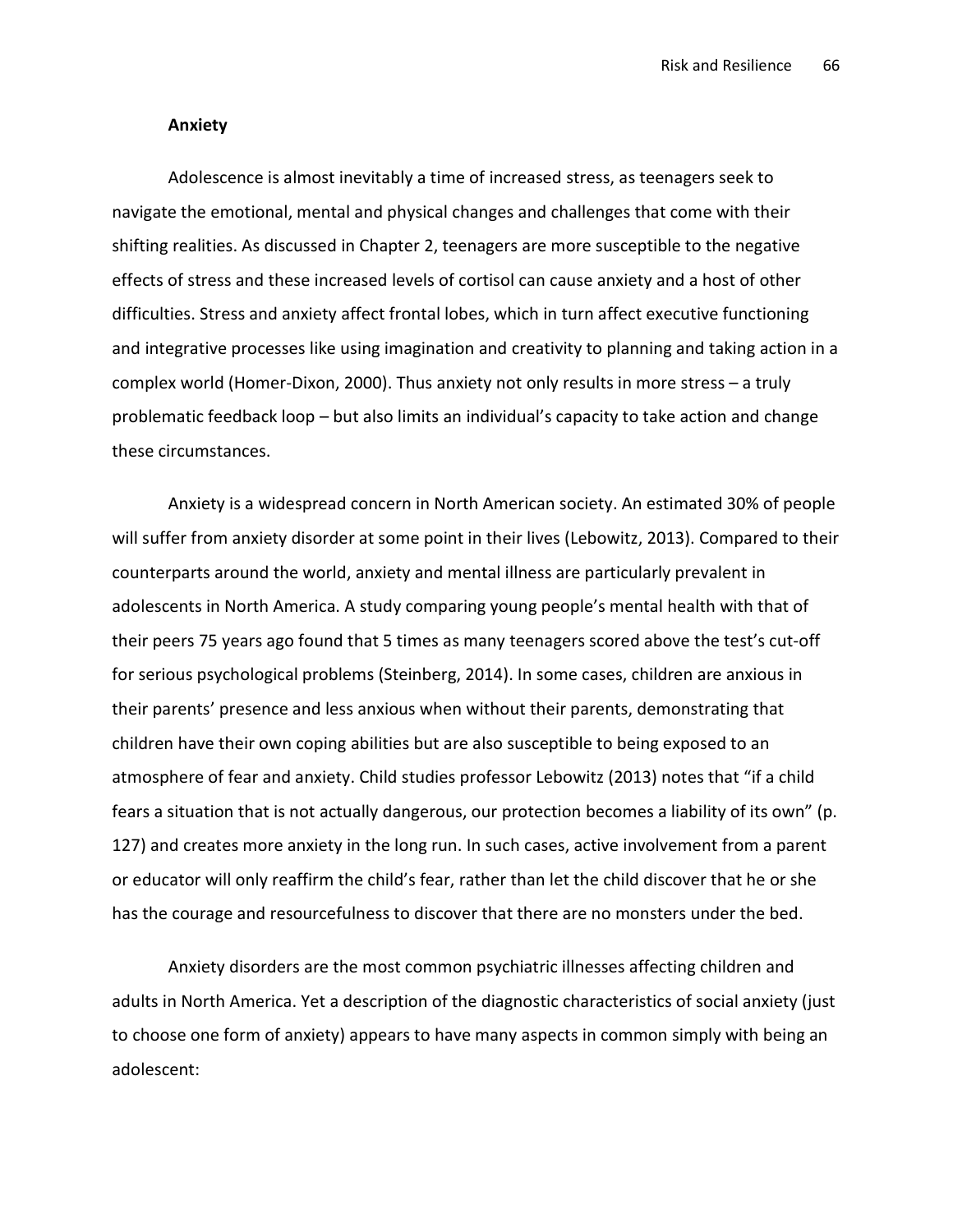**Anxiety**

Adolescence is almost inevitably a time of increased stress, as teenagers seek to navigate the emotional, mental and physical changes and challenges that come with their shifting realities. As discussed in Chapter 2, teenagers are more susceptible to the negative effects of stress and these increased levels of cortisol can cause anxiety and a host of other difficulties. Stress and anxiety affect frontal lobes, which in turn affect executive functioning and integrative processes like using imagination and creativity to planning and taking action in a complex world (Homer-Dixon, 2000). Thus anxiety not only results in more stress – a truly problematic feedback loop – but also limits an individual's capacity to take action and change these circumstances.

Anxiety is a widespread concern in North American society. An estimated 30% of people will suffer from anxiety disorder at some point in their lives (Lebowitz, 2013). Compared to their counterparts around the world, anxiety and mental illness are particularly prevalent in adolescents in North America. A study comparing young people's mental health with that of their peers 75 years ago found that 5 times as many teenagers scored above the test's cut-off for serious psychological problems (Steinberg, 2014). In some cases, children are anxious in their parents' presence and less anxious when without their parents, demonstrating that children have their own coping abilities but are also susceptible to being exposed to an atmosphere of fear and anxiety. Child studies professor Lebowitz (2013) notes that "if a child fears a situation that is not actually dangerous, our protection becomes a liability of its own" (p. 127) and creates more anxiety in the long run. In such cases, active involvement from a parent or educator will only reaffirm the child's fear, rather than let the child discover that he or she has the courage and resourcefulness to discover that there are no monsters under the bed.

Anxiety disorders are the most common psychiatric illnesses affecting children and adults in North America. Yet a description of the diagnostic characteristics of social anxiety (just to choose one form of anxiety) appears to have many aspects in common simply with being an adolescent: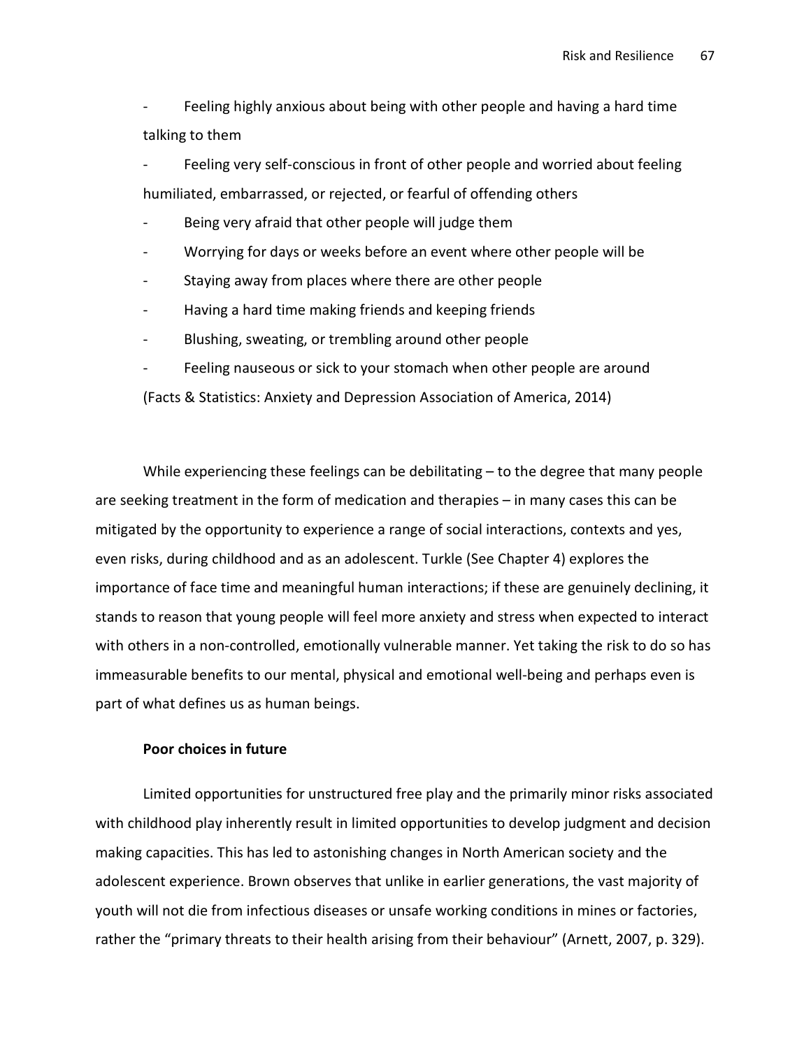- Feeling highly anxious about being with other people and having a hard time talking to them
- Feeling very self-conscious in front of other people and worried about feeling humiliated, embarrassed, or rejected, or fearful of offending others
- Being very afraid that other people will judge them
- Worrying for days or weeks before an event where other people will be
- Staying away from places where there are other people
- Having a hard time making friends and keeping friends
- Blushing, sweating, or trembling around other people
- Feeling nauseous or sick to your stomach when other people are around

(Facts & Statistics: Anxiety and Depression Association of America, 2014)

While experiencing these feelings can be debilitating – to the degree that many people are seeking treatment in the form of medication and therapies – in many cases this can be mitigated by the opportunity to experience a range of social interactions, contexts and yes, even risks, during childhood and as an adolescent. Turkle (See Chapter 4) explores the importance of face time and meaningful human interactions; if these are genuinely declining, it stands to reason that young people will feel more anxiety and stress when expected to interact with others in a non-controlled, emotionally vulnerable manner. Yet taking the risk to do so has immeasurable benefits to our mental, physical and emotional well-being and perhaps even is part of what defines us as human beings.

**Poor choices in future**

Limited opportunities for unstructured free play and the primarily minor risks associated with childhood play inherently result in limited opportunities to develop judgment and decision making capacities. This has led to astonishing changes in North American society and the adolescent experience. Brown observes that unlike in earlier generations, the vast majority of youth will not die from infectious diseases or unsafe working conditions in mines or factories, rather the "primary threats to their health arising from their behaviour" (Arnett, 2007, p. 329).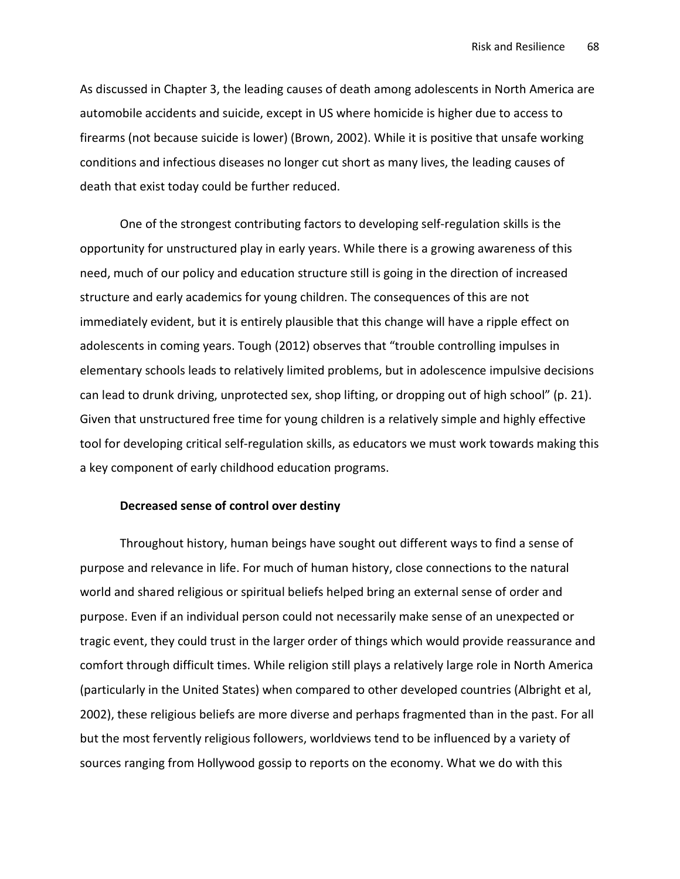As discussed in Chapter 3, the leading causes of death among adolescents in North America are automobile accidents and suicide, except in US where homicide is higher due to access to firearms (not because suicide is lower) (Brown, 2002). While it is positive that unsafe working conditions and infectious diseases no longer cut short as many lives, the leading causes of death that exist today could be further reduced.

One of the strongest contributing factors to developing self-regulation skills is the opportunity for unstructured play in early years. While there is a growing awareness of this need, much of our policy and education structure still is going in the direction of increased structure and early academics for young children. The consequences of this are not immediately evident, but it is entirely plausible that this change will have a ripple effect on adolescents in coming years. Tough (2012) observes that "trouble controlling impulses in elementary schools leads to relatively limited problems, but in adolescence impulsive decisions can lead to drunk driving, unprotected sex, shop lifting, or dropping out of high school" (p. 21). Given that unstructured free time for young children is a relatively simple and highly effective tool for developing critical self-regulation skills, as educators we must work towards making this a key component of early childhood education programs.

**Decreased sense of control over destiny**

Throughout history, human beings have sought out different ways to find a sense of purpose and relevance in life. For much of human history, close connections to the natural world and shared religious or spiritual beliefs helped bring an external sense of order and purpose. Even if an individual person could not necessarily make sense of an unexpected or tragic event, they could trust in the larger order of things which would provide reassurance and comfort through difficult times. While religion still plays a relatively large role in North America (particularly in the United States) when compared to other developed countries (Albright et al, 2002), these religious beliefs are more diverse and perhaps fragmented than in the past. For all but the most fervently religious followers, worldviews tend to be influenced by a variety of sources ranging from Hollywood gossip to reports on the economy. What we do with this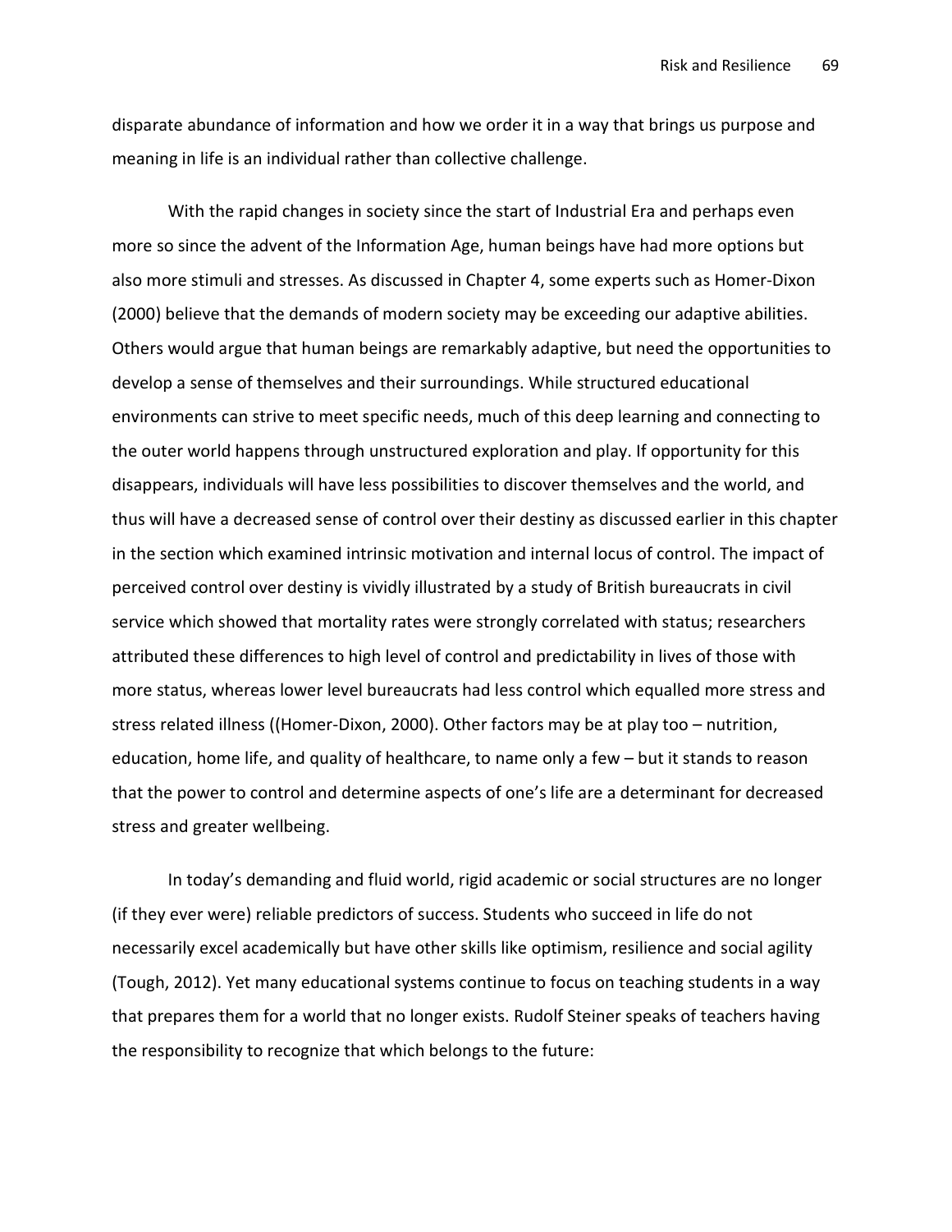disparate abundance of information and how we order it in a way that brings us purpose and meaning in life is an individual rather than collective challenge.

With the rapid changes in society since the start of Industrial Era and perhaps even more so since the advent of the Information Age, human beings have had more options but also more stimuli and stresses. As discussed in Chapter 4, some experts such as Homer-Dixon (2000) believe that the demands of modern society may be exceeding our adaptive abilities. Others would argue that human beings are remarkably adaptive, but need the opportunities to develop a sense of themselves and their surroundings. While structured educational environments can strive to meet specific needs, much of this deep learning and connecting to the outer world happens through unstructured exploration and play. If opportunity for this disappears, individuals will have less possibilities to discover themselves and the world, and thus will have a decreased sense of control over their destiny as discussed earlier in this chapter in the section which examined intrinsic motivation and internal locus of control. The impact of perceived control over destiny is vividly illustrated by a study of British bureaucrats in civil service which showed that mortality rates were strongly correlated with status; researchers attributed these differences to high level of control and predictability in lives of those with more status, whereas lower level bureaucrats had less control which equalled more stress and stress related illness ((Homer-Dixon, 2000). Other factors may be at play too – nutrition, education, home life, and quality of healthcare, to name only a few – but it stands to reason that the power to control and determine aspects of one's life are a determinant for decreased stress and greater wellbeing.

In today's demanding and fluid world, rigid academic or social structures are no longer (if they ever were) reliable predictors of success. Students who succeed in life do not necessarily excel academically but have other skills like optimism, resilience and social agility (Tough, 2012). Yet many educational systems continue to focus on teaching students in a way that prepares them for a world that no longer exists. Rudolf Steiner speaks of teachers having the responsibility to recognize that which belongs to the future: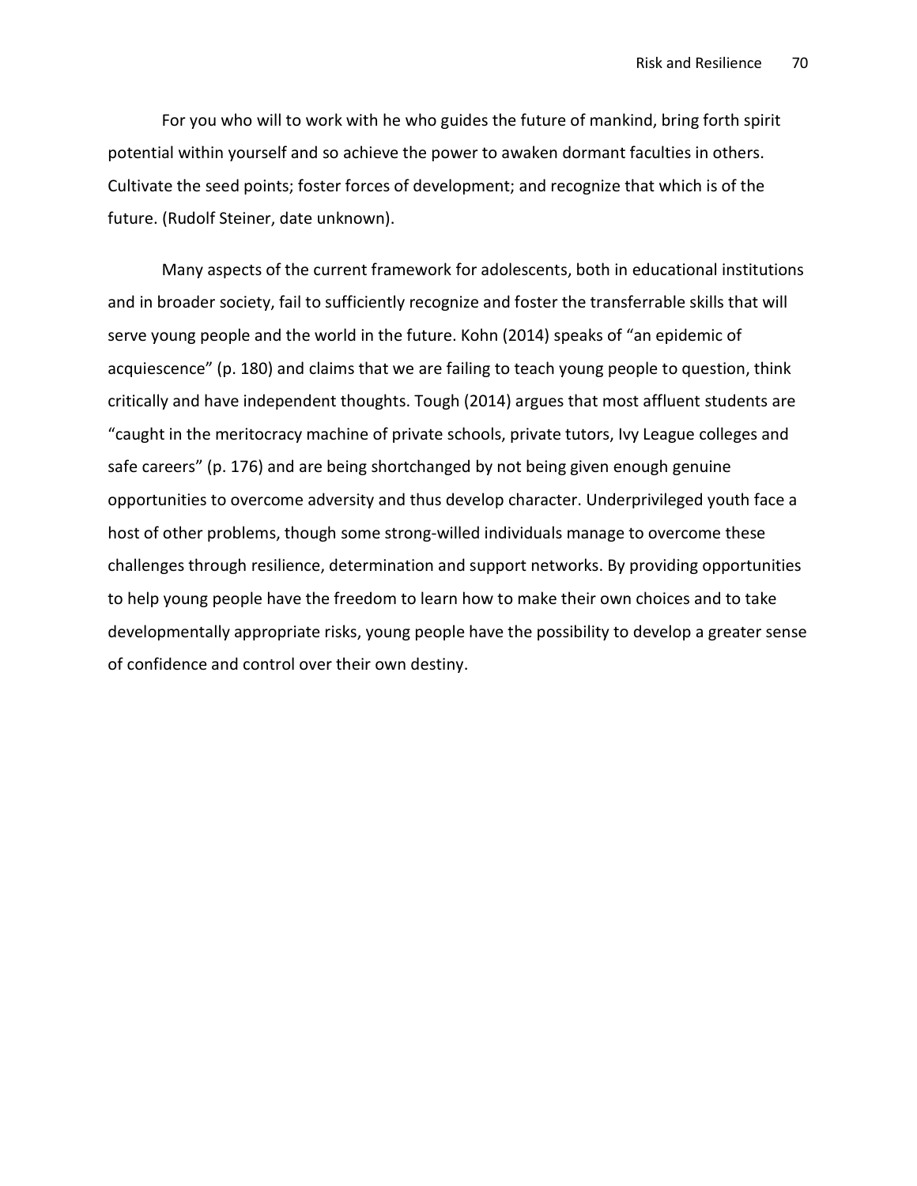For you who will to work with he who guides the future of mankind, bring forth spirit potential within yourself and so achieve the power to awaken dormant faculties in others. Cultivate the seed points; foster forces of development; and recognize that which is of the future. (Rudolf Steiner, date unknown).

Many aspects of the current framework for adolescents, both in educational institutions and in broader society, fail to sufficiently recognize and foster the transferrable skills that will serve young people and the world in the future. Kohn (2014) speaks of "an epidemic of acquiescence" (p. 180) and claims that we are failing to teach young people to question, think critically and have independent thoughts. Tough (2014) argues that most affluent students are "caught in the meritocracy machine of private schools, private tutors, Ivy League colleges and safe careers" (p. 176) and are being shortchanged by not being given enough genuine opportunities to overcome adversity and thus develop character. Underprivileged youth face a host of other problems, though some strong-willed individuals manage to overcome these challenges through resilience, determination and support networks. By providing opportunities to help young people have the freedom to learn how to make their own choices and to take developmentally appropriate risks, young people have the possibility to develop a greater sense of confidence and control over their own destiny.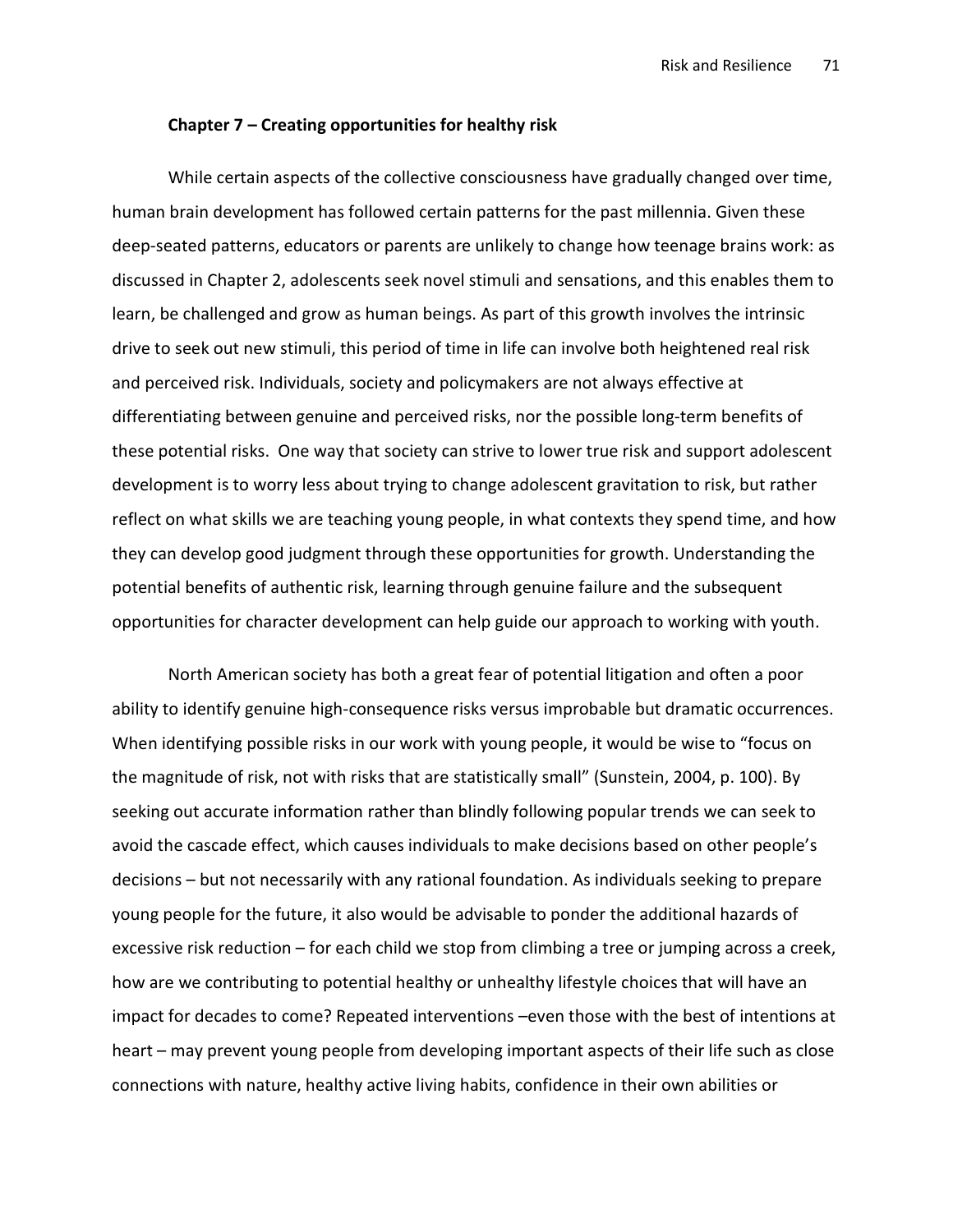## Chapter 7 – Creating opportunities for healthy risk

While certain aspects of the collective consciousness have gradually changed over time, human brain development has followed certain patterns for the past millennia. Given these deep-seated patterns, educators or parents are unlikely to change how teenage brains work: as discussed in Chapter 2, adolescents seek novel stimuli and sensations, and this enables them to learn, be challenged and grow as human beings. As part of this growth involves the intrinsic drive to seek out new stimuli, this period of time in life can involve both heightened real risk and perceived risk. Individuals, society and policymakers are not always effective at differentiating between genuine and perceived risks, nor the possible long-term benefits of these potential risks. One way that society can strive to lower true risk and support adolescent development is to worry less about trying to change adolescent gravitation to risk, but rather reflect on what skills we are teaching young people, in what contexts they spend time, and how they can develop good judgment through these opportunities for growth. Understanding the potential benefits of authentic risk, learning through genuine failure and the subsequent opportunities for character development can help guide our approach to working with youth.

North American society has both a great fear of potential litigation and often a poor ability to identify genuine high-consequence risks versus improbable but dramatic occurrences. When identifying possible risks in our work with young people, it would be wise to "focus on the magnitude of risk, not with risks that are statistically small" (Sunstein, 2004, p. 100). By seeking out accurate information rather than blindly following popular trends we can seek to avoid the cascade effect, which causes individuals to make decisions based on other people's decisions – but not necessarily with any rational foundation. As individuals seeking to prepare young people for the future, it also would be advisable to ponder the additional hazards of excessive risk reduction – for each child we stop from climbing a tree or jumping across a creek, how are we contributing to potential healthy or unhealthy lifestyle choices that will have an impact for decades to come? Repeated interventions –even those with the best of intentions at heart – may prevent young people from developing important aspects of their life such as close connections with nature, healthy active living habits, confidence in their own abilities or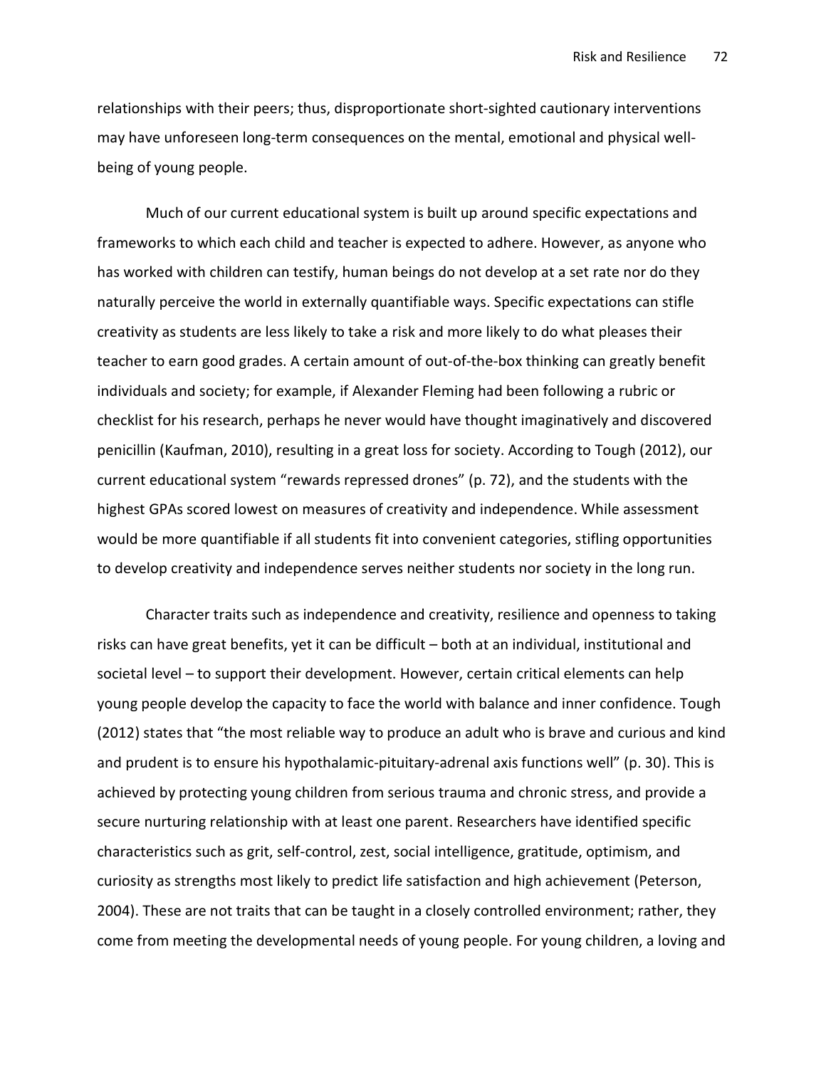relationships with their peers; thus, disproportionate short-sighted cautionary interventions may have unforeseen long-term consequences on the mental, emotional and physical well-being of young people.

Much of our current educational system is built up around specific expectations and frameworks to which each child and teacher is expected to adhere. However, as anyone who has worked with children can testify, human beings do not develop at a set rate nor do they naturally perceive the world in externally quantifiable ways. Specific expectations can stifle creativity as students are less likely to take a risk and more likely to do what pleases their teacher to earn good grades. A certain amount of out-of-the-box thinking can greatly benefit individuals and society; for example, if Alexander Fleming had been following a rubric or checklist for his research, perhaps he never would have thought imaginatively and discovered penicillin (Kaufman, 2010), resulting in a great loss for society. According to Tough (2012), our current educational system "rewards repressed drones" (p. 72), and the students with the highest GPAs scored lowest on measures of creativity and independence. While assessment would be more quantifiable if all students fit into convenient categories, stifling opportunities to develop creativity and independence serves neither students nor society in the long run.

Character traits such as independence and creativity, resilience and openness to taking risks can have great benefits, yet it can be difficult – both at an individual, institutional and societal level – to support their development. However, certain critical elements can help young people develop the capacity to face the world with balance and inner confidence. Tough (2012) states that "the most reliable way to produce an adult who is brave and curious and kind and prudent is to ensure his hypothalamic-pituitary-adrenal axis functions well" (p. 30). This is achieved by protecting young children from serious trauma and chronic stress, and provide a secure nurturing relationship with at least one parent. Researchers have identified specific characteristics such as grit, self-control, zest, social intelligence, gratitude, optimism, and curiosity as strengths most likely to predict life satisfaction and high achievement (Peterson, 2004). These are not traits that can be taught in a closely controlled environment; rather, they come from meeting the developmental needs of young people. For young children, a loving and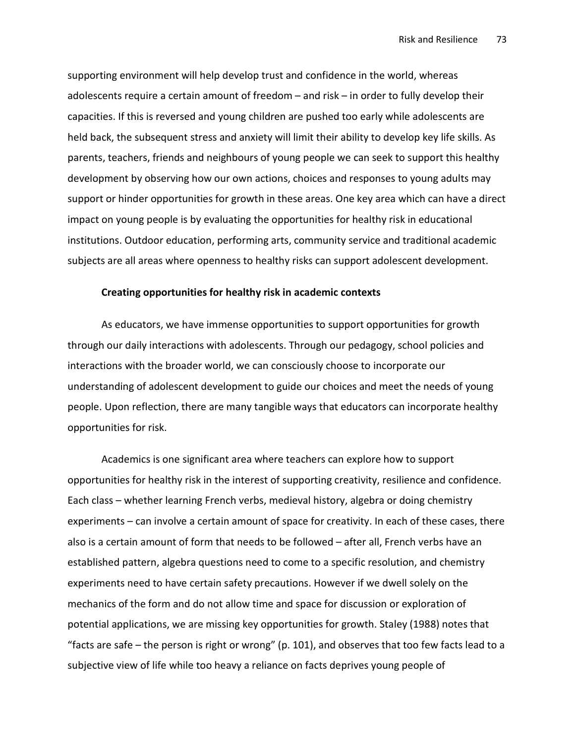supporting environment will help develop trust and confidence in the world, whereas adolescents require a certain amount of freedom – and risk – in order to fully develop their capacities. If this is reversed and young children are pushed too early while adolescents are held back, the subsequent stress and anxiety will limit their ability to develop key life skills. As parents, teachers, friends and neighbours of young people we can seek to support this healthy development by observing how our own actions, choices and responses to young adults may support or hinder opportunities for growth in these areas. One key area which can have a direct impact on young people is by evaluating the opportunities for healthy risk in educational institutions. Outdoor education, performing arts, community service and traditional academic subjects are all areas where openness to healthy risks can support adolescent development.

**Creating opportunities for healthy risk in academic contexts**

As educators, we have immense opportunities to support opportunities for growth through our daily interactions with adolescents. Through our pedagogy, school policies and interactions with the broader world, we can consciously choose to incorporate our understanding of adolescent development to guide our choices and meet the needs of young people. Upon reflection, there are many tangible ways that educators can incorporate healthy opportunities for risk.

Academics is one significant area where teachers can explore how to support opportunities for healthy risk in the interest of supporting creativity, resilience and confidence. Each class – whether learning French verbs, medieval history, algebra or doing chemistry experiments – can involve a certain amount of space for creativity. In each of these cases, there also is a certain amount of form that needs to be followed – after all, French verbs have an established pattern, algebra questions need to come to a specific resolution, and chemistry experiments need to have certain safety precautions. However if we dwell solely on the mechanics of the form and do not allow time and space for discussion or exploration of potential applications, we are missing key opportunities for growth. Staley (1988) notes that "facts are safe – the person is right or wrong" (p. 101), and observes that too few facts lead to a subjective view of life while too heavy a reliance on facts deprives young people of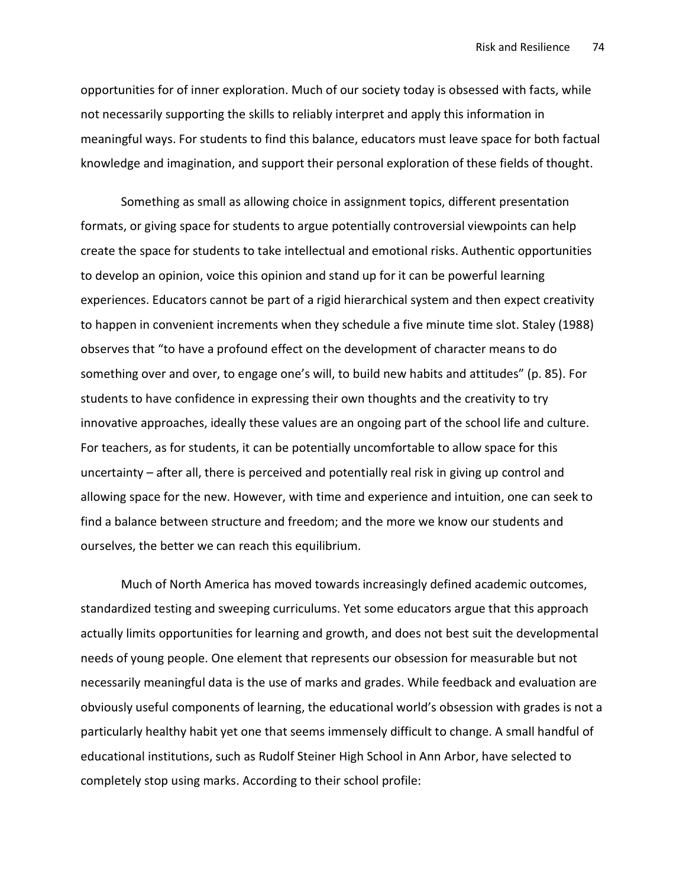opportunities for of inner exploration. Much of our society today is obsessed with facts, while not necessarily supporting the skills to reliably interpret and apply this information in meaningful ways. For students to find this balance, educators must leave space for both factual knowledge and imagination, and support their personal exploration of these fields of thought.

Something as small as allowing choice in assignment topics, different presentation formats, or giving space for students to argue potentially controversial viewpoints can help create the space for students to take intellectual and emotional risks. Authentic opportunities to develop an opinion, voice this opinion and stand up for it can be powerful learning experiences. Educators cannot be part of a rigid hierarchical system and then expect creativity to happen in convenient increments when they schedule a five minute time slot. Staley (1988) observes that "to have a profound effect on the development of character means to do something over and over, to engage one's will, to build new habits and attitudes" (p. 85). For students to have confidence in expressing their own thoughts and the creativity to try innovative approaches, ideally these values are an ongoing part of the school life and culture. For teachers, as for students, it can be potentially uncomfortable to allow space for this uncertainty – after all, there is perceived and potentially real risk in giving up control and allowing space for the new. However, with time and experience and intuition, one can seek to find a balance between structure and freedom; and the more we know our students and ourselves, the better we can reach this equilibrium.

Much of North America has moved towards increasingly defined academic outcomes, standardized testing and sweeping curriculums. Yet some educators argue that this approach actually limits opportunities for learning and growth, and does not best suit the developmental needs of young people. One element that represents our obsession for measurable but not necessarily meaningful data is the use of marks and grades. While feedback and evaluation are obviously useful components of learning, the educational world's obsession with grades is not a particularly healthy habit yet one that seems immensely difficult to change. A small handful of educational institutions, such as Rudolf Steiner High School in Ann Arbor, have selected to completely stop using marks. According to their school profile: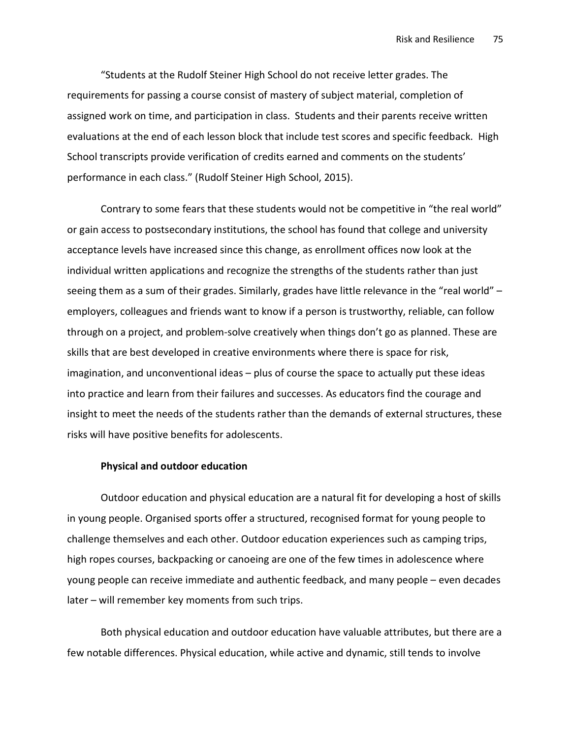"Students at the Rudolf Steiner High School do not receive letter grades. The requirements for passing a course consist of mastery of subject material, completion of assigned work on time, and participation in class. Students and their parents receive written evaluations at the end of each lesson block that include test scores and specific feedback. High School transcripts provide verification of credits earned and comments on the students' performance in each class." (Rudolf Steiner High School, 2015).

Contrary to some fears that these students would not be competitive in "the real world" or gain access to postsecondary institutions, the school has found that college and university acceptance levels have increased since this change, as enrollment offices now look at the individual written applications and recognize the strengths of the students rather than just seeing them as a sum of their grades. Similarly, grades have little relevance in the "real world" – employers, colleagues and friends want to know if a person is trustworthy, reliable, can follow through on a project, and problem-solve creatively when things don't go as planned. These are skills that are best developed in creative environments where there is space for risk, imagination, and unconventional ideas – plus of course the space to actually put these ideas into practice and learn from their failures and successes. As educators find the courage and insight to meet the needs of the students rather than the demands of external structures, these risks will have positive benefits for adolescents.

**Physical and outdoor education**

Outdoor education and physical education are a natural fit for developing a host of skills in young people. Organised sports offer a structured, recognised format for young people to challenge themselves and each other. Outdoor education experiences such as camping trips, high ropes courses, backpacking or canoeing are one of the few times in adolescence where young people can receive immediate and authentic feedback, and many people – even decades later – will remember key moments from such trips.

Both physical education and outdoor education have valuable attributes, but there are a few notable differences. Physical education, while active and dynamic, still tends to involve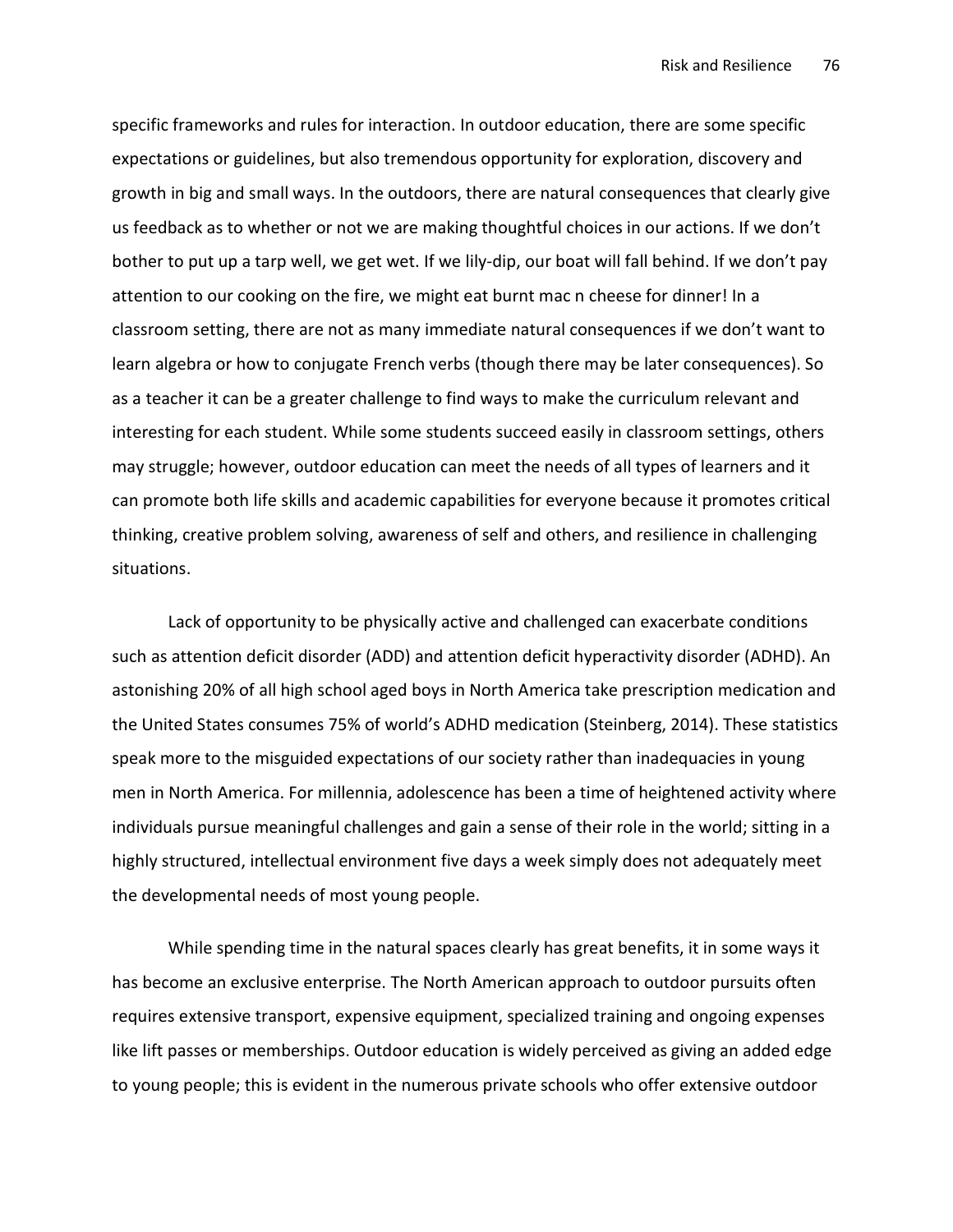specific frameworks and rules for interaction. In outdoor education, there are some specific expectations or guidelines, but also tremendous opportunity for exploration, discovery and growth in big and small ways. In the outdoors, there are natural consequences that clearly give us feedback as to whether or not we are making thoughtful choices in our actions. If we don't bother to put up a tarp well, we get wet. If we lily-dip, our boat will fall behind. If we don't pay attention to our cooking on the fire, we might eat burnt mac n cheese for dinner! In a classroom setting, there are not as many immediate natural consequences if we don't want to learn algebra or how to conjugate French verbs (though there may be later consequences). So as a teacher it can be a greater challenge to find ways to make the curriculum relevant and interesting for each student. While some students succeed easily in classroom settings, others may struggle; however, outdoor education can meet the needs of all types of learners and it can promote both life skills and academic capabilities for everyone because it promotes critical thinking, creative problem solving, awareness of self and others, and resilience in challenging situations.

Lack of opportunity to be physically active and challenged can exacerbate conditions such as attention deficit disorder (ADD) and attention deficit hyperactivity disorder (ADHD). An astonishing 20% of all high school aged boys in North America take prescription medication and the United States consumes 75% of world's ADHD medication (Steinberg, 2014). These statistics speak more to the misguided expectations of our society rather than inadequacies in young men in North America. For millennia, adolescence has been a time of heightened activity where individuals pursue meaningful challenges and gain a sense of their role in the world; sitting in a highly structured, intellectual environment five days a week simply does not adequately meet the developmental needs of most young people.

While spending time in the natural spaces clearly has great benefits, it in some ways it has become an exclusive enterprise. The North American approach to outdoor pursuits often requires extensive transport, expensive equipment, specialized training and ongoing expenses like lift passes or memberships. Outdoor education is widely perceived as giving an added edge to young people; this is evident in the numerous private schools who offer extensive outdoor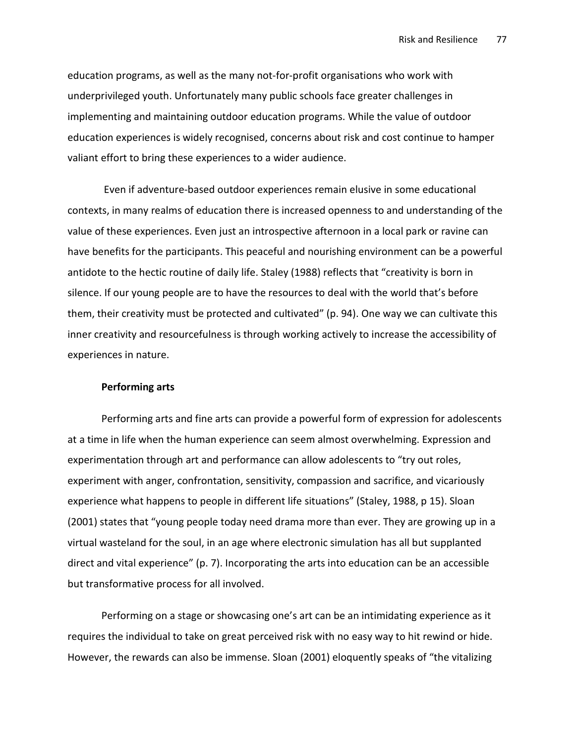education programs, as well as the many not-for-profit organisations who work with underprivileged youth. Unfortunately many public schools face greater challenges in implementing and maintaining outdoor education programs. While the value of outdoor education experiences is widely recognised, concerns about risk and cost continue to hamper valiant effort to bring these experiences to a wider audience.

Even if adventure-based outdoor experiences remain elusive in some educational contexts, in many realms of education there is increased openness to and understanding of the value of these experiences. Even just an introspective afternoon in a local park or ravine can have benefits for the participants. This peaceful and nourishing environment can be a powerful antidote to the hectic routine of daily life. Staley (1988) reflects that "creativity is born in silence. If our young people are to have the resources to deal with the world that's before them, their creativity must be protected and cultivated" (p. 94). One way we can cultivate this inner creativity and resourcefulness is through working actively to increase the accessibility of experiences in nature.

### Performing arts

Performing arts and fine arts can provide a powerful form of expression for adolescents at a time in life when the human experience can seem almost overwhelming. Expression and experimentation through art and performance can allow adolescents to "try out roles, experiment with anger, confrontation, sensitivity, compassion and sacrifice, and vicariously experience what happens to people in different life situations" (Staley, 1988, p 15). Sloan (2001) states that "young people today need drama more than ever. They are growing up in a virtual wasteland for the soul, in an age where electronic simulation has all but supplanted direct and vital experience" (p. 7). Incorporating the arts into education can be an accessible but transformative process for all involved.

Performing on a stage or showcasing one's art can be an intimidating experience as it requires the individual to take on great perceived risk with no easy way to hit rewind or hide. However, the rewards can also be immense. Sloan (2001) eloquently speaks of "the vitalizing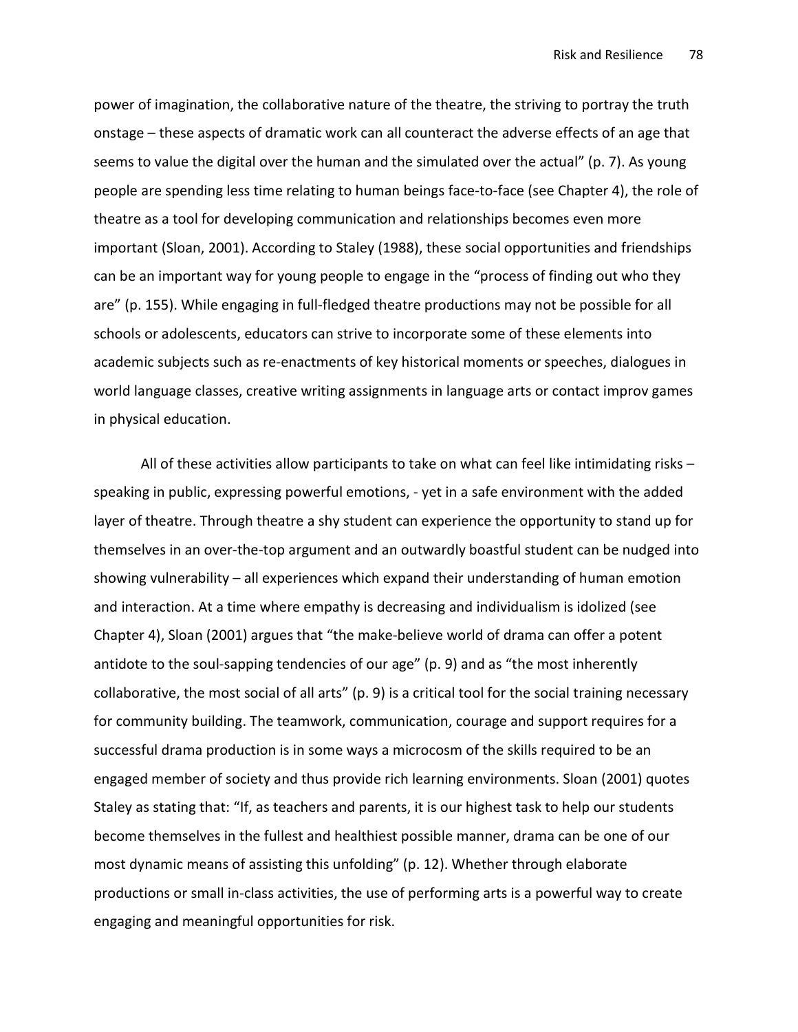power of imagination, the collaborative nature of the theatre, the striving to portray the truth onstage – these aspects of dramatic work can all counteract the adverse effects of an age that seems to value the digital over the human and the simulated over the actual" (p. 7). As young people are spending less time relating to human beings face-to-face (see Chapter 4), the role of theatre as a tool for developing communication and relationships becomes even more important (Sloan, 2001). According to Staley (1988), these social opportunities and friendships can be an important way for young people to engage in the "process of finding out who they are" (p. 155). While engaging in full-fledged theatre productions may not be possible for all schools or adolescents, educators can strive to incorporate some of these elements into academic subjects such as re-enactments of key historical moments or speeches, dialogues in world language classes, creative writing assignments in language arts or contact improv games in physical education.

All of these activities allow participants to take on what can feel like intimidating risks – speaking in public, expressing powerful emotions, - yet in a safe environment with the added layer of theatre. Through theatre a shy student can experience the opportunity to stand up for themselves in an over-the-top argument and an outwardly boastful student can be nudged into showing vulnerability – all experiences which expand their understanding of human emotion and interaction. At a time where empathy is decreasing and individualism is idolized (see Chapter 4), Sloan (2001) argues that "the make-believe world of drama can offer a potent antidote to the soul-sapping tendencies of our age" (p. 9) and as "the most inherently collaborative, the most social of all arts" (p. 9) is a critical tool for the social training necessary for community building. The teamwork, communication, courage and support requires for a successful drama production is in some ways a microcosm of the skills required to be an engaged member of society and thus provide rich learning environments. Sloan (2001) quotes Staley as stating that: "If, as teachers and parents, it is our highest task to help our students become themselves in the fullest and healthiest possible manner, drama can be one of our most dynamic means of assisting this unfolding" (p. 12). Whether through elaborate productions or small in-class activities, the use of performing arts is a powerful way to create engaging and meaningful opportunities for risk.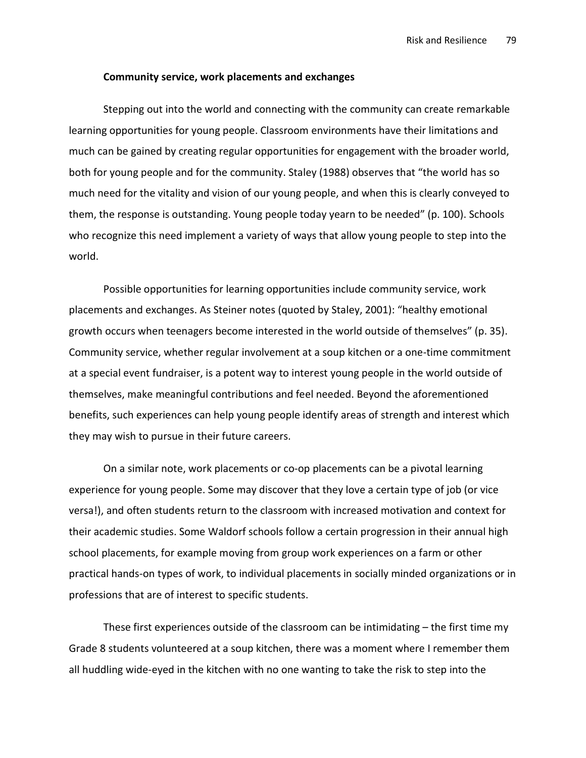**Community service, work placements and exchanges**

Stepping out into the world and connecting with the community can create remarkable learning opportunities for young people. Classroom environments have their limitations and much can be gained by creating regular opportunities for engagement with the broader world, both for young people and for the community. Staley (1988) observes that "the world has so much need for the vitality and vision of our young people, and when this is clearly conveyed to them, the response is outstanding. Young people today yearn to be needed" (p. 100). Schools who recognize this need implement a variety of ways that allow young people to step into the world.

Possible opportunities for learning opportunities include community service, work placements and exchanges. As Steiner notes (quoted by Staley, 2001): "healthy emotional growth occurs when teenagers become interested in the world outside of themselves" (p. 35). Community service, whether regular involvement at a soup kitchen or a one-time commitment at a special event fundraiser, is a potent way to interest young people in the world outside of themselves, make meaningful contributions and feel needed. Beyond the aforementioned benefits, such experiences can help young people identify areas of strength and interest which they may wish to pursue in their future careers.

On a similar note, work placements or co-op placements can be a pivotal learning experience for young people. Some may discover that they love a certain type of job (or vice versa!), and often students return to the classroom with increased motivation and context for their academic studies. Some Waldorf schools follow a certain progression in their annual high school placements, for example moving from group work experiences on a farm or other practical hands-on types of work, to individual placements in socially minded organizations or in professions that are of interest to specific students.

These first experiences outside of the classroom can be intimidating – the first time my Grade 8 students volunteered at a soup kitchen, there was a moment where I remember them all huddling wide-eyed in the kitchen with no one wanting to take the risk to step into the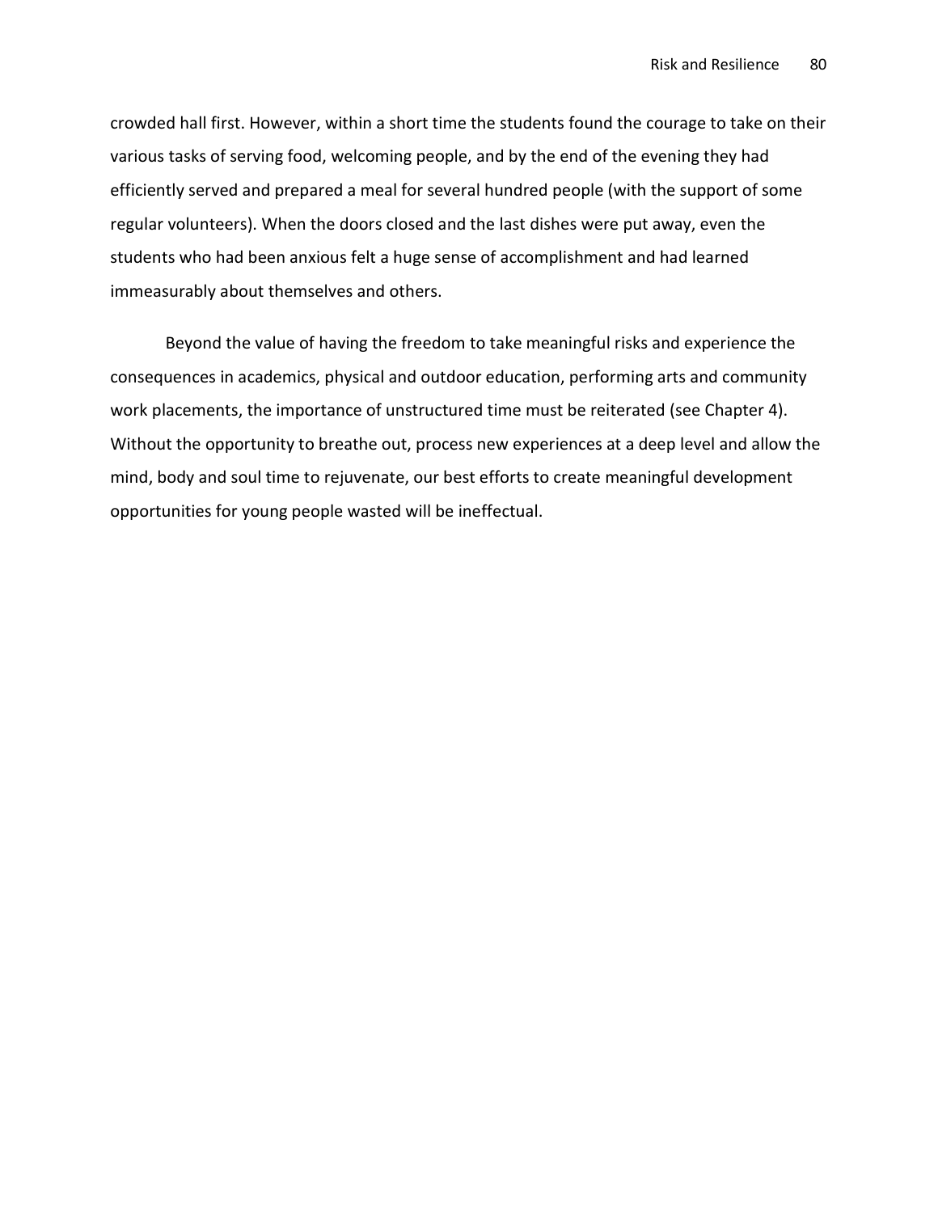crowded hall first. However, within a short time the students found the courage to take on their various tasks of serving food, welcoming people, and by the end of the evening they had efficiently served and prepared a meal for several hundred people (with the support of some regular volunteers). When the doors closed and the last dishes were put away, even the students who had been anxious felt a huge sense of accomplishment and had learned immeasurably about themselves and others.

Beyond the value of having the freedom to take meaningful risks and experience the consequences in academics, physical and outdoor education, performing arts and community work placements, the importance of unstructured time must be reiterated (see Chapter 4). Without the opportunity to breathe out, process new experiences at a deep level and allow the mind, body and soul time to rejuvenate, our best efforts to create meaningful development opportunities for young people wasted will be ineffectual.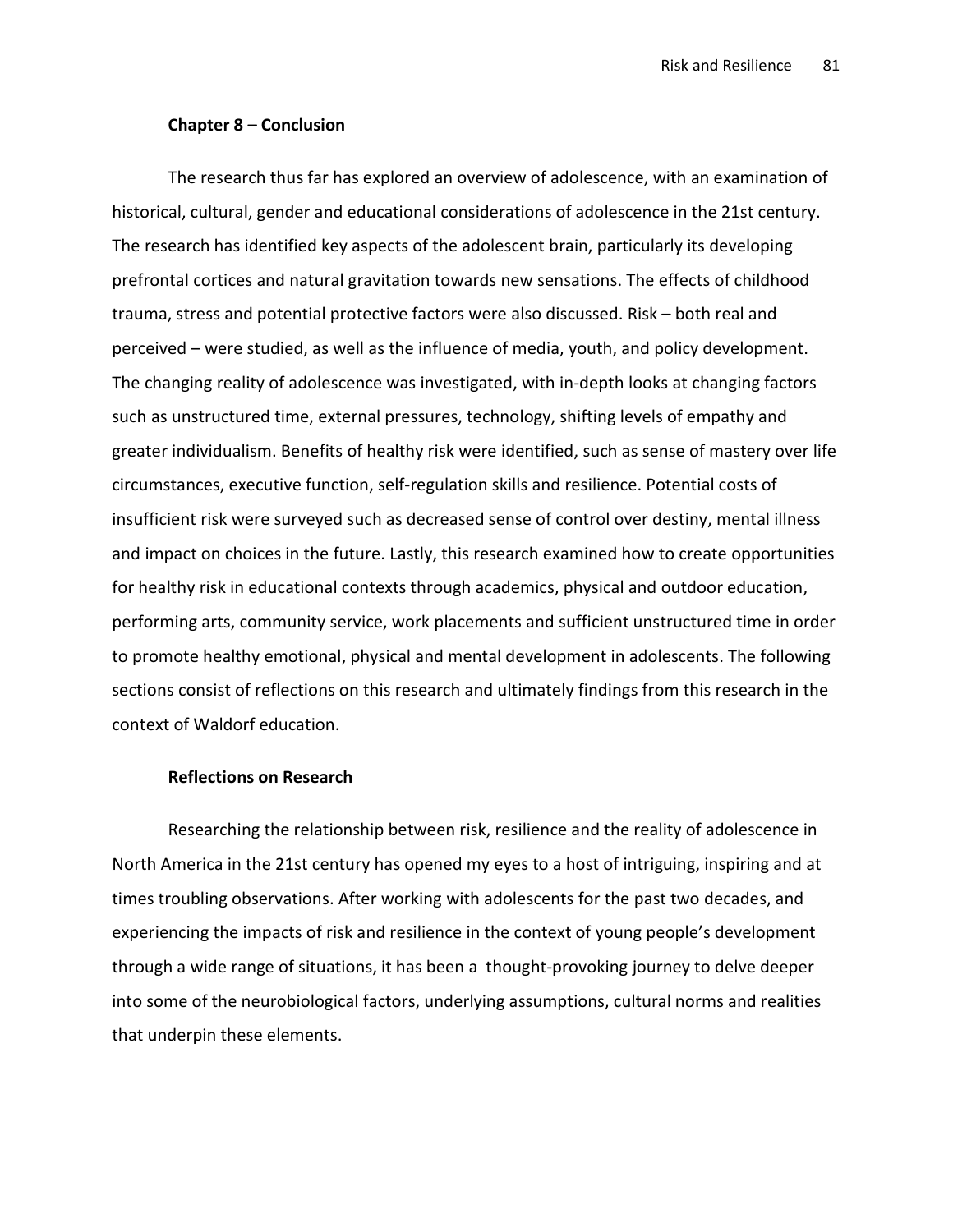## Chapter 8 – Conclusion

The research thus far has explored an overview of adolescence, with an examination of historical, cultural, gender and educational considerations of adolescence in the 21st century. The research has identified key aspects of the adolescent brain, particularly its developing prefrontal cortices and natural gravitation towards new sensations. The effects of childhood trauma, stress and potential protective factors were also discussed. Risk – both real and perceived – were studied, as well as the influence of media, youth, and policy development. The changing reality of adolescence was investigated, with in-depth looks at changing factors such as unstructured time, external pressures, technology, shifting levels of empathy and greater individualism. Benefits of healthy risk were identified, such as sense of mastery over life circumstances, executive function, self-regulation skills and resilience. Potential costs of insufficient risk were surveyed such as decreased sense of control over destiny, mental illness and impact on choices in the future. Lastly, this research examined how to create opportunities for healthy risk in educational contexts through academics, physical and outdoor education, performing arts, community service, work placements and sufficient unstructured time in order to promote healthy emotional, physical and mental development in adolescents. The following sections consist of reflections on this research and ultimately findings from this research in the context of Waldorf education.

### Reflections on Research

Researching the relationship between risk, resilience and the reality of adolescence in North America in the 21st century has opened my eyes to a host of intriguing, inspiring and at times troubling observations. After working with adolescents for the past two decades, and experiencing the impacts of risk and resilience in the context of young people's development through a wide range of situations, it has been a thought-provoking journey to delve deeper into some of the neurobiological factors, underlying assumptions, cultural norms and realities that underpin these elements.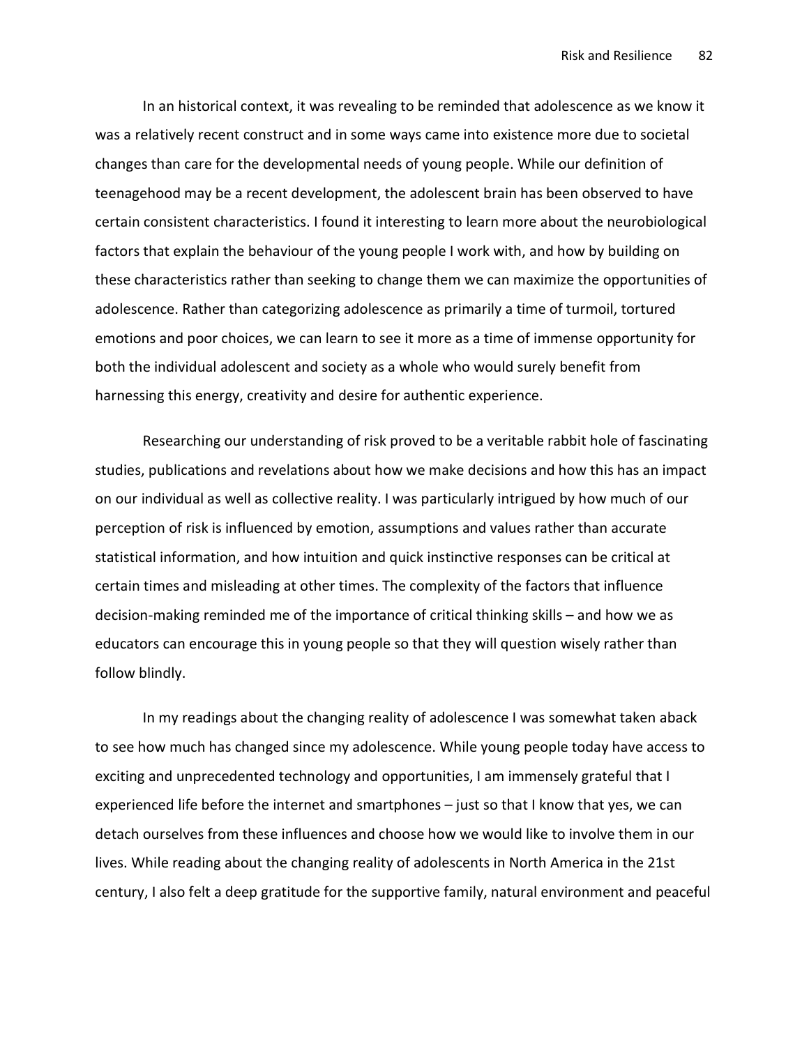In an historical context, it was revealing to be reminded that adolescence as we know it was a relatively recent construct and in some ways came into existence more due to societal changes than care for the developmental needs of young people. While our definition of teenagehood may be a recent development, the adolescent brain has been observed to have certain consistent characteristics. I found it interesting to learn more about the neurobiological factors that explain the behaviour of the young people I work with, and how by building on these characteristics rather than seeking to change them we can maximize the opportunities of adolescence. Rather than categorizing adolescence as primarily a time of turmoil, tortured emotions and poor choices, we can learn to see it more as a time of immense opportunity for both the individual adolescent and society as a whole who would surely benefit from harnessing this energy, creativity and desire for authentic experience.

Researching our understanding of risk proved to be a veritable rabbit hole of fascinating studies, publications and revelations about how we make decisions and how this has an impact on our individual as well as collective reality. I was particularly intrigued by how much of our perception of risk is influenced by emotion, assumptions and values rather than accurate statistical information, and how intuition and quick instinctive responses can be critical at certain times and misleading at other times. The complexity of the factors that influence decision-making reminded me of the importance of critical thinking skills – and how we as educators can encourage this in young people so that they will question wisely rather than follow blindly.

In my readings about the changing reality of adolescence I was somewhat taken aback to see how much has changed since my adolescence. While young people today have access to exciting and unprecedented technology and opportunities, I am immensely grateful that I experienced life before the internet and smartphones – just so that I know that yes, we can detach ourselves from these influences and choose how we would like to involve them in our lives. While reading about the changing reality of adolescents in North America in the 21st century, I also felt a deep gratitude for the supportive family, natural environment and peaceful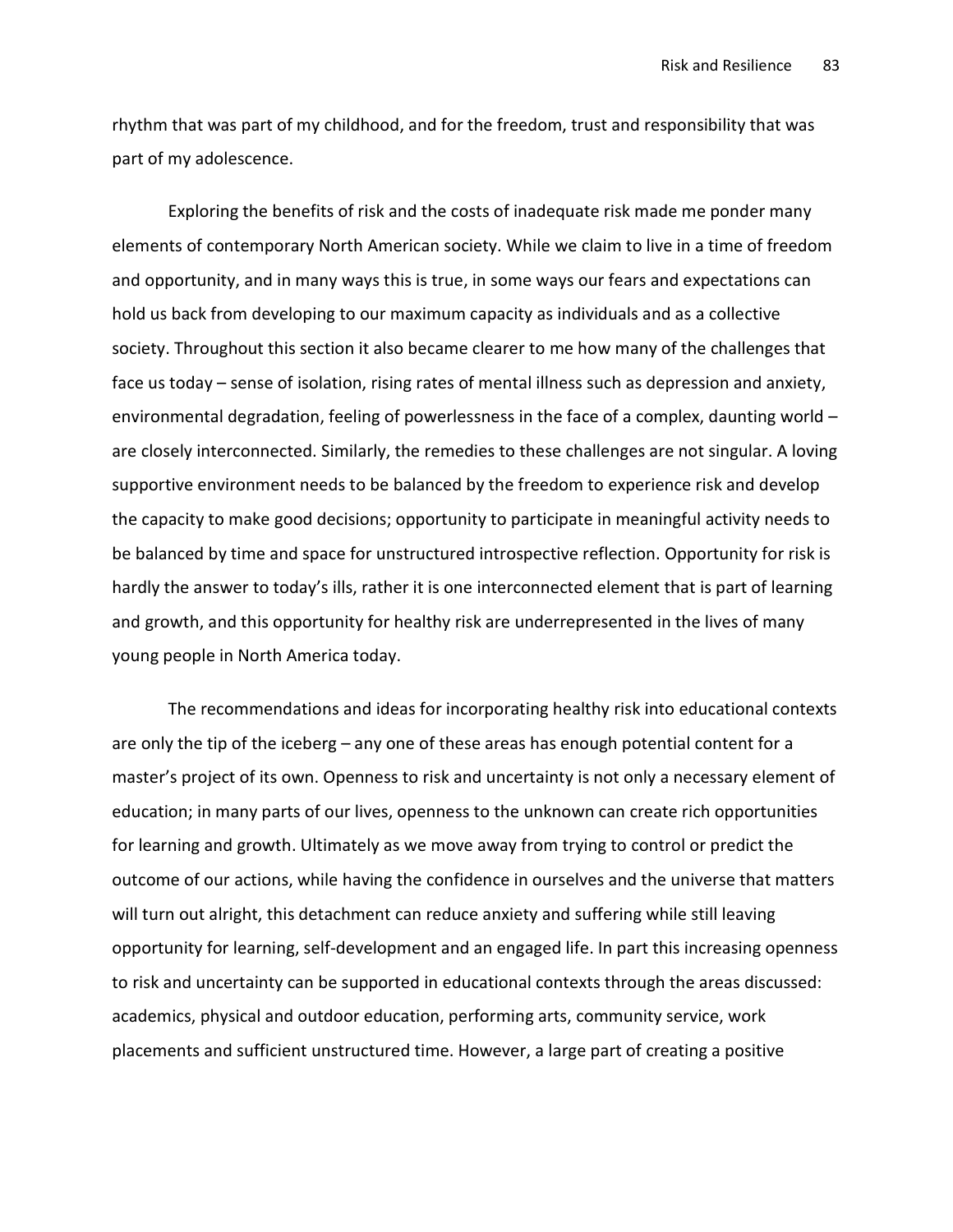rhythm that was part of my childhood, and for the freedom, trust and responsibility that was part of my adolescence.

Exploring the benefits of risk and the costs of inadequate risk made me ponder many elements of contemporary North American society. While we claim to live in a time of freedom and opportunity, and in many ways this is true, in some ways our fears and expectations can hold us back from developing to our maximum capacity as individuals and as a collective society. Throughout this section it also became clearer to me how many of the challenges that face us today – sense of isolation, rising rates of mental illness such as depression and anxiety, environmental degradation, feeling of powerlessness in the face of a complex, daunting world – are closely interconnected. Similarly, the remedies to these challenges are not singular. A loving supportive environment needs to be balanced by the freedom to experience risk and develop the capacity to make good decisions; opportunity to participate in meaningful activity needs to be balanced by time and space for unstructured introspective reflection. Opportunity for risk is hardly the answer to today's ills, rather it is one interconnected element that is part of learning and growth, and this opportunity for healthy risk are underrepresented in the lives of many young people in North America today.

The recommendations and ideas for incorporating healthy risk into educational contexts are only the tip of the iceberg – any one of these areas has enough potential content for a master's project of its own. Openness to risk and uncertainty is not only a necessary element of education; in many parts of our lives, openness to the unknown can create rich opportunities for learning and growth. Ultimately as we move away from trying to control or predict the outcome of our actions, while having the confidence in ourselves and the universe that matters will turn out alright, this detachment can reduce anxiety and suffering while still leaving opportunity for learning, self-development and an engaged life. In part this increasing openness to risk and uncertainty can be supported in educational contexts through the areas discussed: academics, physical and outdoor education, performing arts, community service, work placements and sufficient unstructured time. However, a large part of creating a positive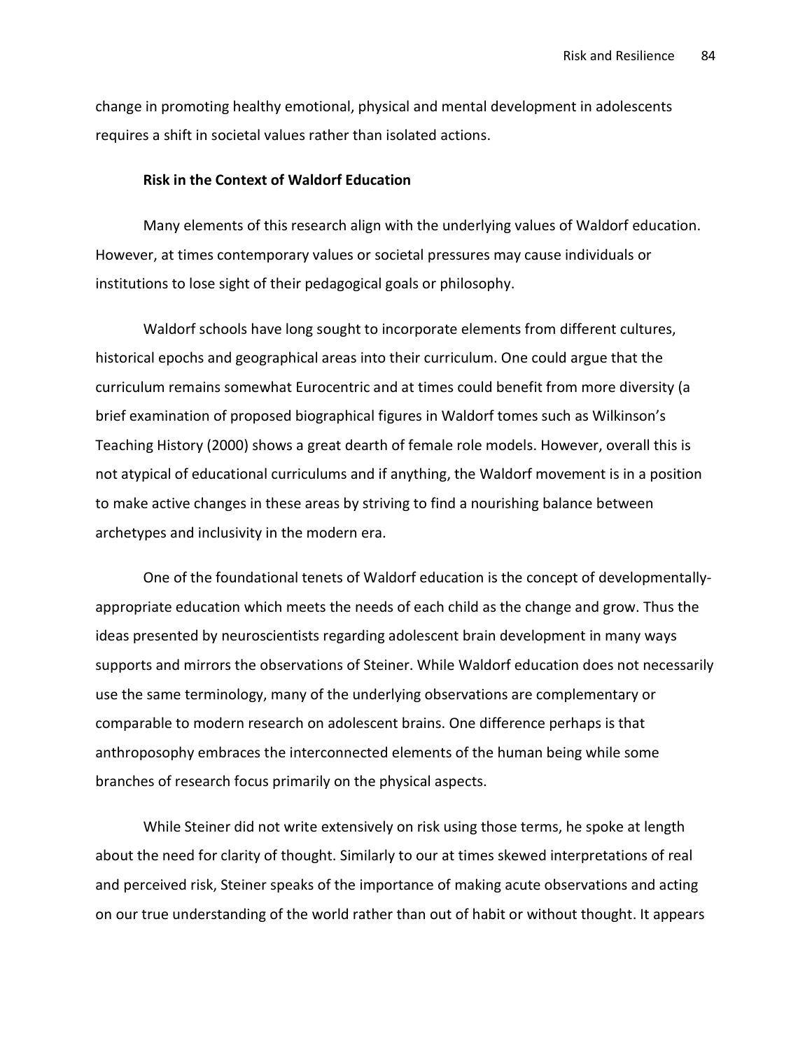change in promoting healthy emotional, physical and mental development in adolescents requires a shift in societal values rather than isolated actions.

### Risk in the Context of Waldorf Education

Many elements of this research align with the underlying values of Waldorf education. However, at times contemporary values or societal pressures may cause individuals or institutions to lose sight of their pedagogical goals or philosophy.

Waldorf schools have long sought to incorporate elements from different cultures, historical epochs and geographical areas into their curriculum. One could argue that the curriculum remains somewhat Eurocentric and at times could benefit from more diversity (a brief examination of proposed biographical figures in Waldorf tomes such as Wilkinson's Teaching History (2000) shows a great dearth of female role models. However, overall this is not atypical of educational curriculums and if anything, the Waldorf movement is in a position to make active changes in these areas by striving to find a nourishing balance between archetypes and inclusivity in the modern era.

One of the foundational tenets of Waldorf education is the concept of developmentally-appropriate education which meets the needs of each child as the change and grow. Thus the ideas presented by neuroscientists regarding adolescent brain development in many ways supports and mirrors the observations of Steiner. While Waldorf education does not necessarily use the same terminology, many of the underlying observations are complementary or comparable to modern research on adolescent brains. One difference perhaps is that anthroposophy embraces the interconnected elements of the human being while some branches of research focus primarily on the physical aspects.

While Steiner did not write extensively on risk using those terms, he spoke at length about the need for clarity of thought. Similarly to our at times skewed interpretations of real and perceived risk, Steiner speaks of the importance of making acute observations and acting on our true understanding of the world rather than out of habit or without thought. It appears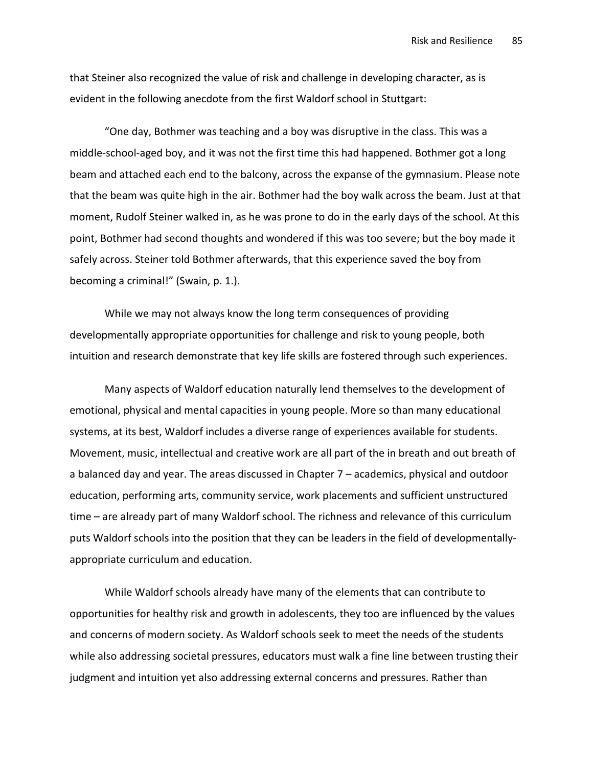that Steiner also recognized the value of risk and challenge in developing character, as is evident in the following anecdote from the first Waldorf school in Stuttgart:

"One day, Bothmer was teaching and a boy was disruptive in the class. This was a middle-school-aged boy, and it was not the first time this had happened. Bothmer got a long beam and attached each end to the balcony, across the expanse of the gymnasium. Please note that the beam was quite high in the air. Bothmer had the boy walk across the beam. Just at that moment, Rudolf Steiner walked in, as he was prone to do in the early days of the school. At this point, Bothmer had second thoughts and wondered if this was too severe; but the boy made it safely across. Steiner told Bothmer afterwards, that this experience saved the boy from becoming a criminal!" (Swain, p. 1.).

While we may not always know the long term consequences of providing developmentally appropriate opportunities for challenge and risk to young people, both intuition and research demonstrate that key life skills are fostered through such experiences.

Many aspects of Waldorf education naturally lend themselves to the development of emotional, physical and mental capacities in young people. More so than many educational systems, at its best, Waldorf includes a diverse range of experiences available for students. Movement, music, intellectual and creative work are all part of the in breath and out breath of a balanced day and year. The areas discussed in Chapter 7 – academics, physical and outdoor education, performing arts, community service, work placements and sufficient unstructured time – are already part of many Waldorf school. The richness and relevance of this curriculum puts Waldorf schools into the position that they can be leaders in the field of developmentally-appropriate curriculum and education.

While Waldorf schools already have many of the elements that can contribute to opportunities for healthy risk and growth in adolescents, they too are influenced by the values and concerns of modern society. As Waldorf schools seek to meet the needs of the students while also addressing societal pressures, educators must walk a fine line between trusting their judgment and intuition yet also addressing external concerns and pressures. Rather than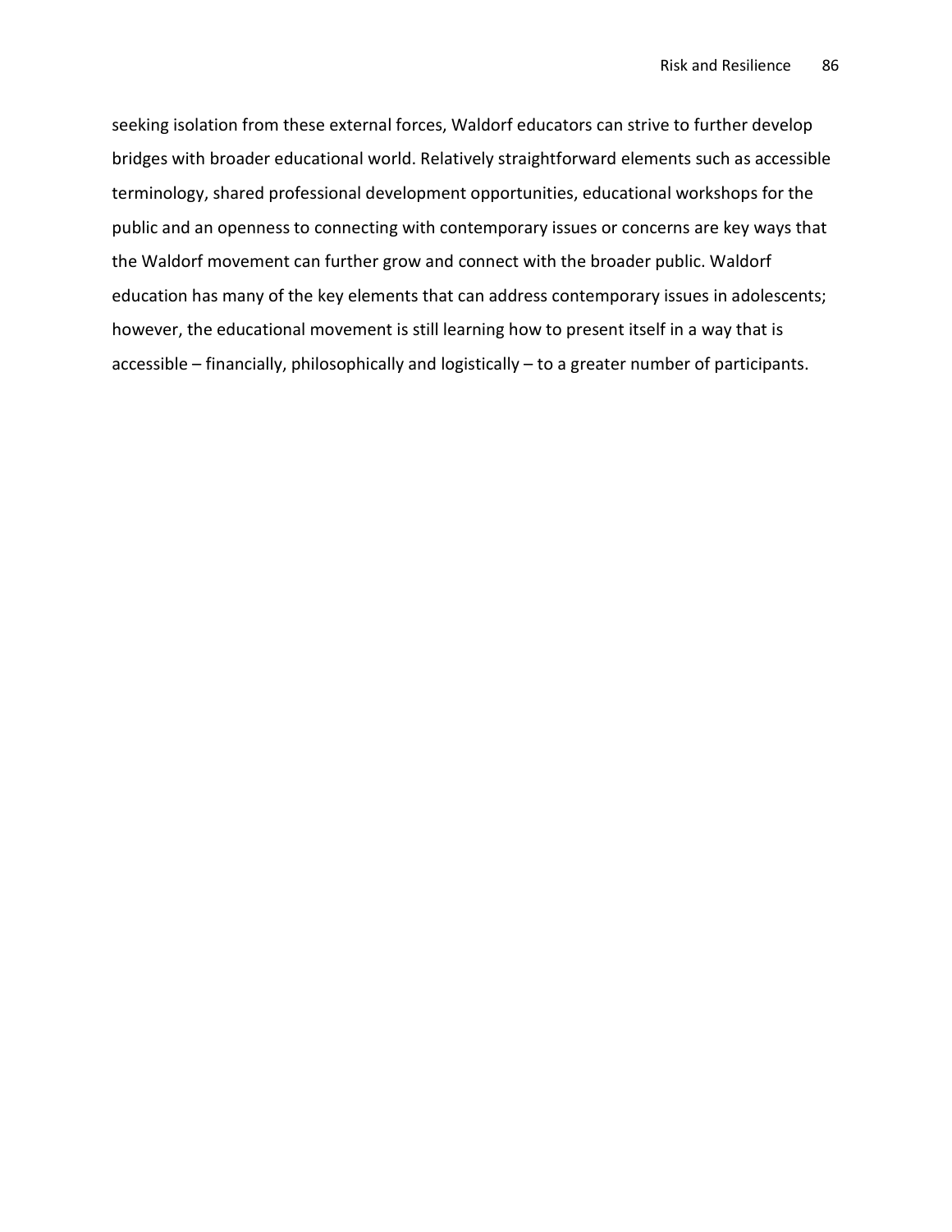seeking isolation from these external forces, Waldorf educators can strive to further develop bridges with broader educational world. Relatively straightforward elements such as accessible terminology, shared professional development opportunities, educational workshops for the public and an openness to connecting with contemporary issues or concerns are key ways that the Waldorf movement can further grow and connect with the broader public. Waldorf education has many of the key elements that can address contemporary issues in adolescents; however, the educational movement is still learning how to present itself in a way that is accessible – financially, philosophically and logistically – to a greater number of participants.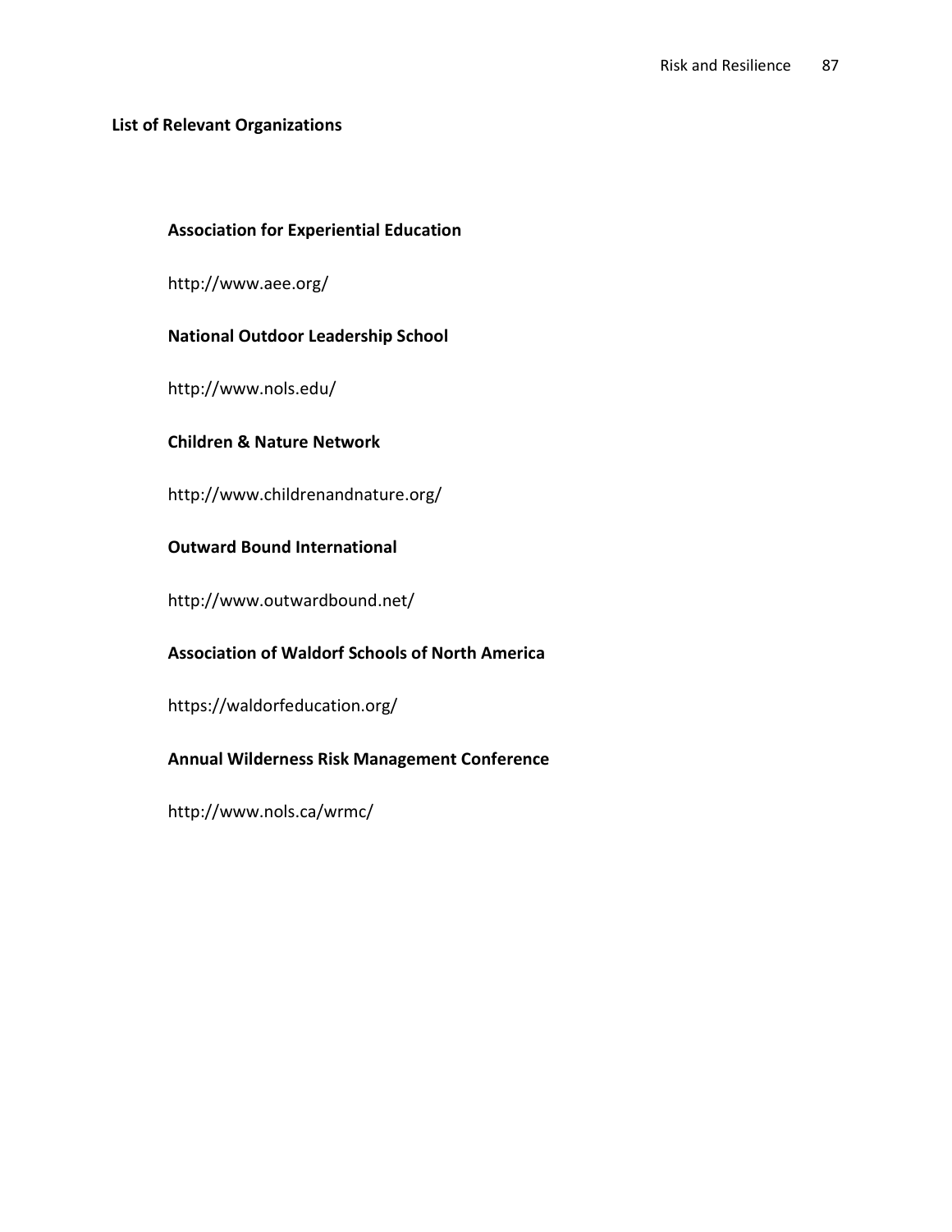## List of Relevant Organizations

**Association for Experiential Education**

http://www.aee.org/

**National Outdoor Leadership School**

http://www.nols.edu/

**Children & Nature Network**

http://www.childrenandnature.org/

**Outward Bound International**

http://www.outwardbound.net/

**Association of Waldorf Schools of North America**

https://waldorfeducation.org/

**Annual Wilderness Risk Management Conference**

http://www.nols.ca/wrmc/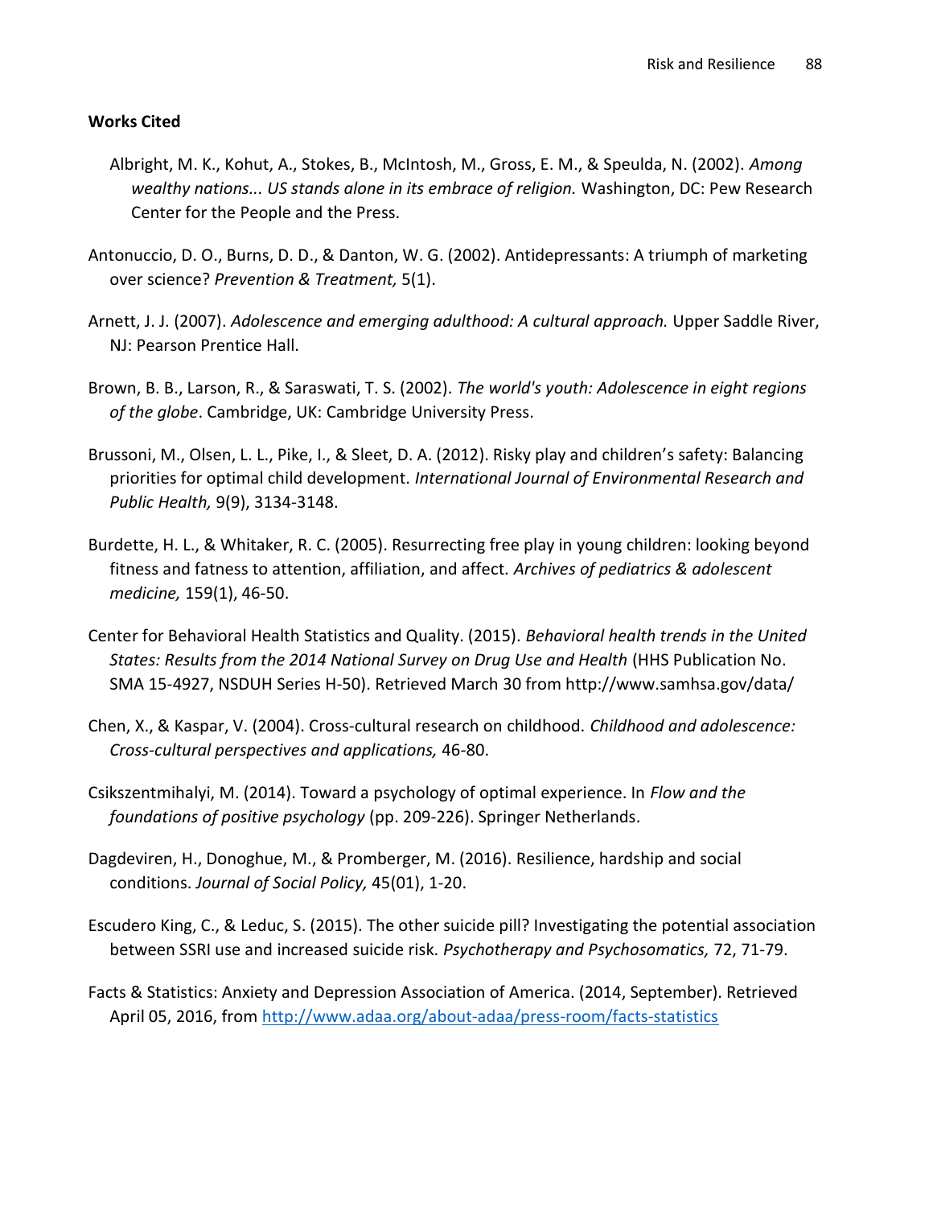**Works Cited**

Albright, M. K., Kohut, A., Stokes, B., McIntosh, M., Gross, E. M., & Speulda, N. (2002). *Among wealthy nations... US stands alone in its embrace of religion.* Washington, DC: Pew Research Center for the People and the Press.

Antonuccio, D. O., Burns, D. D., & Danton, W. G. (2002). Antidepressants: A triumph of marketing over science? *Prevention & Treatment,* 5(1).

Arnett, J. J. (2007). *Adolescence and emerging adulthood: A cultural approach.* Upper Saddle River, NJ: Pearson Prentice Hall.

Brown, B. B., Larson, R., & Saraswati, T. S. (2002). *The world's youth: Adolescence in eight regions of the globe*. Cambridge, UK: Cambridge University Press.

Brussoni, M., Olsen, L. L., Pike, I., & Sleet, D. A. (2012). Risky play and children's safety: Balancing priorities for optimal child development. *International Journal of Environmental Research and Public Health,* 9(9), 3134-3148.

Burdette, H. L., & Whitaker, R. C. (2005). Resurrecting free play in young children: looking beyond fitness and fatness to attention, affiliation, and affect. *Archives of pediatrics & adolescent medicine,* 159(1), 46-50.

Center for Behavioral Health Statistics and Quality. (2015). *Behavioral health trends in the United States: Results from the 2014 National Survey on Drug Use and Health* (HHS Publication No. SMA 15-4927, NSDUH Series H-50). Retrieved March 30 from http://www.samhsa.gov/data/

Chen, X., & Kaspar, V. (2004). Cross-cultural research on childhood. *Childhood and adolescence: Cross-cultural perspectives and applications,* 46-80.

Csikszentmihalyi, M. (2014). Toward a psychology of optimal experience. In *Flow and the foundations of positive psychology* (pp. 209-226). Springer Netherlands.

Dagdeviren, H., Donoghue, M., & Promberger, M. (2016). Resilience, hardship and social conditions. *Journal of Social Policy,* 45(01), 1-20.

Escudero King, C., & Leduc, S. (2015). The other suicide pill? Investigating the potential association between SSRI use and increased suicide risk. *Psychotherapy and Psychosomatics,* 72, 71-79.

Facts & Statistics: Anxiety and Depression Association of America. (2014, September). Retrieved April 05, 2016, from http://www.adaa.org/about-adaa/press-room/facts-statistics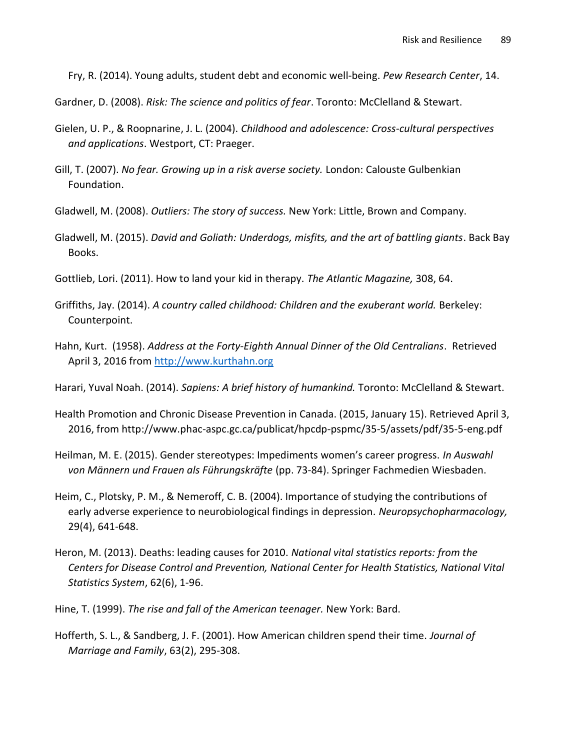Fry, R. (2014). Young adults, student debt and economic well-being. *Pew Research Center*, 14.

Gardner, D. (2008). *Risk: The science and politics of fear*. Toronto: McClelland & Stewart.

Gielen, U. P., & Roopnarine, J. L. (2004). *Childhood and adolescence: Cross-cultural perspectives and applications*. Westport, CT: Praeger.

Gill, T. (2007). *No fear. Growing up in a risk averse society.* London: Calouste Gulbenkian Foundation.

Gladwell, M. (2008). *Outliers: The story of success.* New York: Little, Brown and Company.

Gladwell, M. (2015). *David and Goliath: Underdogs, misfits, and the art of battling giants*. Back Bay Books.

Gottlieb, Lori. (2011). How to land your kid in therapy. *The Atlantic Magazine,* 308, 64.

Griffiths, Jay. (2014). *A country called childhood: Children and the exuberant world.* Berkeley: Counterpoint.

Hahn, Kurt. (1958). *Address at the Forty-Eighth Annual Dinner of the Old Centralians*. Retrieved April 3, 2016 from [http://www.kurthahn.org](http://www.kurthahn.org)

Harari, Yuval Noah. (2014). *Sapiens: A brief history of humankind.* Toronto: McClelland & Stewart.

Health Promotion and Chronic Disease Prevention in Canada. (2015, January 15). Retrieved April 3, 2016, from http://www.phac-aspc.gc.ca/publicat/hpcdp-pspmc/35-5/assets/pdf/35-5-eng.pdf

Heilman, M. E. (2015). Gender stereotypes: Impediments women's career progress. *In Auswahl von Männern und Frauen als Führungskräfte* (pp. 73-84). Springer Fachmedien Wiesbaden.

Heim, C., Plotsky, P. M., & Nemeroff, C. B. (2004). Importance of studying the contributions of early adverse experience to neurobiological findings in depression. *Neuropsychopharmacology,* 29(4), 641-648.

Heron, M. (2013). Deaths: leading causes for 2010. *National vital statistics reports: from the Centers for Disease Control and Prevention, National Center for Health Statistics, National Vital Statistics System*, 62(6), 1-96.

Hine, T. (1999). *The rise and fall of the American teenager.* New York: Bard.

Hofferth, S. L., & Sandberg, J. F. (2001). How American children spend their time. *Journal of Marriage and Family*, 63(2), 295-308.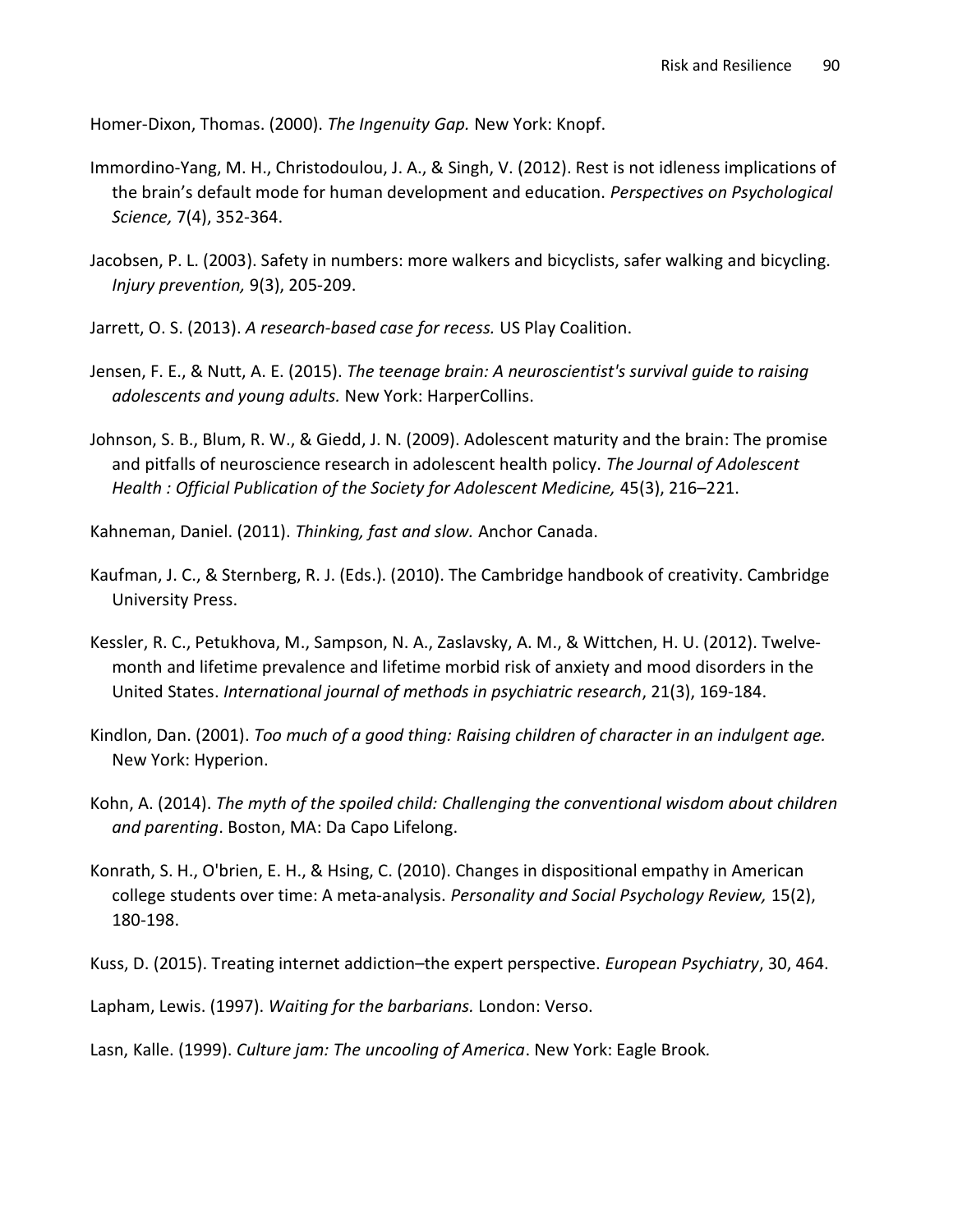Homer-Dixon, Thomas. (2000). *The Ingenuity Gap.* New York: Knopf.

Immordino-Yang, M. H., Christodoulou, J. A., & Singh, V. (2012). Rest is not idleness implications of the brain's default mode for human development and education. *Perspectives on Psychological Science,* 7(4), 352-364.

Jacobsen, P. L. (2003). Safety in numbers: more walkers and bicyclists, safer walking and bicycling. *Injury prevention,* 9(3), 205-209.

Jarrett, O. S. (2013). *A research-based case for recess.* US Play Coalition.

Jensen, F. E., & Nutt, A. E. (2015). *The teenage brain: A neuroscientist's survival guide to raising adolescents and young adults.* New York: HarperCollins.

Johnson, S. B., Blum, R. W., & Giedd, J. N. (2009). Adolescent maturity and the brain: The promise and pitfalls of neuroscience research in adolescent health policy. *The Journal of Adolescent Health : Official Publication of the Society for Adolescent Medicine,* 45(3), 216–221.

Kahneman, Daniel. (2011). *Thinking, fast and slow.* Anchor Canada.

Kaufman, J. C., & Sternberg, R. J. (Eds.). (2010). The Cambridge handbook of creativity. Cambridge University Press.

Kessler, R. C., Petukhova, M., Sampson, N. A., Zaslavsky, A. M., & Wittchen, H. U. (2012). Twelve-month and lifetime prevalence and lifetime morbid risk of anxiety and mood disorders in the United States. *International journal of methods in psychiatric research*, 21(3), 169-184.

Kindlon, Dan. (2001). *Too much of a good thing: Raising children of character in an indulgent age.* New York: Hyperion.

Kohn, A. (2014). *The myth of the spoiled child: Challenging the conventional wisdom about children and parenting*. Boston, MA: Da Capo Lifelong.

Konrath, S. H., O'brien, E. H., & Hsing, C. (2010). Changes in dispositional empathy in American college students over time: A meta-analysis. *Personality and Social Psychology Review,* 15(2), 180-198.

Kuss, D. (2015). Treating internet addiction–the expert perspective. *European Psychiatry*, 30, 464.

Lapham, Lewis. (1997). *Waiting for the barbarians.* London: Verso.

Lasn, Kalle. (1999). *Culture jam: The uncooling of America*. New York: Eagle Brook.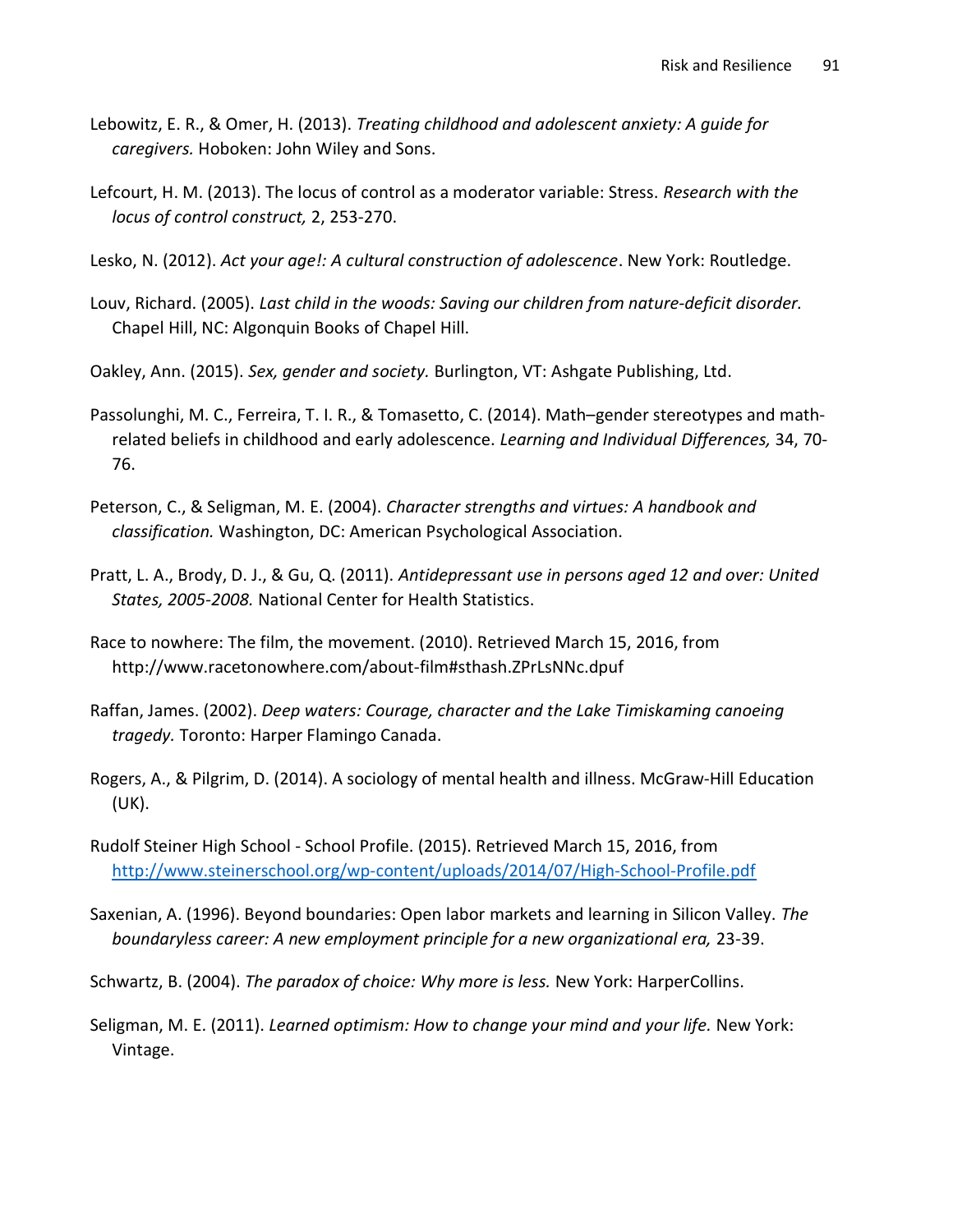Lebowitz, E. R., & Omer, H. (2013). *Treating childhood and adolescent anxiety: A guide for caregivers.* Hoboken: John Wiley and Sons.

Lefcourt, H. M. (2013). The locus of control as a moderator variable: Stress. *Research with the locus of control construct,* 2, 253-270.

Lesko, N. (2012). *Act your age!: A cultural construction of adolescence*. New York: Routledge.

Louv, Richard. (2005). *Last child in the woods: Saving our children from nature-deficit disorder.* Chapel Hill, NC: Algonquin Books of Chapel Hill.

Oakley, Ann. (2015). *Sex, gender and society.* Burlington, VT: Ashgate Publishing, Ltd.

Passolunghi, M. C., Ferreira, T. I. R., & Tomasetto, C. (2014). Math–gender stereotypes and math-related beliefs in childhood and early adolescence. *Learning and Individual Differences,* 34, 70-76.

Peterson, C., & Seligman, M. E. (2004). *Character strengths and virtues: A handbook and classification.* Washington, DC: American Psychological Association.

Pratt, L. A., Brody, D. J., & Gu, Q. (2011). *Antidepressant use in persons aged 12 and over: United States, 2005-2008.* National Center for Health Statistics.

Race to nowhere: The film, the movement. (2010). Retrieved March 15, 2016, from http://www.racetonowhere.com/about-film#sthash.ZPrLsNNc.dpuf

Raffan, James. (2002). *Deep waters: Courage, character and the Lake Timiskaming canoeing tragedy.* Toronto: Harper Flamingo Canada.

Rogers, A., & Pilgrim, D. (2014). A sociology of mental health and illness. McGraw-Hill Education (UK).

Rudolf Steiner High School - School Profile. (2015). Retrieved March 15, 2016, from http://www.steinerschool.org/wp-content/uploads/2014/07/High-School-Profile.pdf

Saxenian, A. (1996). Beyond boundaries: Open labor markets and learning in Silicon Valley. *The boundaryless career: A new employment principle for a new organizational era,* 23-39.

Schwartz, B. (2004). *The paradox of choice: Why more is less.* New York: HarperCollins.

Seligman, M. E. (2011). *Learned optimism: How to change your mind and your life.* New York: Vintage.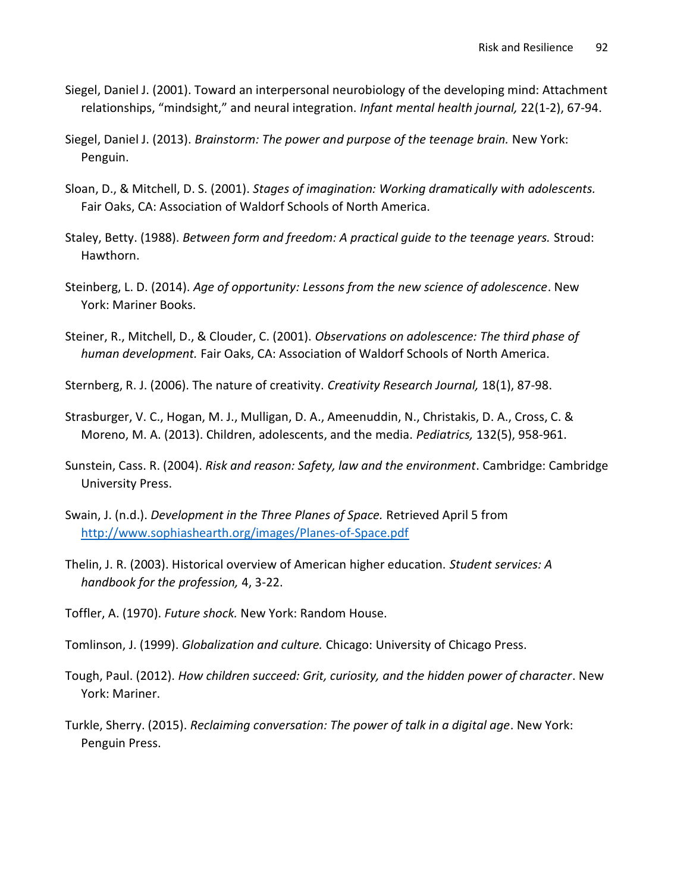Siegel, Daniel J. (2001). Toward an interpersonal neurobiology of the developing mind: Attachment relationships, "mindsight," and neural integration. *Infant mental health journal,* 22(1-2), 67-94.

Siegel, Daniel J. (2013). *Brainstorm: The power and purpose of the teenage brain.* New York: Penguin.

Sloan, D., & Mitchell, D. S. (2001). *Stages of imagination: Working dramatically with adolescents.* Fair Oaks, CA: Association of Waldorf Schools of North America.

Staley, Betty. (1988). *Between form and freedom: A practical guide to the teenage years.* Stroud: Hawthorn.

Steinberg, L. D. (2014). *Age of opportunity: Lessons from the new science of adolescence*. New York: Mariner Books.

Steiner, R., Mitchell, D., & Clouder, C. (2001). *Observations on adolescence: The third phase of human development.* Fair Oaks, CA: Association of Waldorf Schools of North America.

Sternberg, R. J. (2006). The nature of creativity. *Creativity Research Journal,* 18(1), 87-98.

Strasburger, V. C., Hogan, M. J., Mulligan, D. A., Ameenuddin, N., Christakis, D. A., Cross, C. & Moreno, M. A. (2013). Children, adolescents, and the media. *Pediatrics,* 132(5), 958-961.

Sunstein, Cass. R. (2004). *Risk and reason: Safety, law and the environment*. Cambridge: Cambridge University Press.

Swain, J. (n.d.). *Development in the Three Planes of Space.* Retrieved April 5 from http://www.sophiashearth.org/images/Planes-of-Space.pdf

Thelin, J. R. (2003). Historical overview of American higher education. *Student services: A handbook for the profession,* 4, 3-22.

Toffler, A. (1970). *Future shock.* New York: Random House.

Tomlinson, J. (1999). *Globalization and culture.* Chicago: University of Chicago Press.

Tough, Paul. (2012). *How children succeed: Grit, curiosity, and the hidden power of character*. New York: Mariner.

Turkle, Sherry. (2015). *Reclaiming conversation: The power of talk in a digital age*. New York: Penguin Press.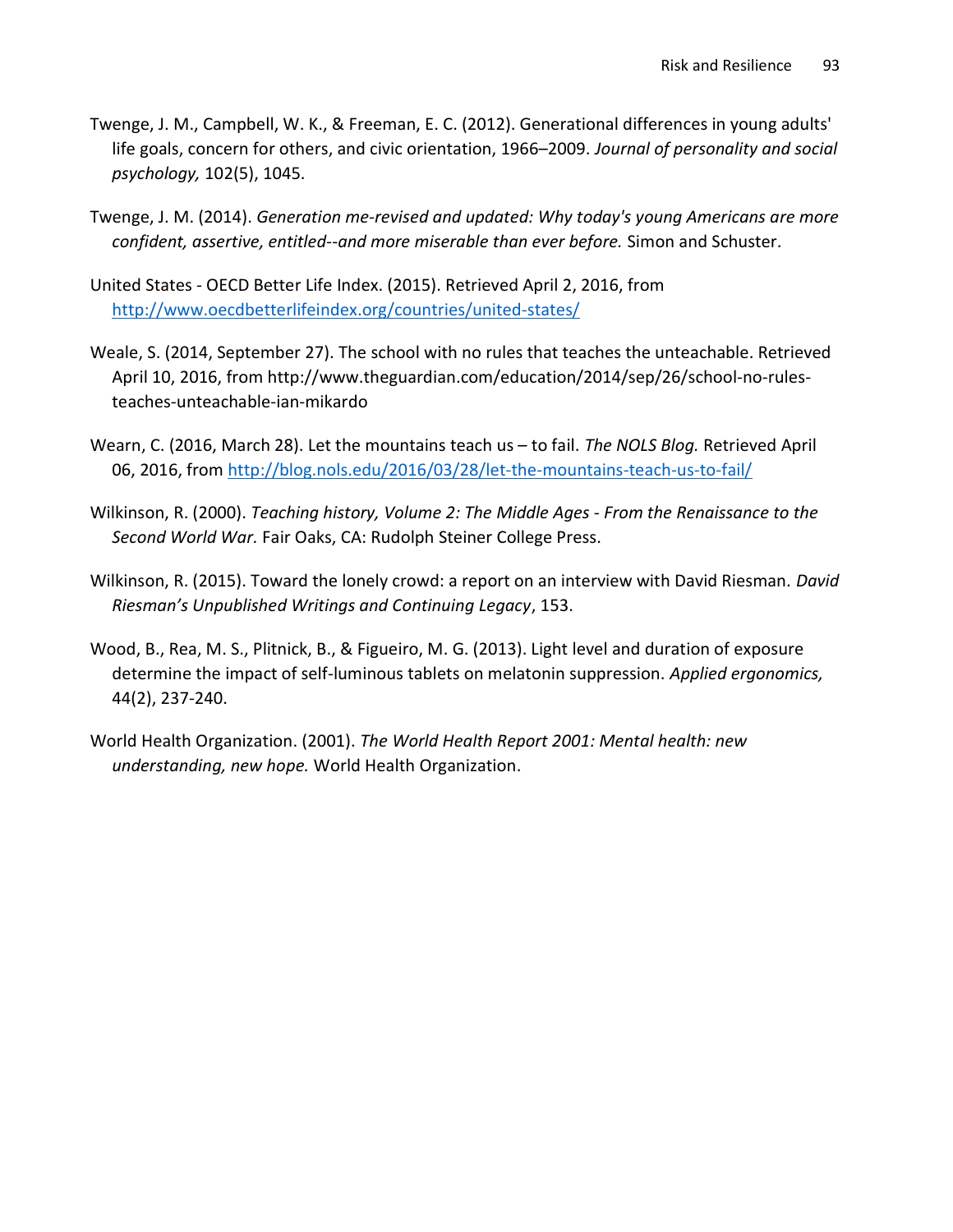Twenge, J. M., Campbell, W. K., & Freeman, E. C. (2012). Generational differences in young adults' life goals, concern for others, and civic orientation, 1966–2009. *Journal of personality and social psychology,* 102(5), 1045.

Twenge, J. M. (2014). *Generation me-revised and updated: Why today's young Americans are more confident, assertive, entitled--and more miserable than ever before.* Simon and Schuster.

United States - OECD Better Life Index. (2015). Retrieved April 2, 2016, from http://www.oecdbetterlifeindex.org/countries/united-states/

Weale, S. (2014, September 27). The school with no rules that teaches the unteachable. Retrieved April 10, 2016, from http://www.theguardian.com/education/2014/sep/26/school-no-rules-teaches-unteachable-ian-mikardo

Wearn, C. (2016, March 28). Let the mountains teach us – to fail. *The NOLS Blog.* Retrieved April 06, 2016, from http://blog.nols.edu/2016/03/28/let-the-mountains-teach-us-to-fail/

Wilkinson, R. (2000). *Teaching history, Volume 2: The Middle Ages - From the Renaissance to the Second World War.* Fair Oaks, CA: Rudolph Steiner College Press.

Wilkinson, R. (2015). Toward the lonely crowd: a report on an interview with David Riesman. *David Riesman's Unpublished Writings and Continuing Legacy*, 153.

Wood, B., Rea, M. S., Plitnick, B., & Figueiro, M. G. (2013). Light level and duration of exposure determine the impact of self-luminous tablets on melatonin suppression. *Applied ergonomics,* 44(2), 237-240.

World Health Organization. (2001). *The World Health Report 2001: Mental health: new understanding, new hope.* World Health Organization.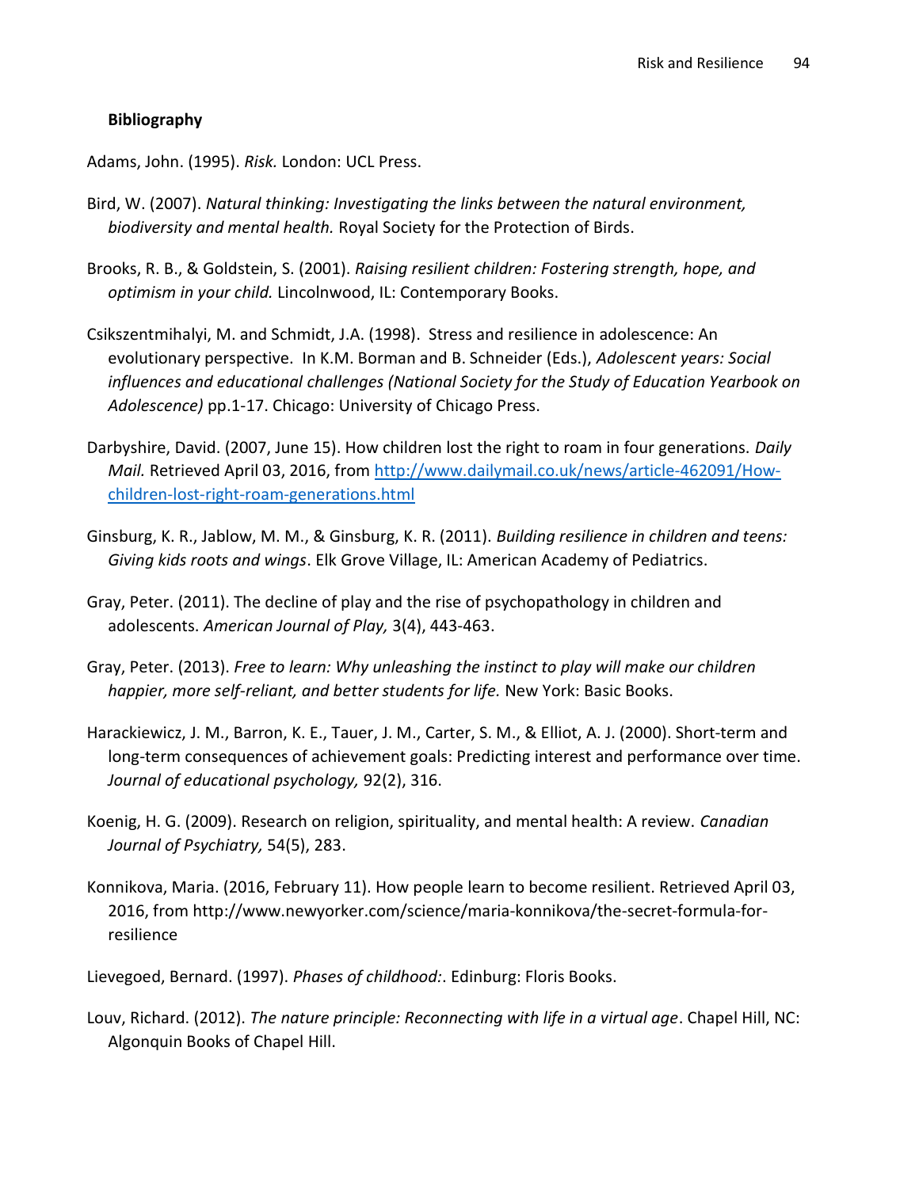**Bibliography**

Adams, John. (1995). *Risk.* London: UCL Press.

Bird, W. (2007). *Natural thinking: Investigating the links between the natural environment, biodiversity and mental health.* Royal Society for the Protection of Birds.

Brooks, R. B., & Goldstein, S. (2001). *Raising resilient children: Fostering strength, hope, and optimism in your child.* Lincolnwood, IL: Contemporary Books.

Csikszentmihalyi, M. and Schmidt, J.A. (1998). Stress and resilience in adolescence: An evolutionary perspective. In K.M. Borman and B. Schneider (Eds.), *Adolescent years: Social influences and educational challenges (National Society for the Study of Education Yearbook on Adolescence)* pp.1-17. Chicago: University of Chicago Press.

Darbyshire, David. (2007, June 15). How children lost the right to roam in four generations. *Daily Mail.* Retrieved April 03, 2016, from http://www.dailymail.co.uk/news/article-462091/How-children-lost-right-roam-generations.html

Ginsburg, K. R., Jablow, M. M., & Ginsburg, K. R. (2011). *Building resilience in children and teens: Giving kids roots and wings*. Elk Grove Village, IL: American Academy of Pediatrics.

Gray, Peter. (2011). The decline of play and the rise of psychopathology in children and adolescents. *American Journal of Play,* 3(4), 443-463.

Gray, Peter. (2013). *Free to learn: Why unleashing the instinct to play will make our children happier, more self-reliant, and better students for life.* New York: Basic Books.

Harackiewicz, J. M., Barron, K. E., Tauer, J. M., Carter, S. M., & Elliot, A. J. (2000). Short-term and long-term consequences of achievement goals: Predicting interest and performance over time. *Journal of educational psychology,* 92(2), 316.

Koenig, H. G. (2009). Research on religion, spirituality, and mental health: A review. *Canadian Journal of Psychiatry,* 54(5), 283.

Konnikova, Maria. (2016, February 11). How people learn to become resilient. Retrieved April 03, 2016, from http://www.newyorker.com/science/maria-konnikova/the-secret-formula-for-resilience

Lievegoed, Bernard. (1997). *Phases of childhood:*. Edinburg: Floris Books.

Louv, Richard. (2012). *The nature principle: Reconnecting with life in a virtual age*. Chapel Hill, NC: Algonquin Books of Chapel Hill.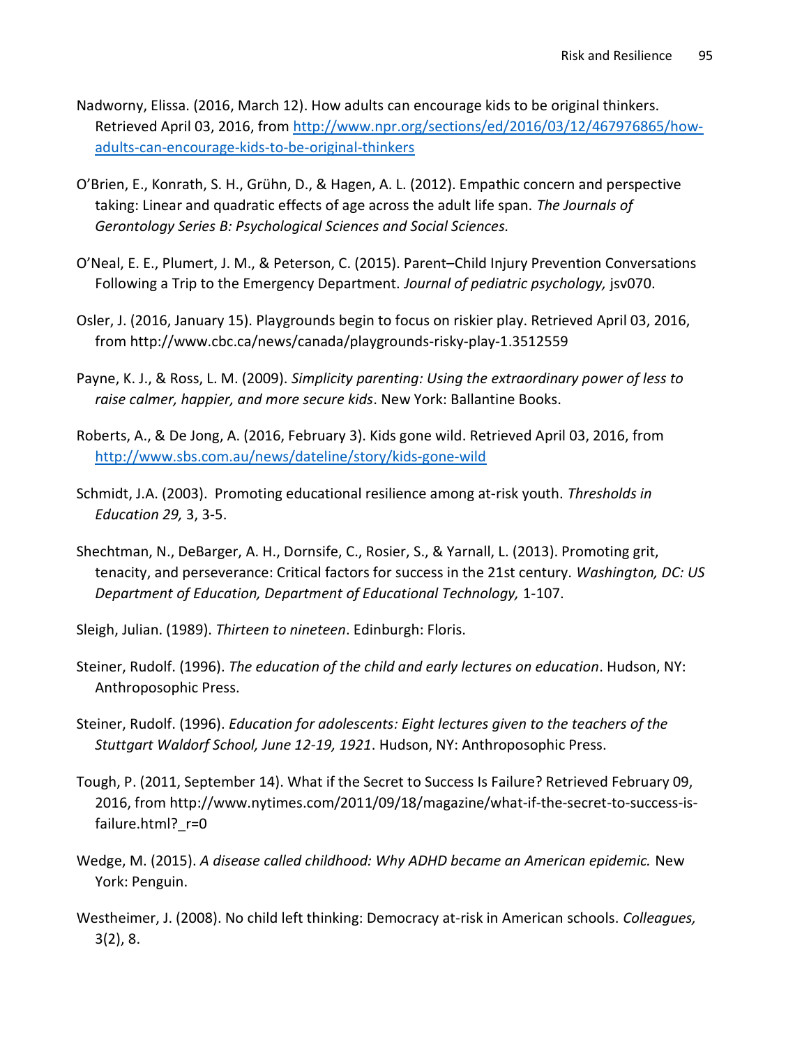Nadworny, Elissa. (2016, March 12). How adults can encourage kids to be original thinkers. Retrieved April 03, 2016, from [http://www.npr.org/sections/ed/2016/03/12/467976865/how-adults-can-encourage-kids-to-be-original-thinkers](http://www.npr.org/sections/ed/2016/03/12/467976865/how-adults-can-encourage-kids-to-be-original-thinkers)

O'Brien, E., Konrath, S. H., Grühn, D., & Hagen, A. L. (2012). Empathic concern and perspective taking: Linear and quadratic effects of age across the adult life span. *The Journals of Gerontology Series B: Psychological Sciences and Social Sciences.*

O'Neal, E. E., Plumert, J. M., & Peterson, C. (2015). Parent–Child Injury Prevention Conversations Following a Trip to the Emergency Department. *Journal of pediatric psychology,* jsv070.

Osler, J. (2016, January 15). Playgrounds begin to focus on riskier play. Retrieved April 03, 2016, from http://www.cbc.ca/news/canada/playgrounds-risky-play-1.3512559

Payne, K. J., & Ross, L. M. (2009). *Simplicity parenting: Using the extraordinary power of less to raise calmer, happier, and more secure kids*. New York: Ballantine Books.

Roberts, A., & De Jong, A. (2016, February 3). Kids gone wild. Retrieved April 03, 2016, from [http://www.sbs.com.au/news/dateline/story/kids-gone-wild](http://www.sbs.com.au/news/dateline/story/kids-gone-wild)

Schmidt, J.A. (2003). Promoting educational resilience among at-risk youth. *Thresholds in Education 29,* 3, 3-5.

Shechtman, N., DeBarger, A. H., Dornsife, C., Rosier, S., & Yarnall, L. (2013). Promoting grit, tenacity, and perseverance: Critical factors for success in the 21st century. *Washington, DC: US Department of Education, Department of Educational Technology,* 1-107.

Sleigh, Julian. (1989). *Thirteen to nineteen*. Edinburgh: Floris.

Steiner, Rudolf. (1996). *The education of the child and early lectures on education*. Hudson, NY: Anthroposophic Press.

Steiner, Rudolf. (1996). *Education for adolescents: Eight lectures given to the teachers of the Stuttgart Waldorf School, June 12-19, 1921*. Hudson, NY: Anthroposophic Press.

Tough, P. (2011, September 14). What if the Secret to Success Is Failure? Retrieved February 09, 2016, from http://www.nytimes.com/2011/09/18/magazine/what-if-the-secret-to-success-is-failure.html?_r=0

Wedge, M. (2015). *A disease called childhood: Why ADHD became an American epidemic.* New York: Penguin.

Westheimer, J. (2008). No child left thinking: Democracy at-risk in American schools. *Colleagues,* 3(2), 8.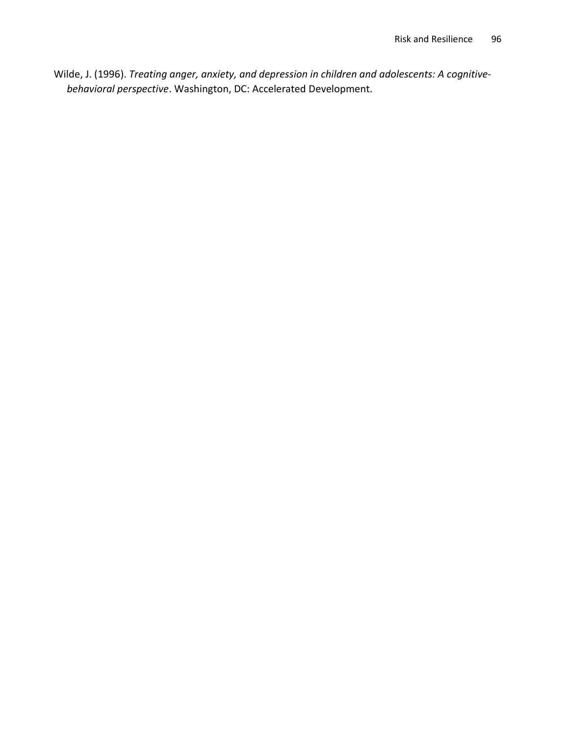Wilde, J. (1996). *Treating anger, anxiety, and depression in children and adolescents: A cognitive-behavioral perspective*. Washington, DC: Accelerated Development.